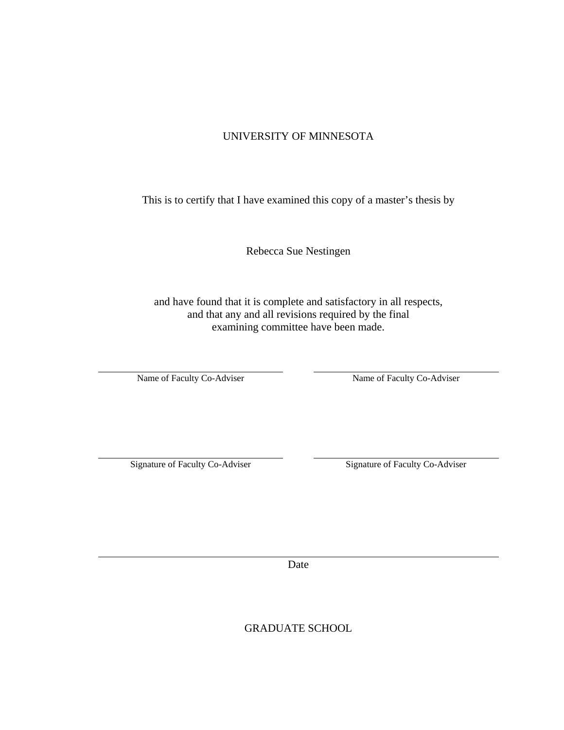UNIVERSITY OF MINNESOTA

This is to certify that I have examined this copy of a master's thesis by

Rebecca Sue Nestingen

and have found that it is complete and satisfactory in all respects,
and that any and all revisions required by the final
examining committee have been made.

| ______________________________ | ______________________________ |
|---|---|
| Name of Faculty Co-Adviser | Name of Faculty Co-Adviser |
| ______________________________ | ______________________________ |
| Signature of Faculty Co-Adviser | Signature of Faculty Co-Adviser |

______________________________

Date

GRADUATE SCHOOL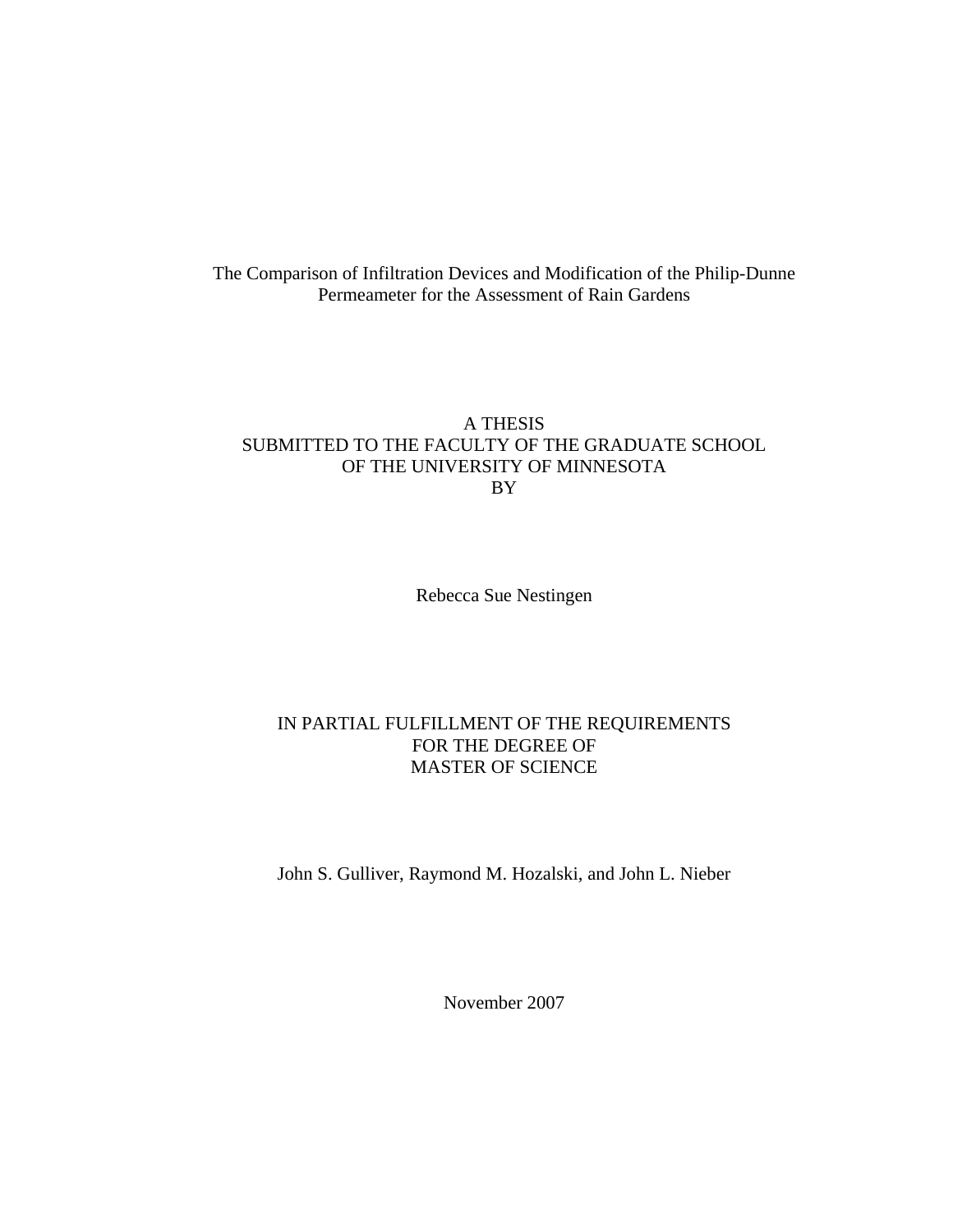The Comparison of Infiltration Devices and Modification of the Philip-Dunne Permeameter for the Assessment of Rain Gardens

A THESIS
SUBMITTED TO THE FACULTY OF THE GRADUATE SCHOOL
OF THE UNIVERSITY OF MINNESOTA
BY

Rebecca Sue Nestingen

IN PARTIAL FULFILLMENT OF THE REQUIREMENTS
FOR THE DEGREE OF
MASTER OF SCIENCE

John S. Gulliver, Raymond M. Hozalski, and John L. Nieber

November 2007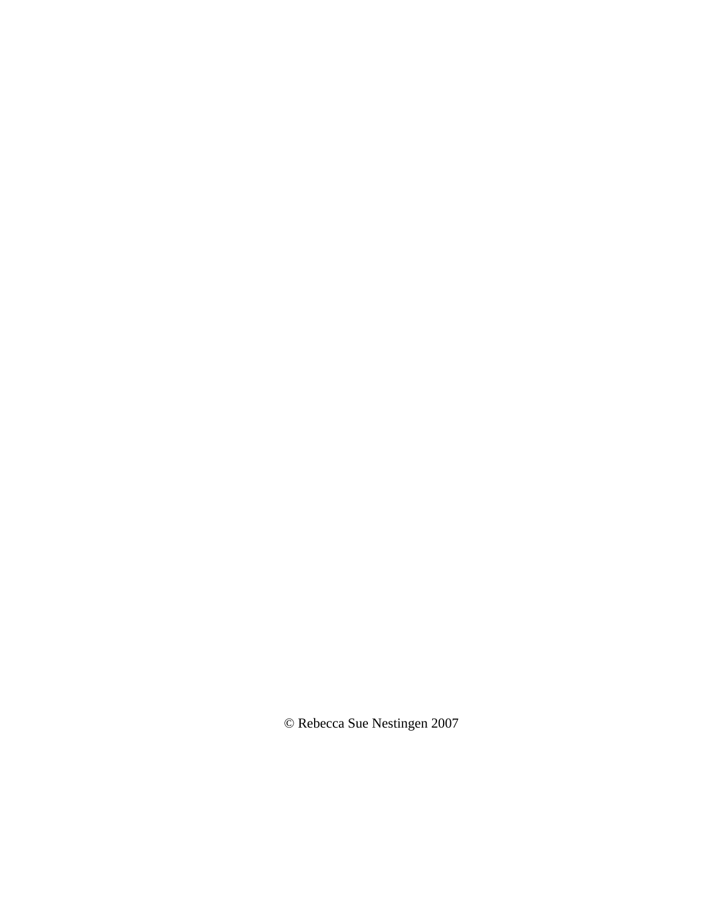© Rebecca Sue Nestingen 2007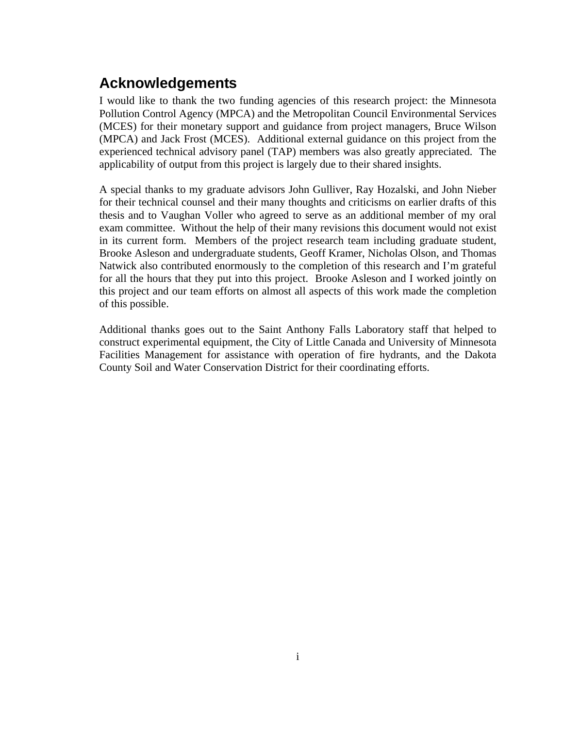## Acknowledgements

I would like to thank the two funding agencies of this research project: the Minnesota Pollution Control Agency (MPCA) and the Metropolitan Council Environmental Services (MCES) for their monetary support and guidance from project managers, Bruce Wilson (MPCA) and Jack Frost (MCES). Additional external guidance on this project from the experienced technical advisory panel (TAP) members was also greatly appreciated. The applicability of output from this project is largely due to their shared insights.

A special thanks to my graduate advisors John Gulliver, Ray Hozalski, and John Nieber for their technical counsel and their many thoughts and criticisms on earlier drafts of this thesis and to Vaughan Voller who agreed to serve as an additional member of my oral exam committee. Without the help of their many revisions this document would not exist in its current form. Members of the project research team including graduate student, Brooke Asleson and undergraduate students, Geoff Kramer, Nicholas Olson, and Thomas Natwick also contributed enormously to the completion of this research and I'm grateful for all the hours that they put into this project. Brooke Asleson and I worked jointly on this project and our team efforts on almost all aspects of this work made the completion of this possible.

Additional thanks goes out to the Saint Anthony Falls Laboratory staff that helped to construct experimental equipment, the City of Little Canada and University of Minnesota Facilities Management for assistance with operation of fire hydrants, and the Dakota County Soil and Water Conservation District for their coordinating efforts.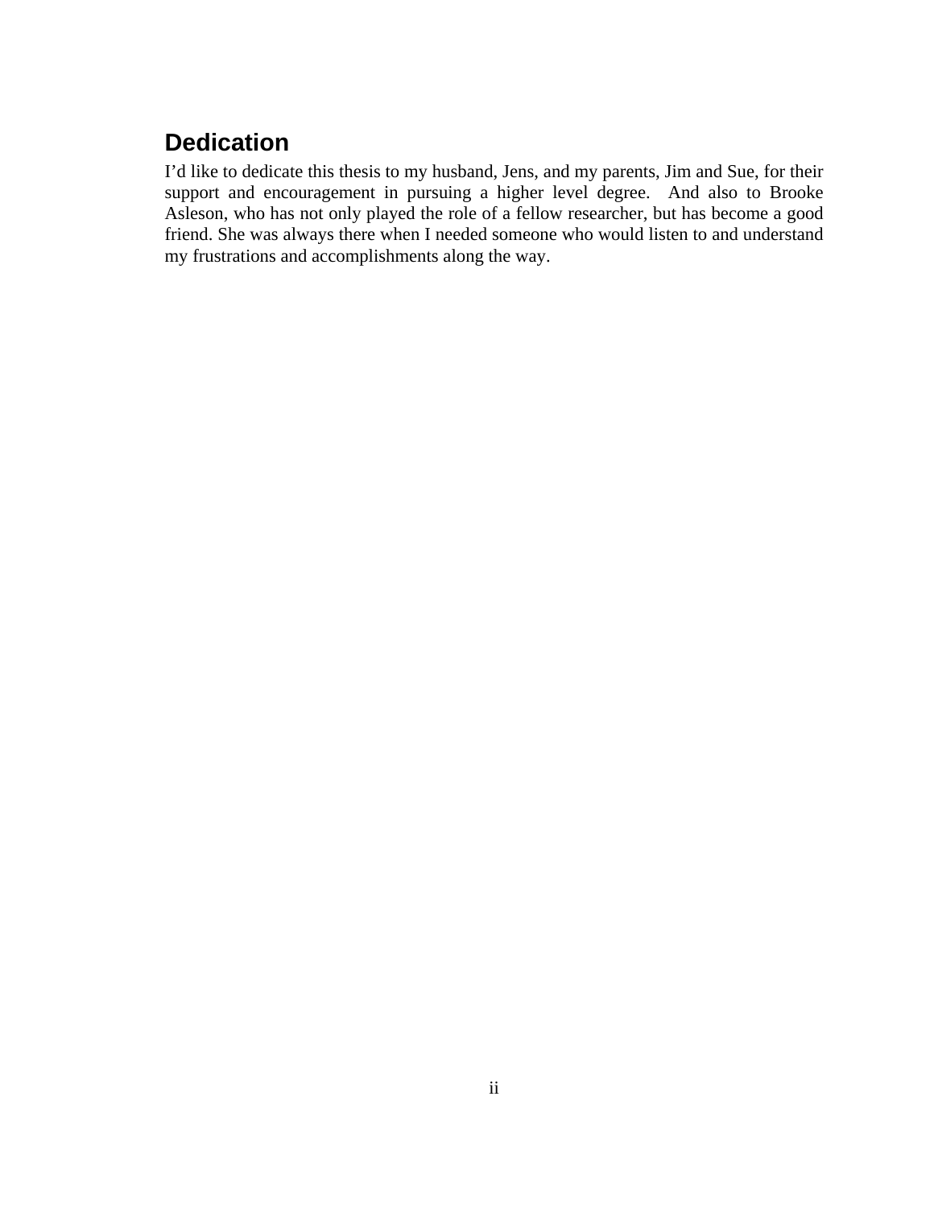## Dedication

I'd like to dedicate this thesis to my husband, Jens, and my parents, Jim and Sue, for their support and encouragement in pursuing a higher level degree. And also to Brooke Asleson, who has not only played the role of a fellow researcher, but has become a good friend. She was always there when I needed someone who would listen to and understand my frustrations and accomplishments along the way.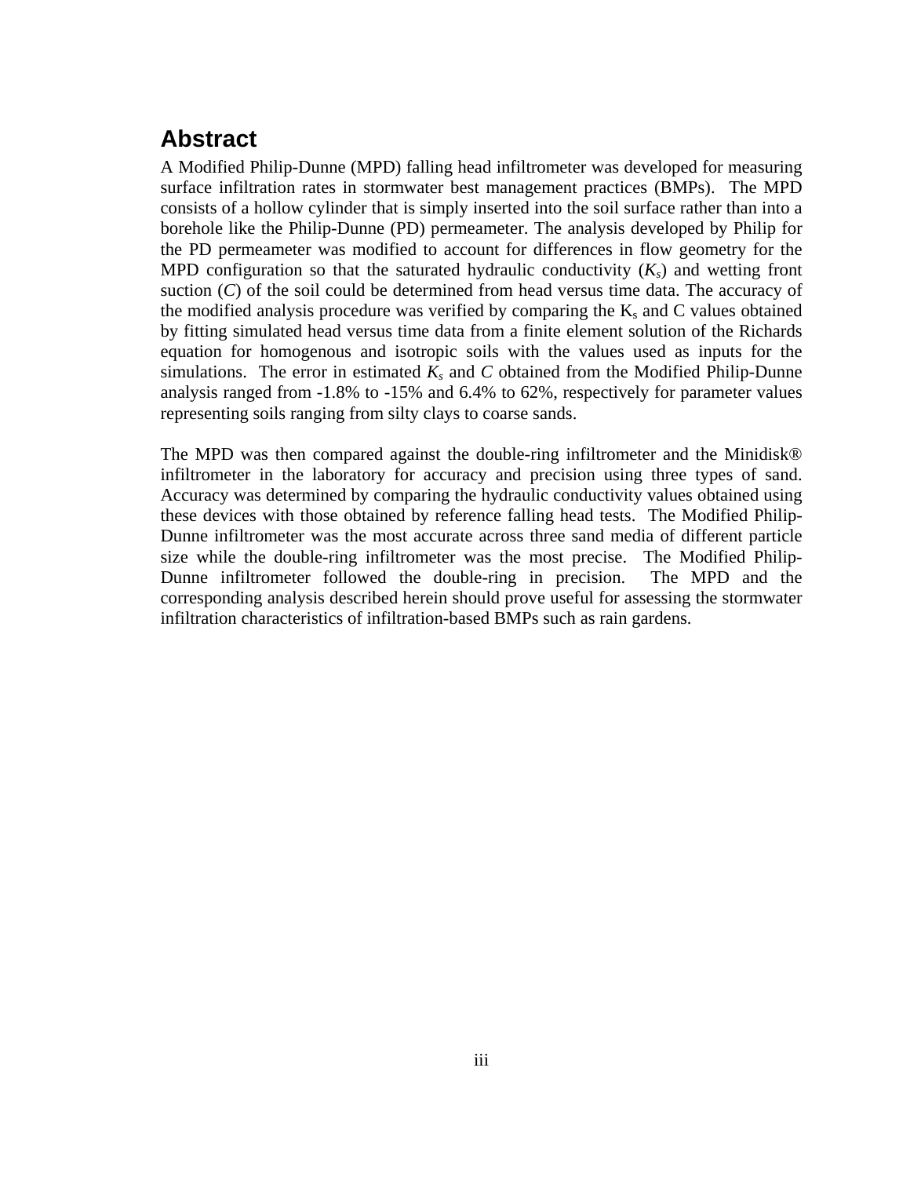## Abstract

A Modified Philip-Dunne (MPD) falling head infiltrometer was developed for measuring surface infiltration rates in stormwater best management practices (BMPs). The MPD consists of a hollow cylinder that is simply inserted into the soil surface rather than into a borehole like the Philip-Dunne (PD) permeameter. The analysis developed by Philip for the PD permeameter was modified to account for differences in flow geometry for the MPD configuration so that the saturated hydraulic conductivity ($K_s$) and wetting front suction ($C$) of the soil could be determined from head versus time data. The accuracy of the modified analysis procedure was verified by comparing the $K_s$ and C values obtained by fitting simulated head versus time data from a finite element solution of the Richards equation for homogenous and isotropic soils with the values used as inputs for the simulations. The error in estimated $K_s$ and $C$ obtained from the Modified Philip-Dunne analysis ranged from -1.8% to -15% and 6.4% to 62%, respectively for parameter values representing soils ranging from silty clays to coarse sands.

The MPD was then compared against the double-ring infiltrometer and the Minidisk® infiltrometer in the laboratory for accuracy and precision using three types of sand. Accuracy was determined by comparing the hydraulic conductivity values obtained using these devices with those obtained by reference falling head tests. The Modified Philip-Dunne infiltrometer was the most accurate across three sand media of different particle size while the double-ring infiltrometer was the most precise. The Modified Philip-Dunne infiltrometer followed the double-ring in precision. The MPD and the corresponding analysis described herein should prove useful for assessing the stormwater infiltration characteristics of infiltration-based BMPs such as rain gardens.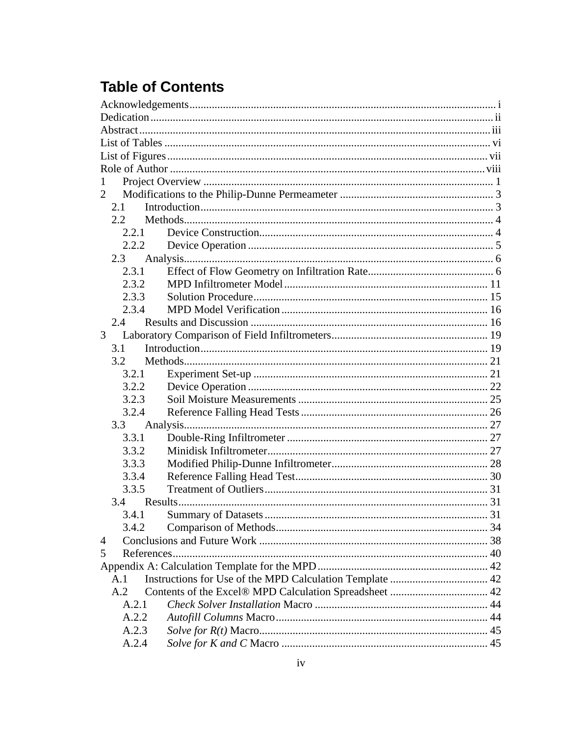# Table of Contents

Acknowledgements ........ i
Dedication ........ ii
Abstract ........ iii
List of Tables ........ vi
List of Figures ........ vii
Role of Author ........ viii
1 Project Overview ........ 1
2 Modifications to the Philip-Dunne Permeameter ........ 3
  2.1 Introduction ........ 3
  2.2 Methods ........ 4
    2.2.1 Device Construction ........ 4
    2.2.2 Device Operation ........ 5
  2.3 Analysis ........ 6
    2.3.1 Effect of Flow Geometry on Infiltration Rate ........ 6
    2.3.2 MPD Infiltrometer Model ........ 11
    2.3.3 Solution Procedure ........ 15
    2.3.4 MPD Model Verification ........ 16
  2.4 Results and Discussion ........ 16
3 Laboratory Comparison of Field Infiltrometers ........ 19
  3.1 Introduction ........ 19
  3.2 Methods ........ 21
    3.2.1 Experiment Set-up ........ 21
    3.2.2 Device Operation ........ 22
    3.2.3 Soil Moisture Measurements ........ 25
    3.2.4 Reference Falling Head Tests ........ 26
  3.3 Analysis ........ 27
    3.3.1 Double-Ring Infiltrometer ........ 27
    3.3.2 Minidisk Infiltrometer ........ 27
    3.3.3 Modified Philip-Dunne Infiltrometer ........ 28
    3.3.4 Reference Falling Head Test ........ 30
    3.3.5 Treatment of Outliers ........ 31
  3.4 Results ........ 31
    3.4.1 Summary of Datasets ........ 31
    3.4.2 Comparison of Methods ........ 34
4 Conclusions and Future Work ........ 38
5 References ........ 40
Appendix A: Calculation Template for the MPD ........ 42
  A.1 Instructions for Use of the MPD Calculation Template ........ 42
  A.2 Contents of the Excel® MPD Calculation Spreadsheet ........ 42
    A.2.1 *Check Solver Installation* Macro ........ 44
    A.2.2 *Autofill Columns* Macro ........ 44
    A.2.3 *Solve for R(t)* Macro ........ 45
    A.2.4 *Solve for K and C* Macro ........ 45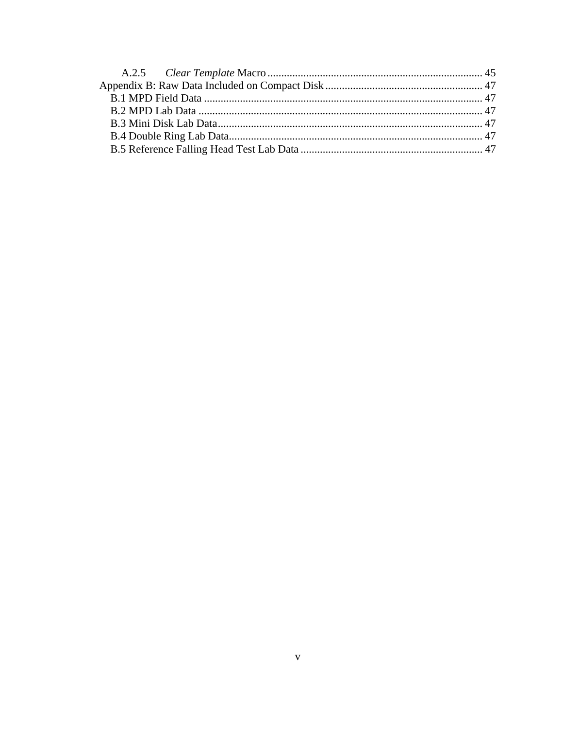A.2.5 *Clear Template* Macro ............................................................................. 45

Appendix B: Raw Data Included on Compact Disk ......................................................... 47

B.1 MPD Field Data .................................................................................................... 47

B.2 MPD Lab Data ...................................................................................................... 47

B.3 Mini Disk Lab Data............................................................................................... 47

B.4 Double Ring Lab Data........................................................................................... 47

B.5 Reference Falling Head Test Lab Data .................................................................. 47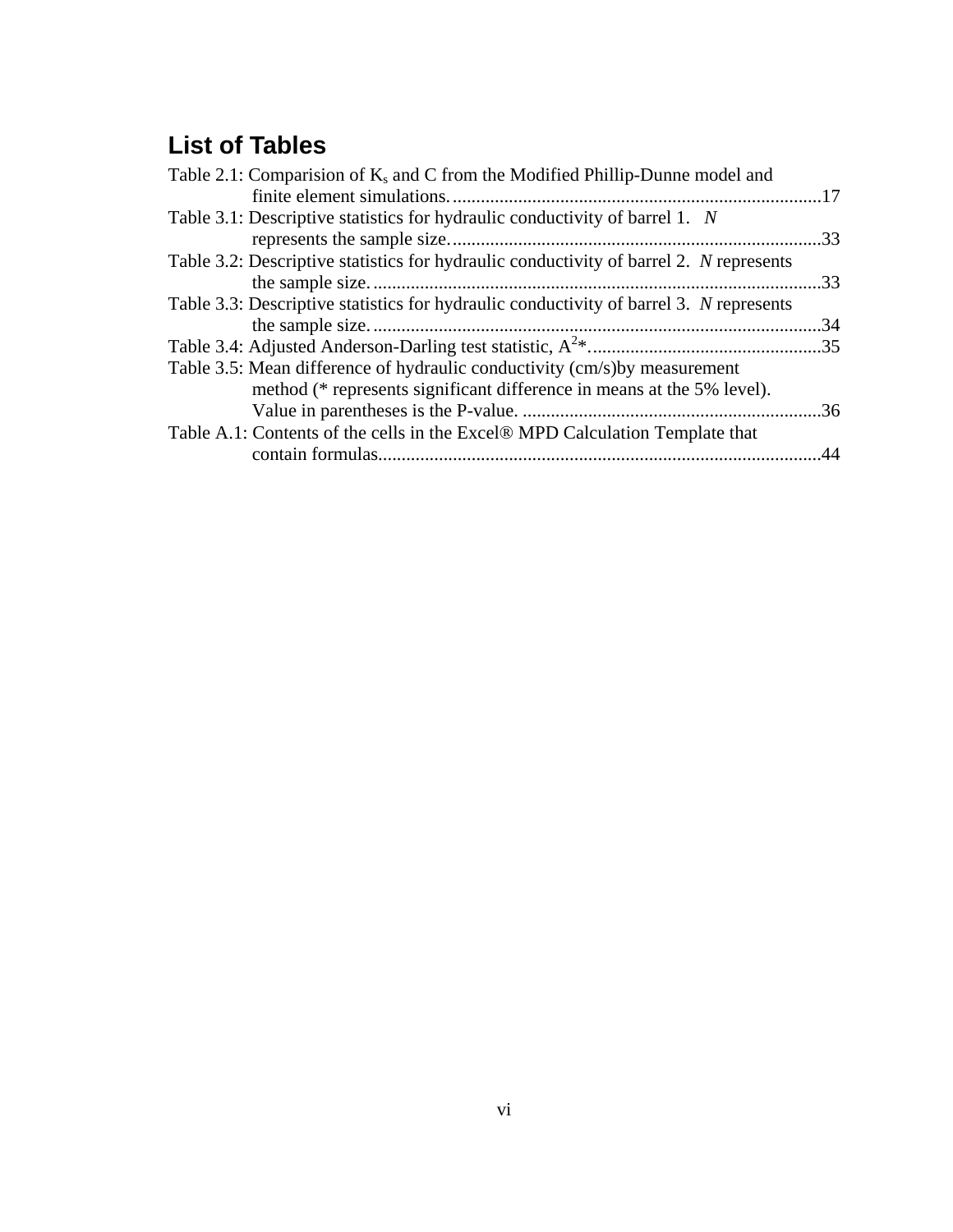## List of Tables

Table 2.1: Comparision of $K_s$ and C from the Modified Phillip-Dunne model and finite element simulations. ..............................................................................17

Table 3.1: Descriptive statistics for hydraulic conductivity of barrel 1. *N* represents the sample size. ..............................................................................33

Table 3.2: Descriptive statistics for hydraulic conductivity of barrel 2. *N* represents the sample size. ..............................................................................33

Table 3.3: Descriptive statistics for hydraulic conductivity of barrel 3. *N* represents the sample size. ..............................................................................34

Table 3.4: Adjusted Anderson-Darling test statistic, $A^{2*}$. ..............................................35

Table 3.5: Mean difference of hydraulic conductivity (cm/s)by measurement method (* represents significant difference in means at the 5% level). Value in parentheses is the P-value. ...............................................................36

Table A.1: Contents of the cells in the Excel® MPD Calculation Template that contain formulas..............................................................................................44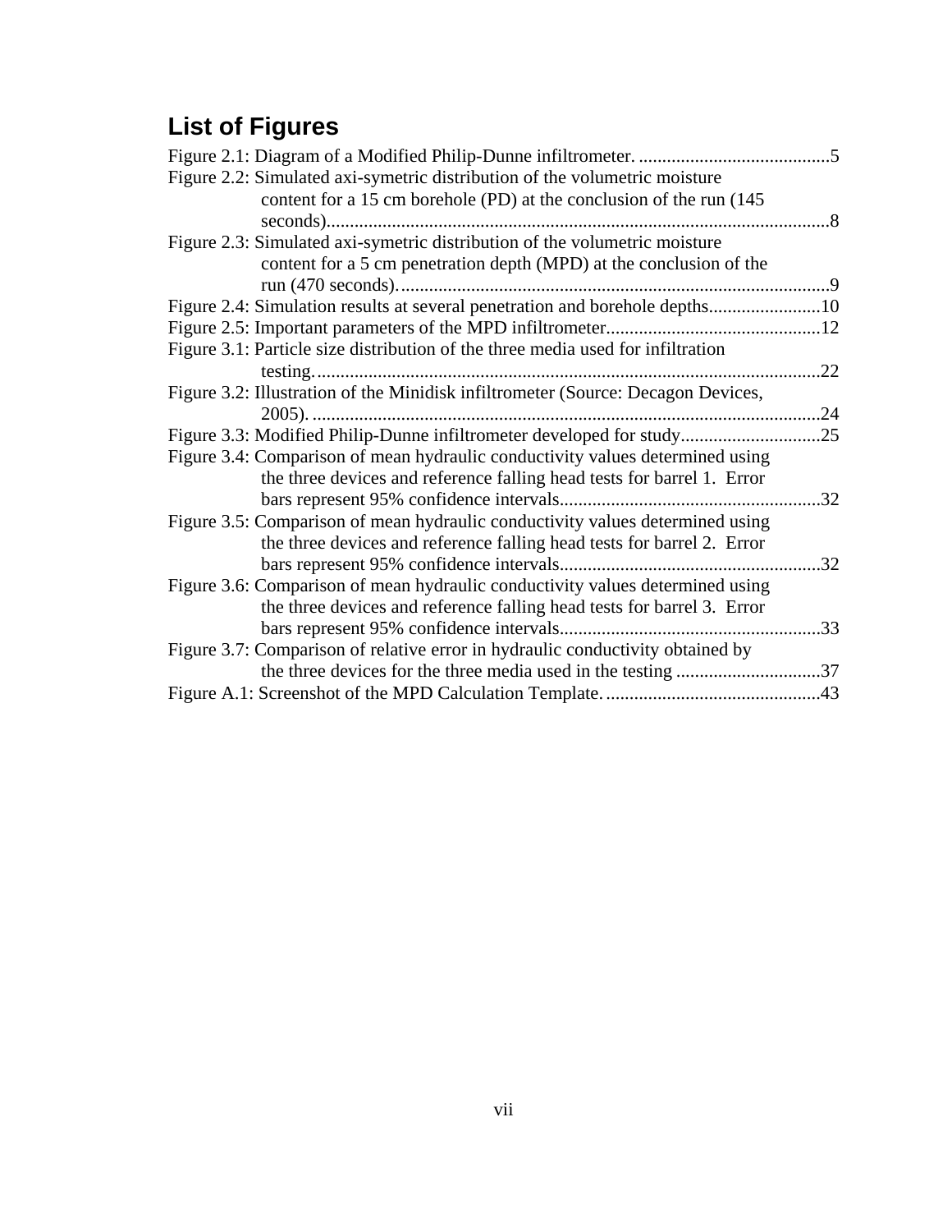# List of Figures

Figure 2.1: Diagram of a Modified Philip-Dunne infiltrometer. ..........................................5

Figure 2.2: Simulated axi-symetric distribution of the volumetric moisture content for a 15 cm borehole (PD) at the conclusion of the run (145 seconds).............................................................................................................8

Figure 2.3: Simulated axi-symetric distribution of the volumetric moisture content for a 5 cm penetration depth (MPD) at the conclusion of the run (470 seconds).............................................................................................9

Figure 2.4: Simulation results at several penetration and borehole depths........................10

Figure 2.5: Important parameters of the MPD infiltrometer.............................................12

Figure 3.1: Particle size distribution of the three media used for infiltration testing.............................................................................................................22

Figure 3.2: Illustration of the Minidisk infiltrometer (Source: Decagon Devices, 2005). .............................................................................................................24

Figure 3.3: Modified Philip-Dunne infiltrometer developed for study..............................25

Figure 3.4: Comparison of mean hydraulic conductivity values determined using the three devices and reference falling head tests for barrel 1. Error bars represent 95% confidence intervals........................................................32

Figure 3.5: Comparison of mean hydraulic conductivity values determined using the three devices and reference falling head tests for barrel 2. Error bars represent 95% confidence intervals........................................................32

Figure 3.6: Comparison of mean hydraulic conductivity values determined using the three devices and reference falling head tests for barrel 3. Error bars represent 95% confidence intervals........................................................33

Figure 3.7: Comparison of relative error in hydraulic conductivity obtained by the three devices for the three media used in the testing ...............................37

Figure A.1: Screenshot of the MPD Calculation Template. ..............................................43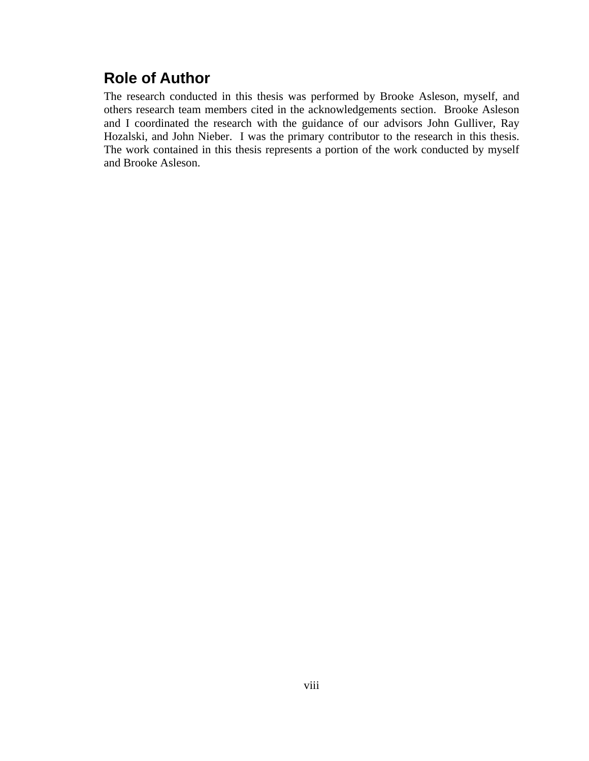## Role of Author

The research conducted in this thesis was performed by Brooke Asleson, myself, and others research team members cited in the acknowledgements section. Brooke Asleson and I coordinated the research with the guidance of our advisors John Gulliver, Ray Hozalski, and John Nieber. I was the primary contributor to the research in this thesis. The work contained in this thesis represents a portion of the work conducted by myself and Brooke Asleson.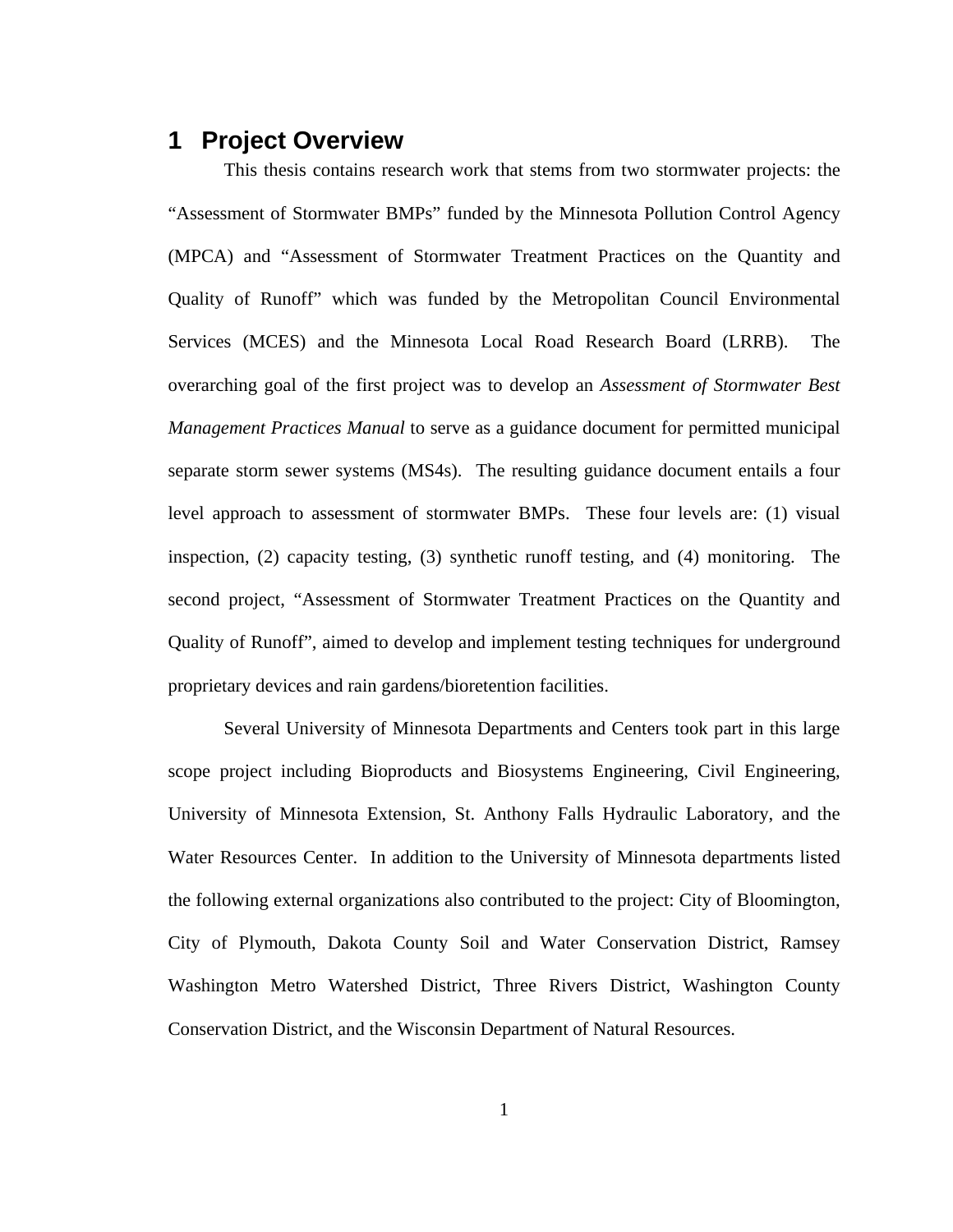# 1 Project Overview

This thesis contains research work that stems from two stormwater projects: the "Assessment of Stormwater BMPs" funded by the Minnesota Pollution Control Agency (MPCA) and "Assessment of Stormwater Treatment Practices on the Quantity and Quality of Runoff" which was funded by the Metropolitan Council Environmental Services (MCES) and the Minnesota Local Road Research Board (LRRB). The overarching goal of the first project was to develop an *Assessment of Stormwater Best Management Practices Manual* to serve as a guidance document for permitted municipal separate storm sewer systems (MS4s). The resulting guidance document entails a four level approach to assessment of stormwater BMPs. These four levels are: (1) visual inspection, (2) capacity testing, (3) synthetic runoff testing, and (4) monitoring. The second project, "Assessment of Stormwater Treatment Practices on the Quantity and Quality of Runoff", aimed to develop and implement testing techniques for underground proprietary devices and rain gardens/bioretention facilities.

Several University of Minnesota Departments and Centers took part in this large scope project including Bioproducts and Biosystems Engineering, Civil Engineering, University of Minnesota Extension, St. Anthony Falls Hydraulic Laboratory, and the Water Resources Center. In addition to the University of Minnesota departments listed the following external organizations also contributed to the project: City of Bloomington, City of Plymouth, Dakota County Soil and Water Conservation District, Ramsey Washington Metro Watershed District, Three Rivers District, Washington County Conservation District, and the Wisconsin Department of Natural Resources.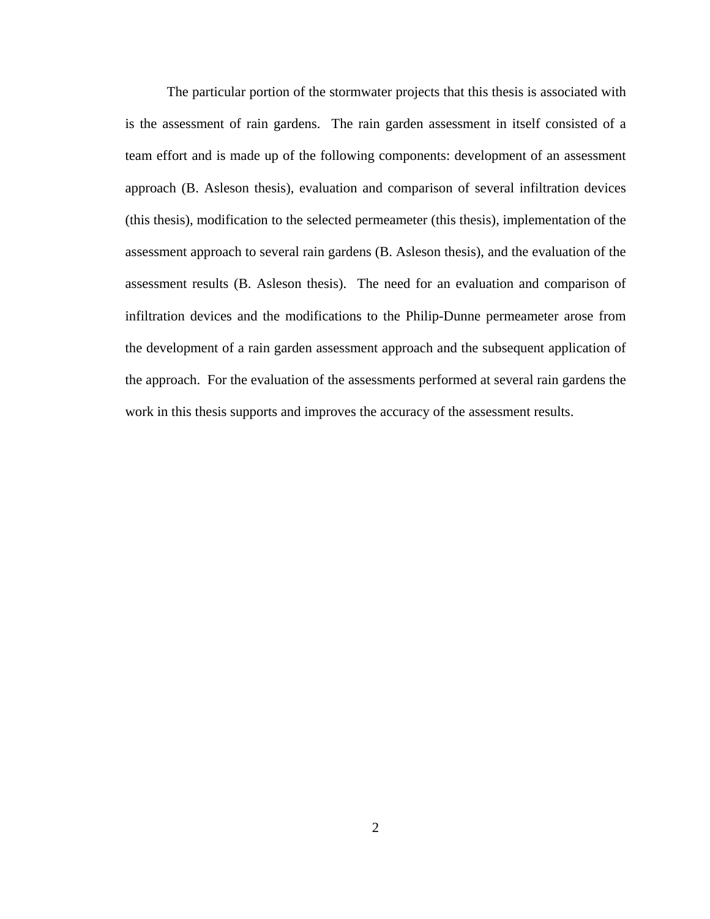The particular portion of the stormwater projects that this thesis is associated with is the assessment of rain gardens. The rain garden assessment in itself consisted of a team effort and is made up of the following components: development of an assessment approach (B. Asleson thesis), evaluation and comparison of several infiltration devices (this thesis), modification to the selected permeameter (this thesis), implementation of the assessment approach to several rain gardens (B. Asleson thesis), and the evaluation of the assessment results (B. Asleson thesis). The need for an evaluation and comparison of infiltration devices and the modifications to the Philip-Dunne permeameter arose from the development of a rain garden assessment approach and the subsequent application of the approach. For the evaluation of the assessments performed at several rain gardens the work in this thesis supports and improves the accuracy of the assessment results.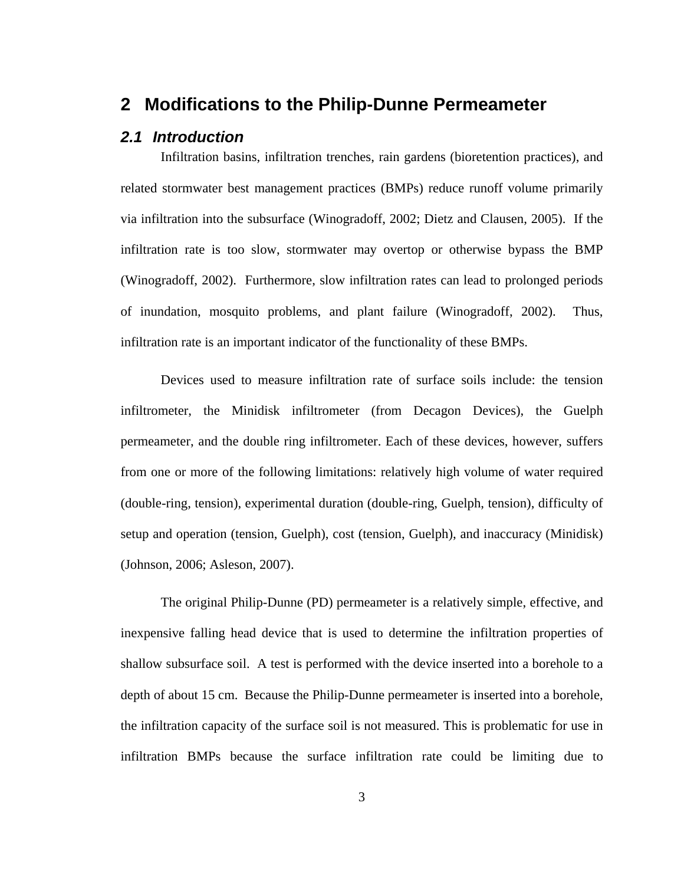# 2 Modifications to the Philip-Dunne Permeameter

## *2.1 Introduction*

Infiltration basins, infiltration trenches, rain gardens (bioretention practices), and related stormwater best management practices (BMPs) reduce runoff volume primarily via infiltration into the subsurface (Winogradoff, 2002; Dietz and Clausen, 2005). If the infiltration rate is too slow, stormwater may overtop or otherwise bypass the BMP (Winogradoff, 2002). Furthermore, slow infiltration rates can lead to prolonged periods of inundation, mosquito problems, and plant failure (Winogradoff, 2002). Thus, infiltration rate is an important indicator of the functionality of these BMPs.

Devices used to measure infiltration rate of surface soils include: the tension infiltrometer, the Minidisk infiltrometer (from Decagon Devices), the Guelph permeameter, and the double ring infiltrometer. Each of these devices, however, suffers from one or more of the following limitations: relatively high volume of water required (double-ring, tension), experimental duration (double-ring, Guelph, tension), difficulty of setup and operation (tension, Guelph), cost (tension, Guelph), and inaccuracy (Minidisk) (Johnson, 2006; Asleson, 2007).

The original Philip-Dunne (PD) permeameter is a relatively simple, effective, and inexpensive falling head device that is used to determine the infiltration properties of shallow subsurface soil. A test is performed with the device inserted into a borehole to a depth of about 15 cm. Because the Philip-Dunne permeameter is inserted into a borehole, the infiltration capacity of the surface soil is not measured. This is problematic for use in infiltration BMPs because the surface infiltration rate could be limiting due to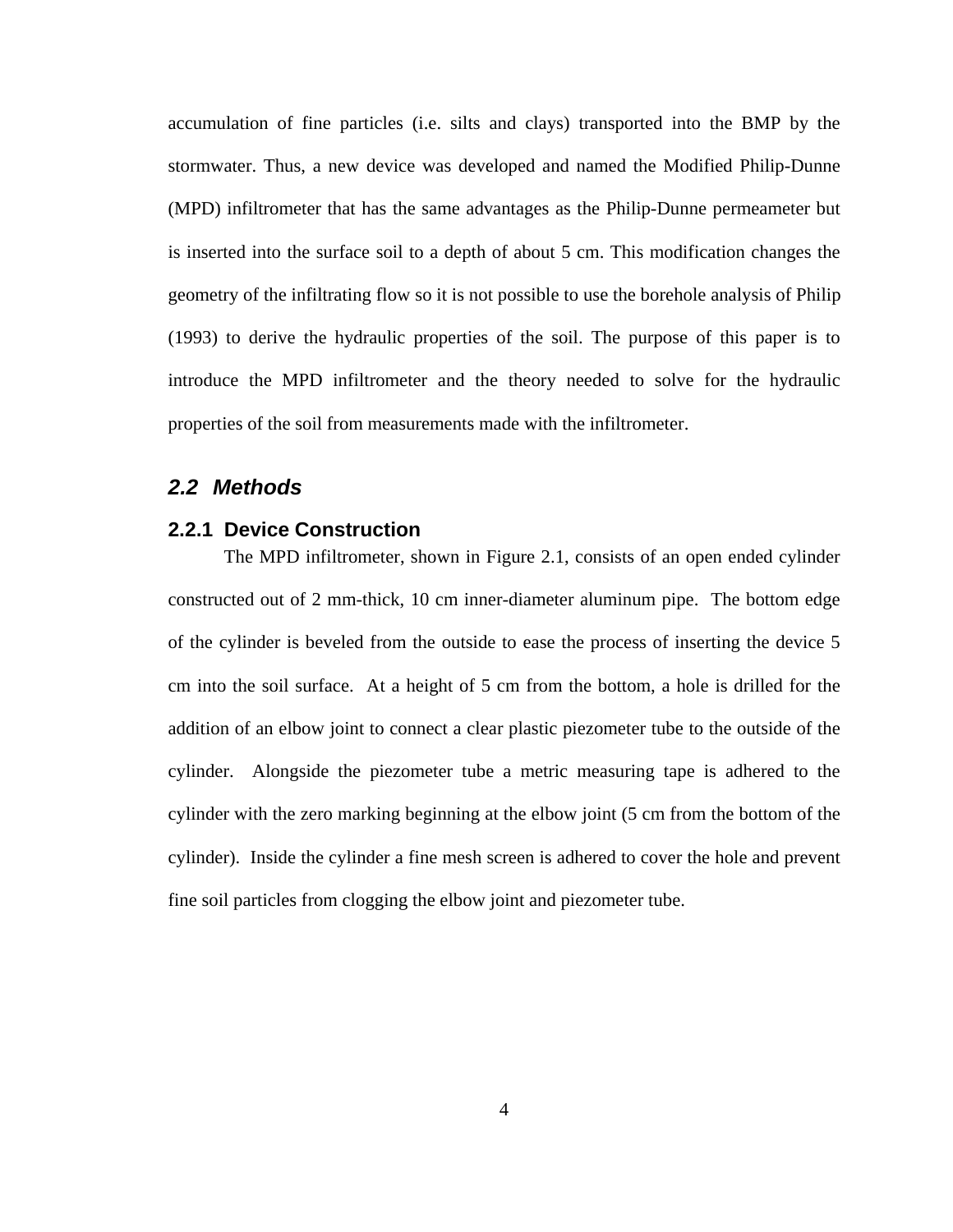accumulation of fine particles (i.e. silts and clays) transported into the BMP by the stormwater. Thus, a new device was developed and named the Modified Philip-Dunne (MPD) infiltrometer that has the same advantages as the Philip-Dunne permeameter but is inserted into the surface soil to a depth of about 5 cm. This modification changes the geometry of the infiltrating flow so it is not possible to use the borehole analysis of Philip (1993) to derive the hydraulic properties of the soil. The purpose of this paper is to introduce the MPD infiltrometer and the theory needed to solve for the hydraulic properties of the soil from measurements made with the infiltrometer.

## *2.2 Methods*

### 2.2.1 Device Construction

The MPD infiltrometer, shown in Figure 2.1, consists of an open ended cylinder constructed out of 2 mm-thick, 10 cm inner-diameter aluminum pipe. The bottom edge of the cylinder is beveled from the outside to ease the process of inserting the device 5 cm into the soil surface. At a height of 5 cm from the bottom, a hole is drilled for the addition of an elbow joint to connect a clear plastic piezometer tube to the outside of the cylinder. Alongside the piezometer tube a metric measuring tape is adhered to the cylinder with the zero marking beginning at the elbow joint (5 cm from the bottom of the cylinder). Inside the cylinder a fine mesh screen is adhered to cover the hole and prevent fine soil particles from clogging the elbow joint and piezometer tube.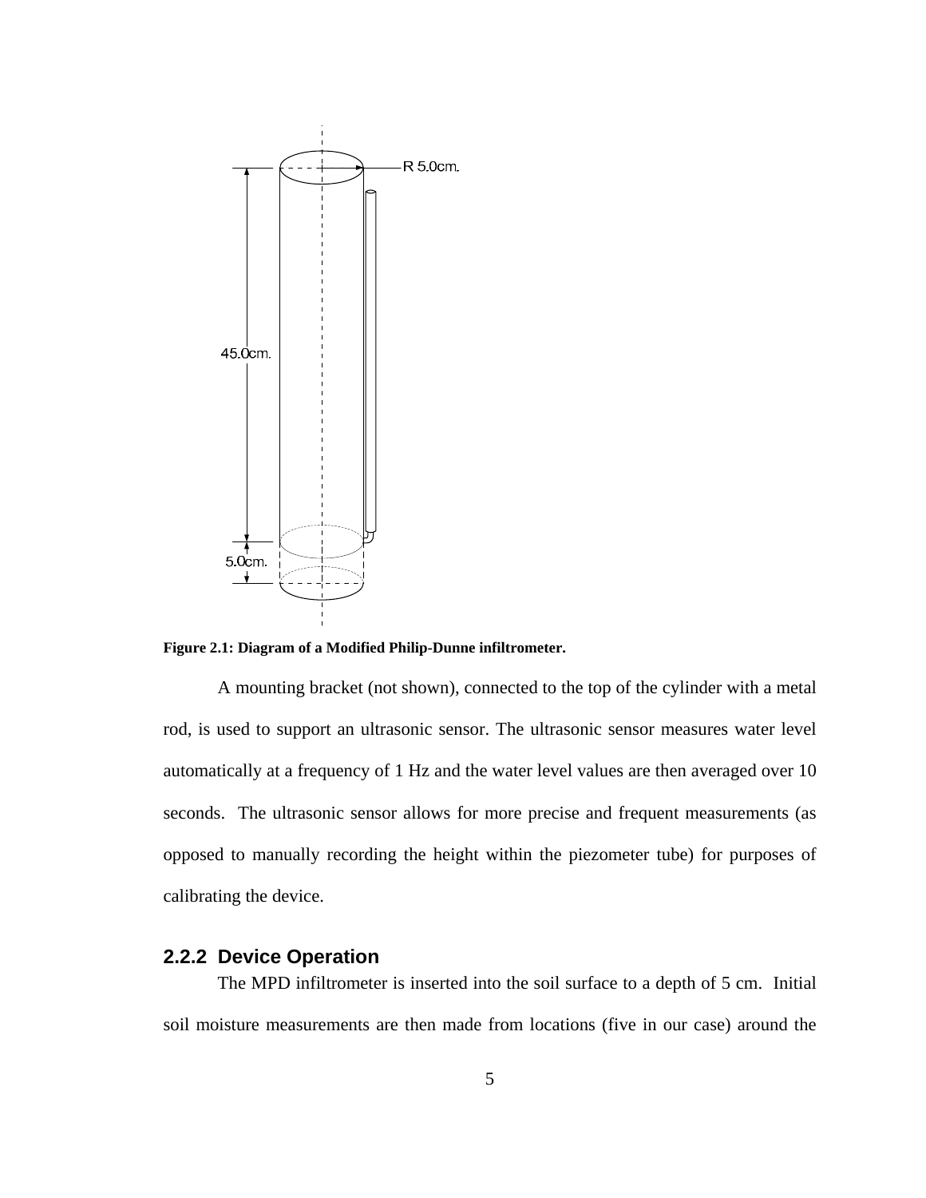Figure 2.1: Diagram of a Modified Philip-Dunne infiltrometer.

A mounting bracket (not shown), connected to the top of the cylinder with a metal rod, is used to support an ultrasonic sensor. The ultrasonic sensor measures water level automatically at a frequency of 1 Hz and the water level values are then averaged over 10 seconds. The ultrasonic sensor allows for more precise and frequent measurements (as opposed to manually recording the height within the piezometer tube) for purposes of calibrating the device.

### 2.2.2 Device Operation

The MPD infiltrometer is inserted into the soil surface to a depth of 5 cm. Initial soil moisture measurements are then made from locations (five in our case) around the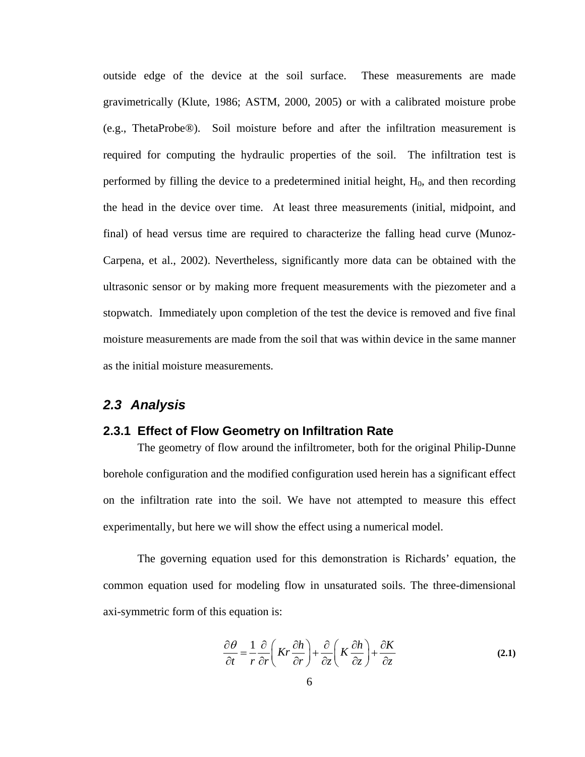outside edge of the device at the soil surface. These measurements are made gravimetrically (Klute, 1986; ASTM, 2000, 2005) or with a calibrated moisture probe (e.g., ThetaProbe®). Soil moisture before and after the infiltration measurement is required for computing the hydraulic properties of the soil. The infiltration test is performed by filling the device to a predetermined initial height, $H_0$, and then recording the head in the device over time. At least three measurements (initial, midpoint, and final) of head versus time are required to characterize the falling head curve (Munoz-Carpena, et al., 2002). Nevertheless, significantly more data can be obtained with the ultrasonic sensor or by making more frequent measurements with the piezometer and a stopwatch. Immediately upon completion of the test the device is removed and five final moisture measurements are made from the soil that was within device in the same manner as the initial moisture measurements.

## *2.3 Analysis*

### 2.3.1 Effect of Flow Geometry on Infiltration Rate

The geometry of flow around the infiltrometer, both for the original Philip-Dunne borehole configuration and the modified configuration used herein has a significant effect on the infiltration rate into the soil. We have not attempted to measure this effect experimentally, but here we will show the effect using a numerical model.

The governing equation used for this demonstration is Richards' equation, the common equation used for modeling flow in unsaturated soils. The three-dimensional axi-symmetric form of this equation is:

$$\frac{\partial \theta}{\partial t} = \frac{1}{r}\frac{\partial}{\partial r}\left( Kr\frac{\partial h}{\partial r} \right) + \frac{\partial}{\partial z}\left( K\frac{\partial h}{\partial z} \right) + \frac{\partial K}{\partial z} \quad \textbf{(2.1)}$$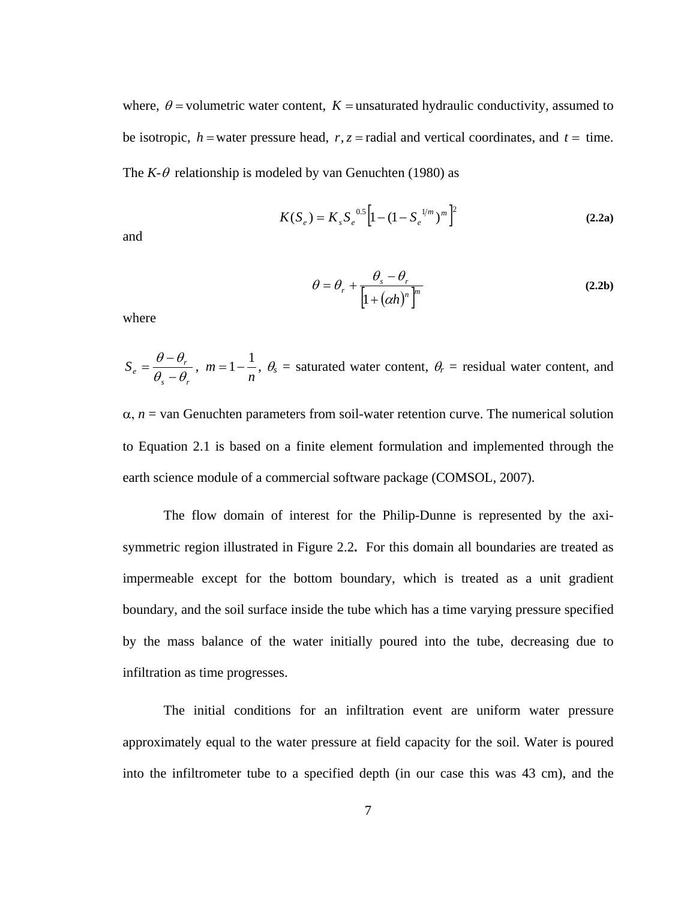where, $\theta =$ volumetric water content, $K =$ unsaturated hydraulic conductivity, assumed to be isotropic, $h =$ water pressure head, $r, z =$ radial and vertical coordinates, and $t =$ time. The $K$-$\theta$ relationship is modeled by van Genuchten (1980) as

$$K(S_e) = K_s S_e^{\,0.5}\left[1-(1-S_e^{\,1/m})^m\right]^2 \quad \textbf{(2.2a)}$$

and

$$\theta = \theta_r + \frac{\theta_s - \theta_r}{\left[1+(\alpha h)^n\right]^m} \quad \textbf{(2.2b)}$$

where

$S_e = \dfrac{\theta - \theta_r}{\theta_s - \theta_r}$, $m = 1 - \dfrac{1}{n}$, $\theta_s$ = saturated water content, $\theta_r$ = residual water content, and $\alpha$, $n$ = van Genuchten parameters from soil-water retention curve. The numerical solution to Equation 2.1 is based on a finite element formulation and implemented through the earth science module of a commercial software package (COMSOL, 2007).

The flow domain of interest for the Philip-Dunne is represented by the axi-symmetric region illustrated in Figure 2.2**.** For this domain all boundaries are treated as impermeable except for the bottom boundary, which is treated as a unit gradient boundary, and the soil surface inside the tube which has a time varying pressure specified by the mass balance of the water initially poured into the tube, decreasing due to infiltration as time progresses.

The initial conditions for an infiltration event are uniform water pressure approximately equal to the water pressure at field capacity for the soil. Water is poured into the infiltrometer tube to a specified depth (in our case this was 43 cm), and the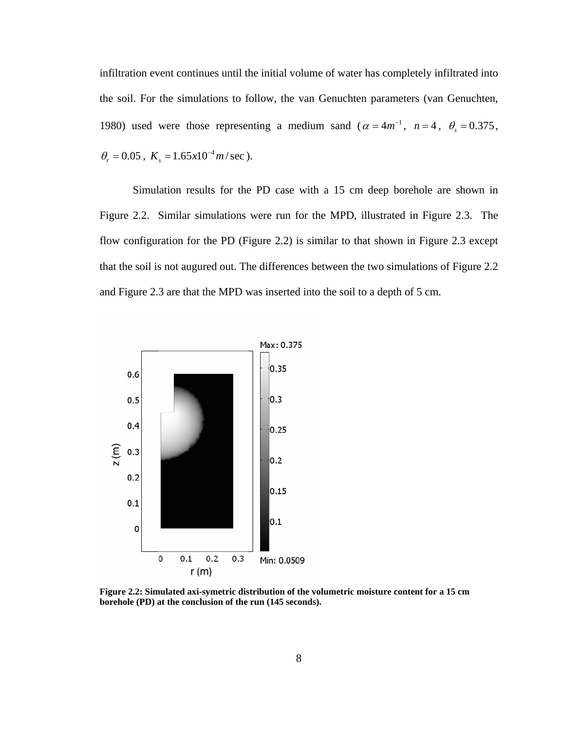infiltration event continues until the initial volume of water has completely infiltrated into the soil. For the simulations to follow, the van Genuchten parameters (van Genuchten, 1980) used were those representing a medium sand ($\alpha = 4m^{-1}$, $n = 4$, $\theta_s = 0.375$, $\theta_r = 0.05$, $K_s = 1.65x10^{-4} m/\sec$).

Simulation results for the PD case with a 15 cm deep borehole are shown in Figure 2.2. Similar simulations were run for the MPD, illustrated in Figure 2.3. The flow configuration for the PD (Figure 2.2) is similar to that shown in Figure 2.3 except that the soil is not augured out. The differences between the two simulations of Figure 2.2 and Figure 2.3 are that the MPD was inserted into the soil to a depth of 5 cm.

**Figure 2.2: Simulated axi-symetric distribution of the volumetric moisture content for a 15 cm borehole (PD) at the conclusion of the run (145 seconds).**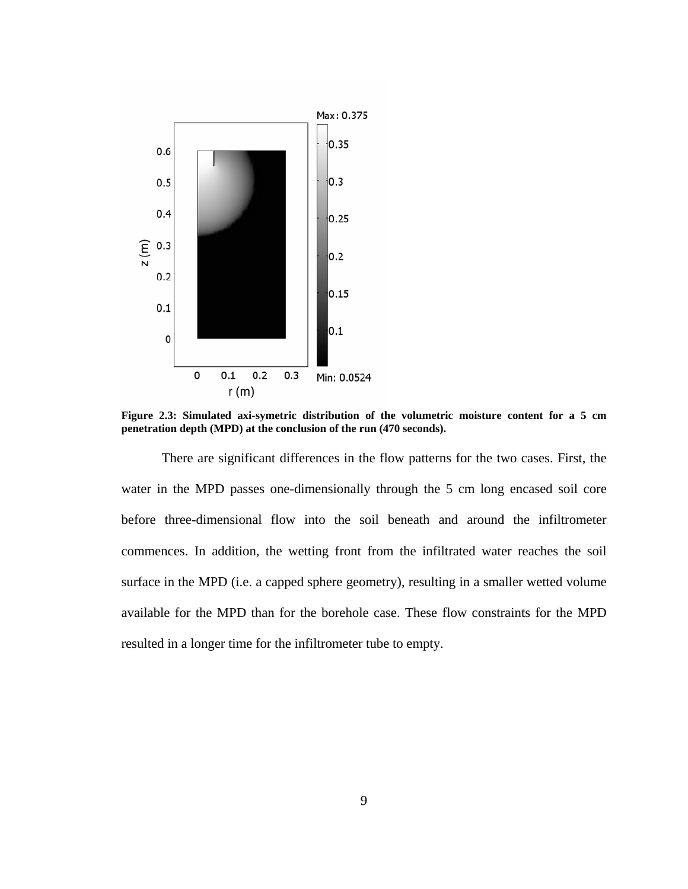**Figure 2.3: Simulated axi-symetric distribution of the volumetric moisture content for a 5 cm penetration depth (MPD) at the conclusion of the run (470 seconds).**

There are significant differences in the flow patterns for the two cases. First, the water in the MPD passes one-dimensionally through the 5 cm long encased soil core before three-dimensional flow into the soil beneath and around the infiltrometer commences. In addition, the wetting front from the infiltrated water reaches the soil surface in the MPD (i.e. a capped sphere geometry), resulting in a smaller wetted volume available for the MPD than for the borehole case. These flow constraints for the MPD resulted in a longer time for the infiltrometer tube to empty.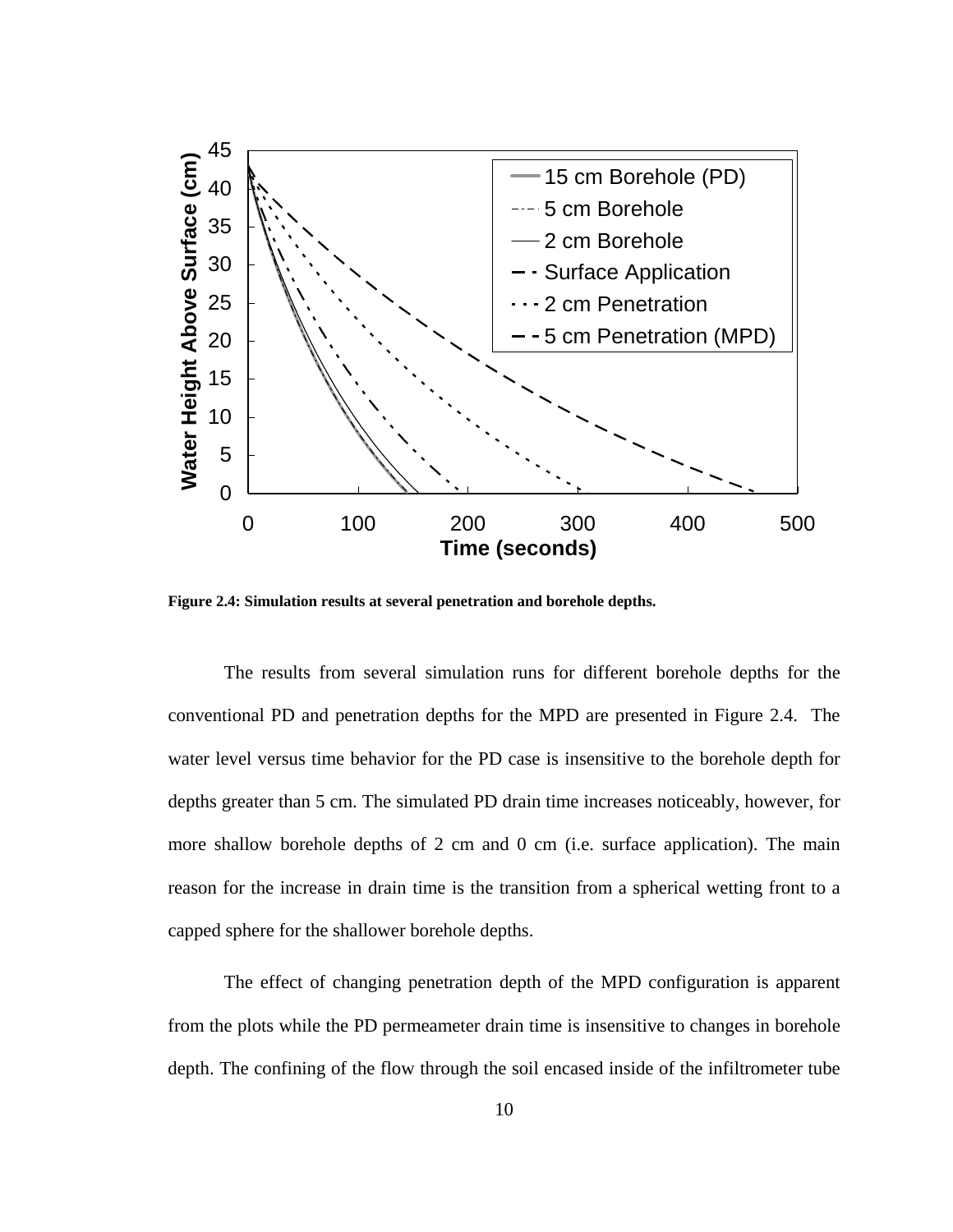Figure 2.4: Simulation results at several penetration and borehole depths.

The results from several simulation runs for different borehole depths for the conventional PD and penetration depths for the MPD are presented in Figure 2.4. The water level versus time behavior for the PD case is insensitive to the borehole depth for depths greater than 5 cm. The simulated PD drain time increases noticeably, however, for more shallow borehole depths of 2 cm and 0 cm (i.e. surface application). The main reason for the increase in drain time is the transition from a spherical wetting front to a capped sphere for the shallower borehole depths.

The effect of changing penetration depth of the MPD configuration is apparent from the plots while the PD permeameter drain time is insensitive to changes in borehole depth. The confining of the flow through the soil encased inside of the infiltrometer tube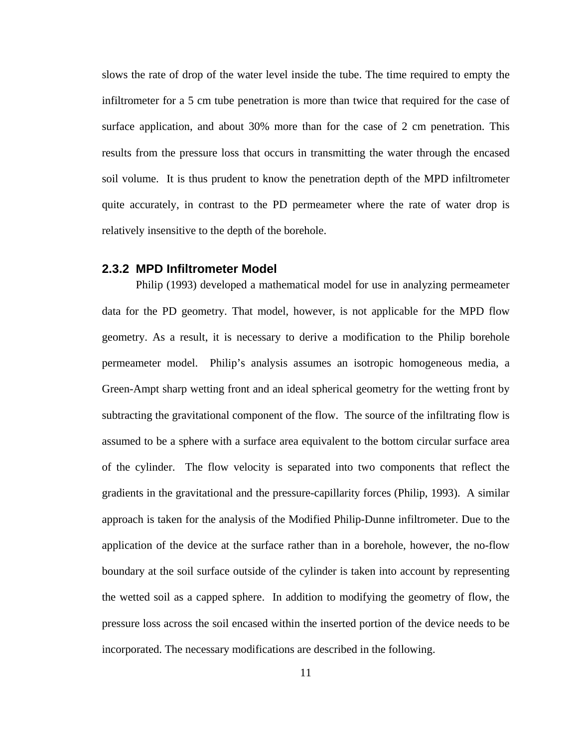slows the rate of drop of the water level inside the tube. The time required to empty the infiltrometer for a 5 cm tube penetration is more than twice that required for the case of surface application, and about 30% more than for the case of 2 cm penetration. This results from the pressure loss that occurs in transmitting the water through the encased soil volume. It is thus prudent to know the penetration depth of the MPD infiltrometer quite accurately, in contrast to the PD permeameter where the rate of water drop is relatively insensitive to the depth of the borehole.

### 2.3.2 MPD Infiltrometer Model

Philip (1993) developed a mathematical model for use in analyzing permeameter data for the PD geometry. That model, however, is not applicable for the MPD flow geometry. As a result, it is necessary to derive a modification to the Philip borehole permeameter model. Philip's analysis assumes an isotropic homogeneous media, a Green-Ampt sharp wetting front and an ideal spherical geometry for the wetting front by subtracting the gravitational component of the flow. The source of the infiltrating flow is assumed to be a sphere with a surface area equivalent to the bottom circular surface area of the cylinder. The flow velocity is separated into two components that reflect the gradients in the gravitational and the pressure-capillarity forces (Philip, 1993). A similar approach is taken for the analysis of the Modified Philip-Dunne infiltrometer. Due to the application of the device at the surface rather than in a borehole, however, the no-flow boundary at the soil surface outside of the cylinder is taken into account by representing the wetted soil as a capped sphere. In addition to modifying the geometry of flow, the pressure loss across the soil encased within the inserted portion of the device needs to be incorporated. The necessary modifications are described in the following.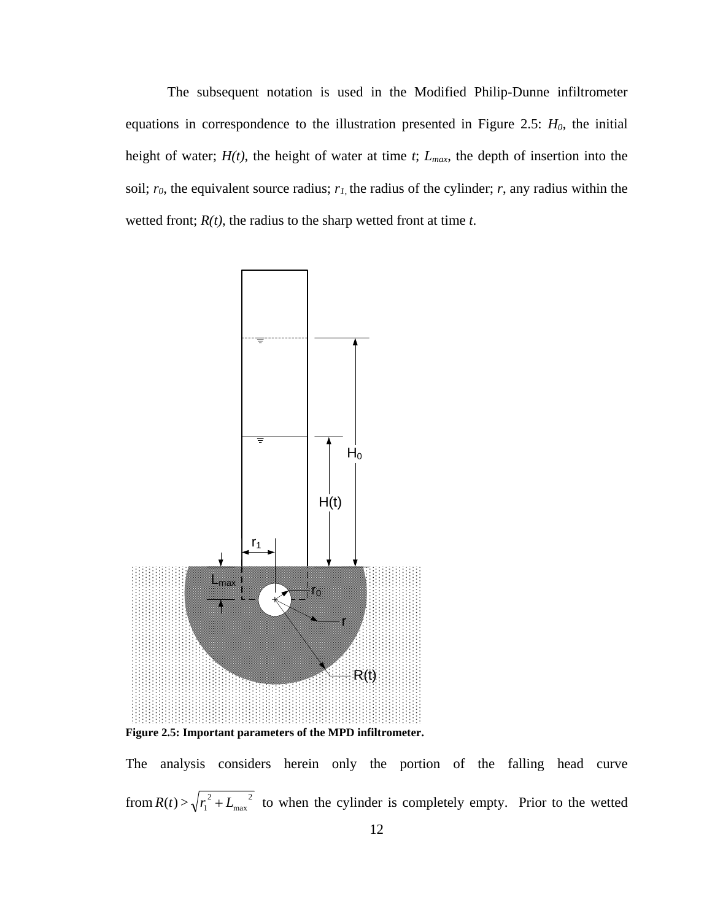The subsequent notation is used in the Modified Philip-Dunne infiltrometer equations in correspondence to the illustration presented in Figure 2.5: $H_0$, the initial height of water; $H(t)$, the height of water at time $t$; $L_{max}$, the depth of insertion into the soil; $r_0$, the equivalent source radius; $r_1$, the radius of the cylinder; $r$, any radius within the wetted front; $R(t)$, the radius to the sharp wetted front at time $t$.

**Figure 2.5: Important parameters of the MPD infiltrometer.**

The analysis considers herein only the portion of the falling head curve from $R(t) > \sqrt{r_1^{\,2} + L_{max}^{\;\;2}}$ to when the cylinder is completely empty. Prior to the wetted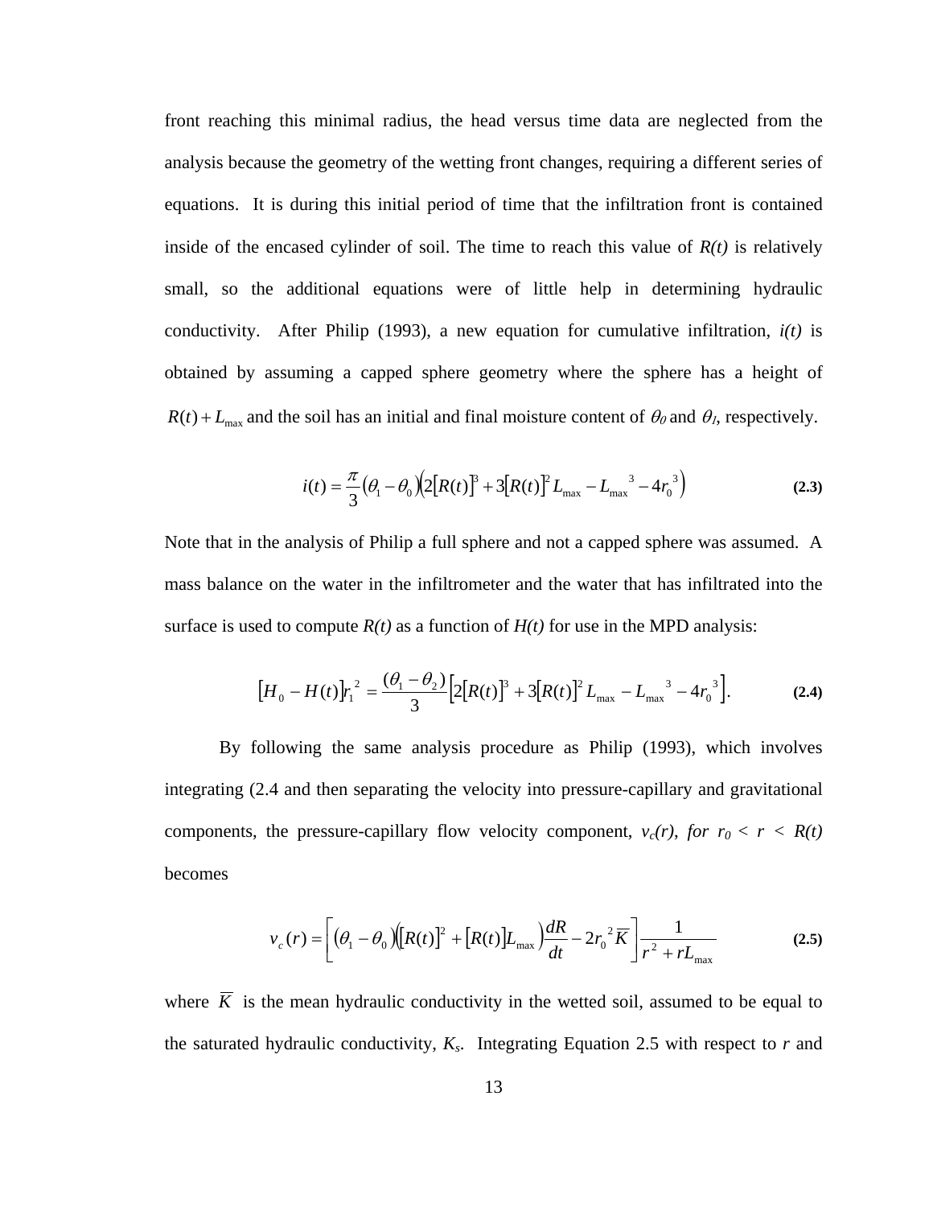front reaching this minimal radius, the head versus time data are neglected from the analysis because the geometry of the wetting front changes, requiring a different series of equations. It is during this initial period of time that the infiltration front is contained inside of the encased cylinder of soil. The time to reach this value of *R(t)* is relatively small, so the additional equations were of little help in determining hydraulic conductivity. After Philip (1993), a new equation for cumulative infiltration, *i(t)* is obtained by assuming a capped sphere geometry where the sphere has a height of $R(t) + L_{\max}$ and the soil has an initial and final moisture content of $\theta_0$ and $\theta_I$, respectively.

$$i(t) = \frac{\pi}{3}(\theta_1 - \theta_0)\left(2[R(t)]^3 + 3[R(t)]^2 L_{\max} - L_{\max}{}^3 - 4r_0{}^3\right) \tag{2.3}$$

Note that in the analysis of Philip a full sphere and not a capped sphere was assumed. A mass balance on the water in the infiltrometer and the water that has infiltrated into the surface is used to compute *R(t)* as a function of *H(t)* for use in the MPD analysis:

$$[H_0 - H(t)]r_1{}^2 = \frac{(\theta_1 - \theta_2)}{3}\left[2[R(t)]^3 + 3[R(t)]^2 L_{\max} - L_{\max}{}^3 - 4r_0{}^3\right]. \tag{2.4}$$

By following the same analysis procedure as Philip (1993), which involves integrating (2.4 and then separating the velocity into pressure-capillary and gravitational components, the pressure-capillary flow velocity component, $v_c(r)$, *for* $r_0 < r < R(t)$ becomes

$$v_c(r) = \left[(\theta_1 - \theta_0)\left([R(t)]^2 + [R(t)]L_{\max}\right)\frac{dR}{dt} - 2r_0{}^2\overline{K}\right]\frac{1}{r^2 + rL_{\max}} \tag{2.5}$$

where $\overline{K}$ is the mean hydraulic conductivity in the wetted soil, assumed to be equal to the saturated hydraulic conductivity, $K_s$. Integrating Equation 2.5 with respect to *r* and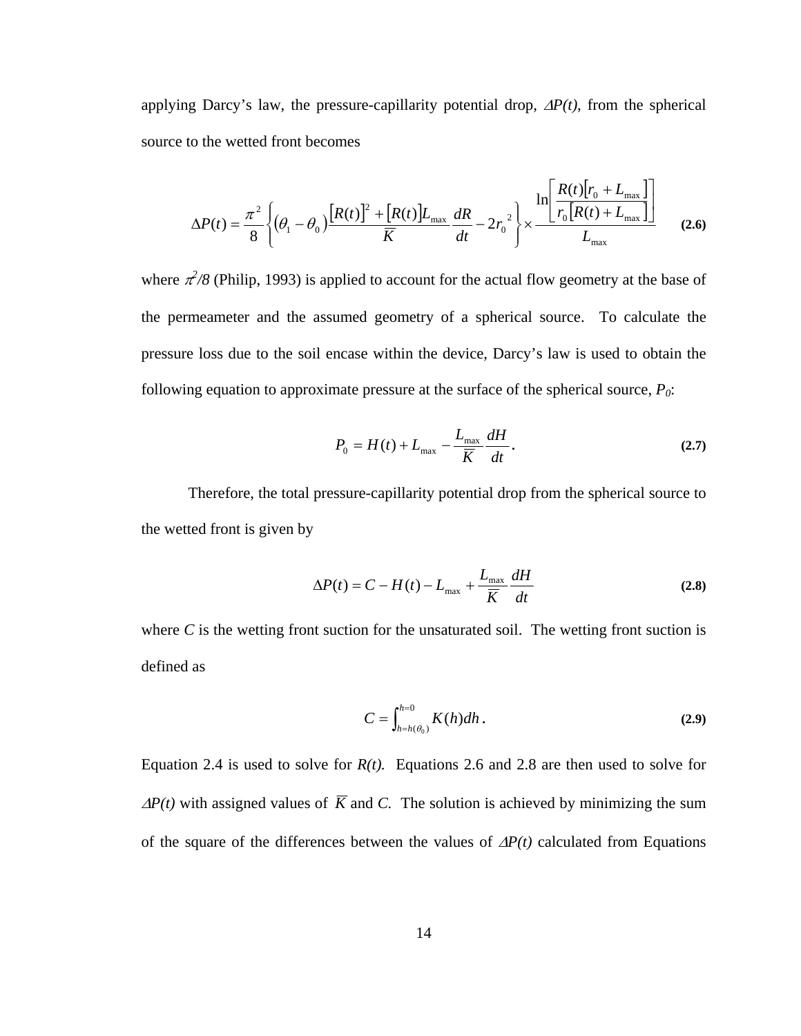applying Darcy's law, the pressure-capillarity potential drop, $\Delta P(t)$, from the spherical source to the wetted front becomes

$$\Delta P(t) = \frac{\pi^2}{8}\left\{(\theta_1 - \theta_0)\frac{[R(t)]^2 + [R(t)]L_{\max}}{\overline{K}}\frac{dR}{dt} - 2r_0^{\ 2}\right\} \times \frac{\ln\left[\dfrac{R(t)[r_0 + L_{\max}]}{r_0[R(t) + L_{\max}]}\right]}{L_{\max}} \tag{2.6}$$

where $\pi^2/8$ (Philip, 1993) is applied to account for the actual flow geometry at the base of the permeameter and the assumed geometry of a spherical source. To calculate the pressure loss due to the soil encase within the device, Darcy's law is used to obtain the following equation to approximate pressure at the surface of the spherical source, $P_0$:

$$P_0 = H(t) + L_{\max} - \frac{L_{\max}}{\overline{K}}\frac{dH}{dt}. \tag{2.7}$$

Therefore, the total pressure-capillarity potential drop from the spherical source to the wetted front is given by

$$\Delta P(t) = C - H(t) - L_{\max} + \frac{L_{\max}}{\overline{K}}\frac{dH}{dt} \tag{2.8}$$

where $C$ is the wetting front suction for the unsaturated soil. The wetting front suction is defined as

$$C = \int_{h=h(\theta_0)}^{h=0} K(h)dh. \tag{2.9}$$

Equation 2.4 is used to solve for $R(t)$. Equations 2.6 and 2.8 are then used to solve for $\Delta P(t)$ with assigned values of $\overline{K}$ and $C$. The solution is achieved by minimizing the sum of the square of the differences between the values of $\Delta P(t)$ calculated from Equations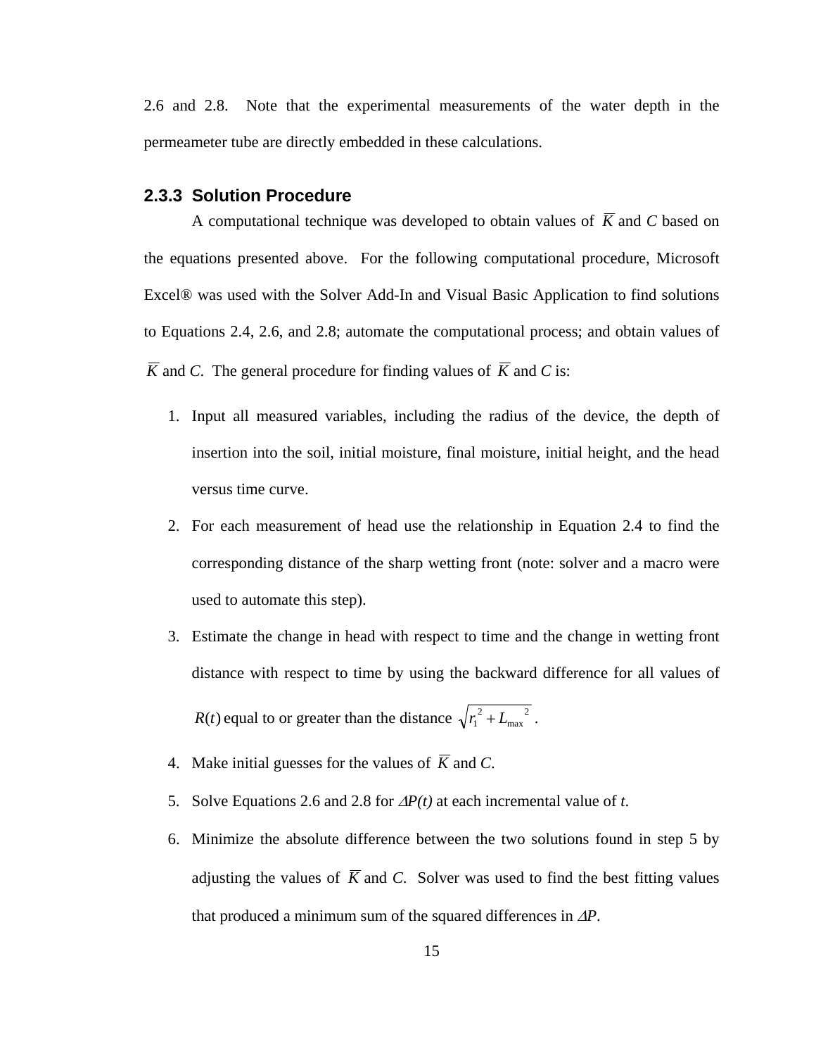2.6 and 2.8. Note that the experimental measurements of the water depth in the permeameter tube are directly embedded in these calculations.

### 2.3.3 Solution Procedure

A computational technique was developed to obtain values of $\overline{K}$ and *C* based on the equations presented above. For the following computational procedure, Microsoft Excel® was used with the Solver Add-In and Visual Basic Application to find solutions to Equations 2.4, 2.6, and 2.8; automate the computational process; and obtain values of $\overline{K}$ and *C*. The general procedure for finding values of $\overline{K}$ and *C* is:

1. Input all measured variables, including the radius of the device, the depth of insertion into the soil, initial moisture, final moisture, initial height, and the head versus time curve.
2. For each measurement of head use the relationship in Equation 2.4 to find the corresponding distance of the sharp wetting front (note: solver and a macro were used to automate this step).
3. Estimate the change in head with respect to time and the change in wetting front distance with respect to time by using the backward difference for all values of $R(t)$ equal to or greater than the distance $\sqrt{r_1^{\ 2} + L_{\max}^{\ \ 2}}$.
4. Make initial guesses for the values of $\overline{K}$ and *C*.
5. Solve Equations 2.6 and 2.8 for $\Delta P(t)$ at each incremental value of *t*.
6. Minimize the absolute difference between the two solutions found in step 5 by adjusting the values of $\overline{K}$ and *C*. Solver was used to find the best fitting values that produced a minimum sum of the squared differences in $\Delta P$.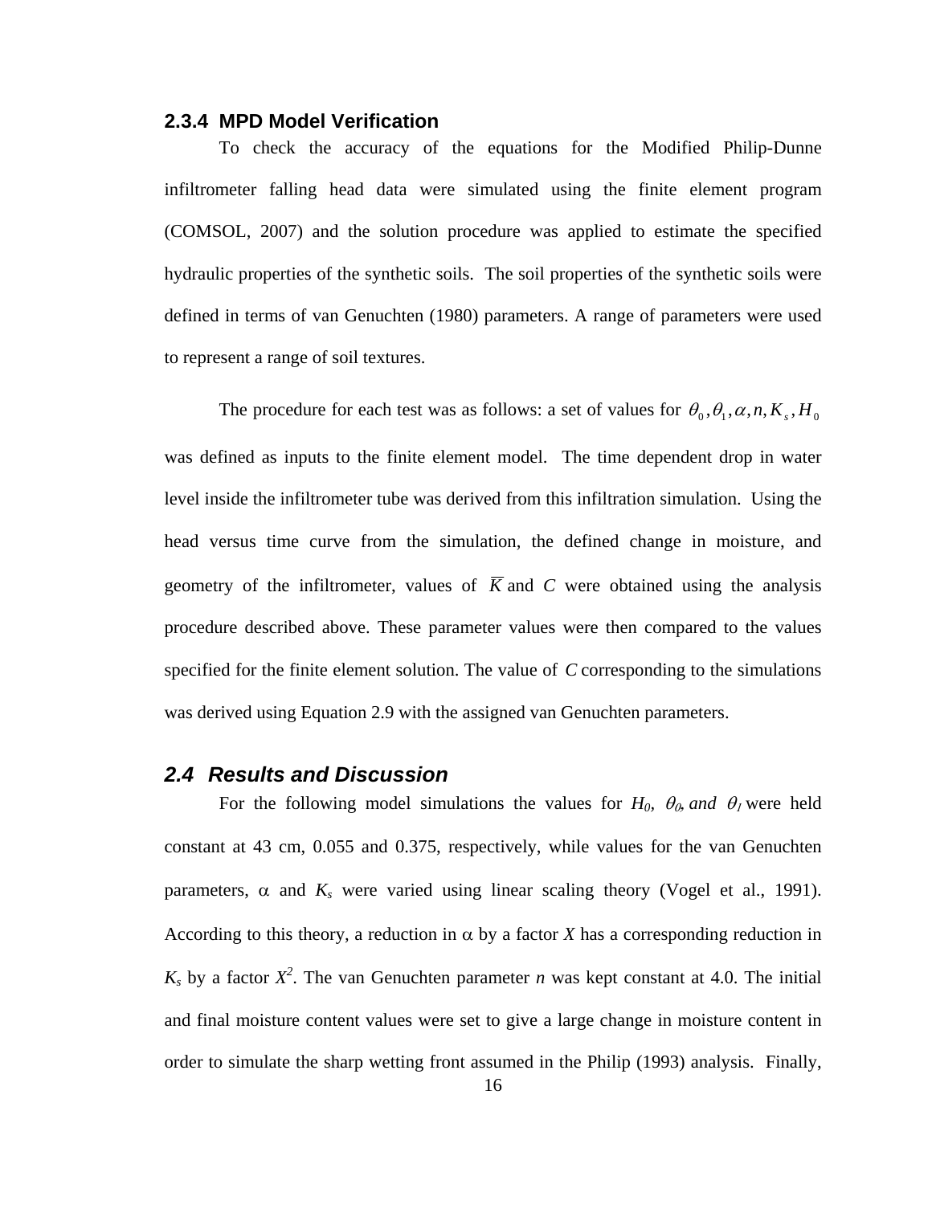### 2.3.4 MPD Model Verification

To check the accuracy of the equations for the Modified Philip-Dunne infiltrometer falling head data were simulated using the finite element program (COMSOL, 2007) and the solution procedure was applied to estimate the specified hydraulic properties of the synthetic soils. The soil properties of the synthetic soils were defined in terms of van Genuchten (1980) parameters. A range of parameters were used to represent a range of soil textures.

The procedure for each test was as follows: a set of values for $\theta_0, \theta_1, \alpha, n, K_s, H_0$ was defined as inputs to the finite element model. The time dependent drop in water level inside the infiltrometer tube was derived from this infiltration simulation. Using the head versus time curve from the simulation, the defined change in moisture, and geometry of the infiltrometer, values of $\overline{K}$ and $C$ were obtained using the analysis procedure described above. These parameter values were then compared to the values specified for the finite element solution. The value of $C$ corresponding to the simulations was derived using Equation 2.9 with the assigned van Genuchten parameters.

## 2.4 Results and Discussion

For the following model simulations the values for $H_0$, $\theta_0$, *and* $\theta_1$ were held constant at 43 cm, 0.055 and 0.375, respectively, while values for the van Genuchten parameters, $\alpha$ and $K_s$ were varied using linear scaling theory (Vogel et al., 1991). According to this theory, a reduction in $\alpha$ by a factor $X$ has a corresponding reduction in $K_s$ by a factor $X^2$. The van Genuchten parameter $n$ was kept constant at 4.0. The initial and final moisture content values were set to give a large change in moisture content in order to simulate the sharp wetting front assumed in the Philip (1993) analysis. Finally,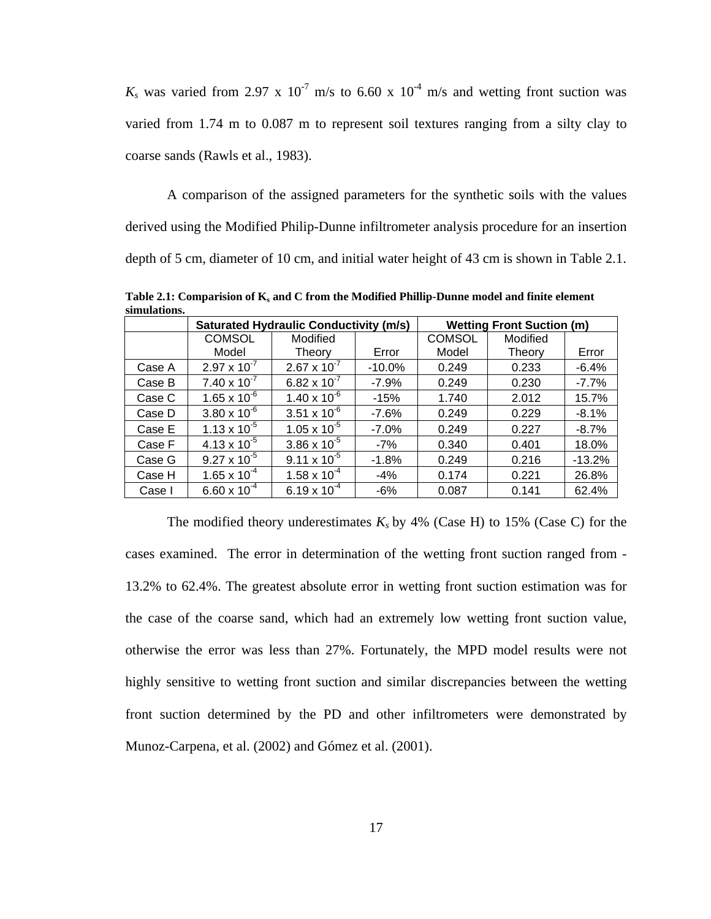$K_s$ was varied from 2.97 x $10^{-7}$ m/s to 6.60 x $10^{-4}$ m/s and wetting front suction was varied from 1.74 m to 0.087 m to represent soil textures ranging from a silty clay to coarse sands (Rawls et al., 1983).

A comparison of the assigned parameters for the synthetic soils with the values derived using the Modified Philip-Dunne infiltrometer analysis procedure for an insertion depth of 5 cm, diameter of 10 cm, and initial water height of 43 cm is shown in Table 2.1.

**Table 2.1: Comparision of $K_s$ and C from the Modified Phillip-Dunne model and finite element simulations.**

| | Saturated Hydraulic Conductivity (m/s) | | | Wetting Front Suction (m) | | |
|---|---|---|---|---|---|---|
| | COMSOL Model | Modified Theory | Error | COMSOL Model | Modified Theory | Error |
| Case A | 2.97 x $10^{-7}$ | 2.67 x $10^{-7}$ | -10.0% | 0.249 | 0.233 | -6.4% |
| Case B | 7.40 x $10^{-7}$ | 6.82 x $10^{-7}$ | -7.9% | 0.249 | 0.230 | -7.7% |
| Case C | 1.65 x $10^{-6}$ | 1.40 x $10^{-6}$ | -15% | 1.740 | 2.012 | 15.7% |
| Case D | 3.80 x $10^{-6}$ | 3.51 x $10^{-6}$ | -7.6% | 0.249 | 0.229 | -8.1% |
| Case E | 1.13 x $10^{-5}$ | 1.05 x $10^{-5}$ | -7.0% | 0.249 | 0.227 | -8.7% |
| Case F | 4.13 x $10^{-5}$ | 3.86 x $10^{-5}$ | -7% | 0.340 | 0.401 | 18.0% |
| Case G | 9.27 x $10^{-5}$ | 9.11 x $10^{-5}$ | -1.8% | 0.249 | 0.216 | -13.2% |
| Case H | 1.65 x $10^{-4}$ | 1.58 x $10^{-4}$ | -4% | 0.174 | 0.221 | 26.8% |
| Case I | 6.60 x $10^{-4}$ | 6.19 x $10^{-4}$ | -6% | 0.087 | 0.141 | 62.4% |

The modified theory underestimates $K_s$ by 4% (Case H) to 15% (Case C) for the cases examined. The error in determination of the wetting front suction ranged from -13.2% to 62.4%. The greatest absolute error in wetting front suction estimation was for the case of the coarse sand, which had an extremely low wetting front suction value, otherwise the error was less than 27%. Fortunately, the MPD model results were not highly sensitive to wetting front suction and similar discrepancies between the wetting front suction determined by the PD and other infiltrometers were demonstrated by Munoz-Carpena, et al. (2002) and Gómez et al. (2001).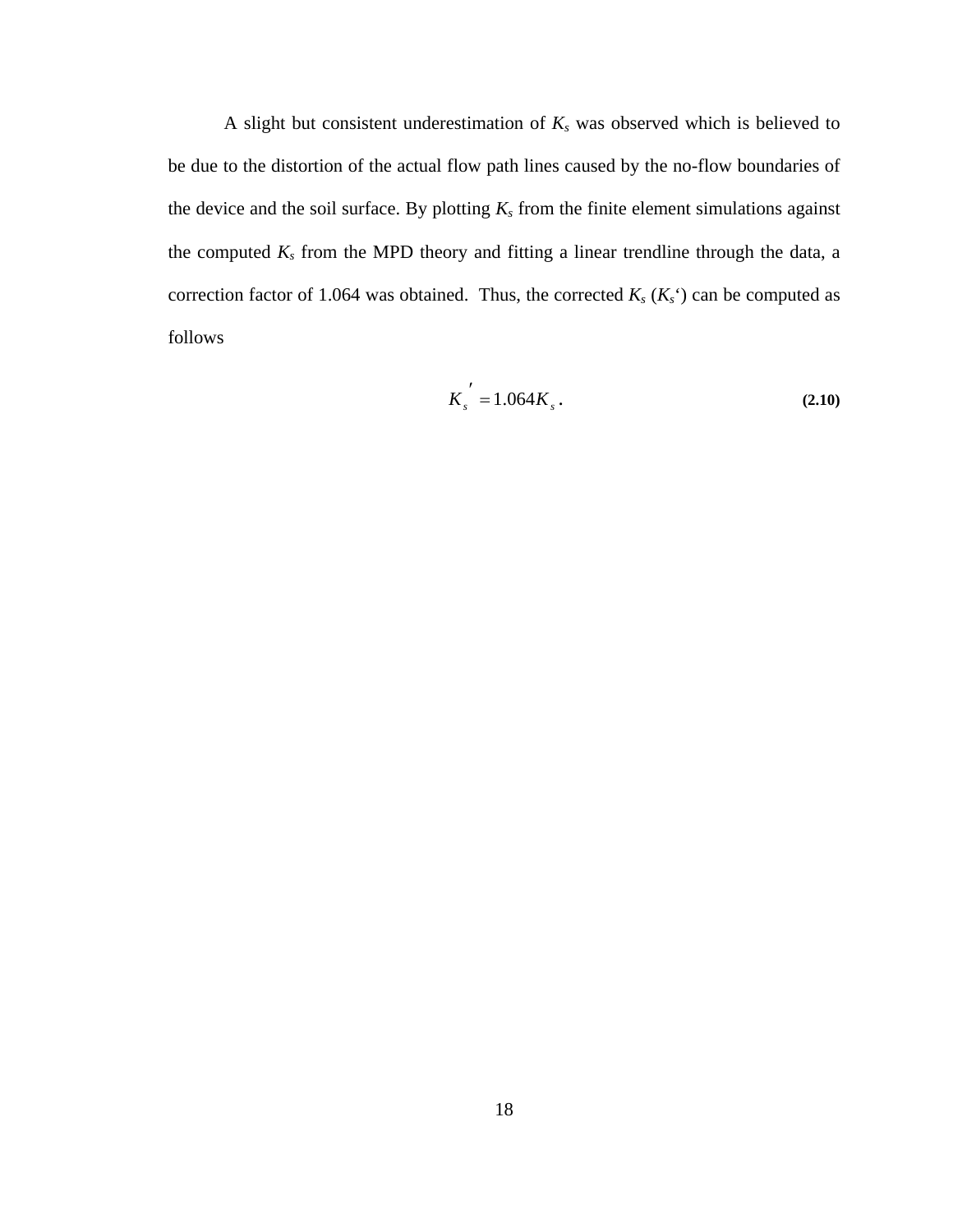A slight but consistent underestimation of $K_s$ was observed which is believed to be due to the distortion of the actual flow path lines caused by the no-flow boundaries of the device and the soil surface. By plotting $K_s$ from the finite element simulations against the computed $K_s$ from the MPD theory and fitting a linear trendline through the data, a correction factor of 1.064 was obtained. Thus, the corrected $K_s$ ($K_s$') can be computed as follows

$$K_s{}' = 1.064 K_s \,. \tag{2.10}$$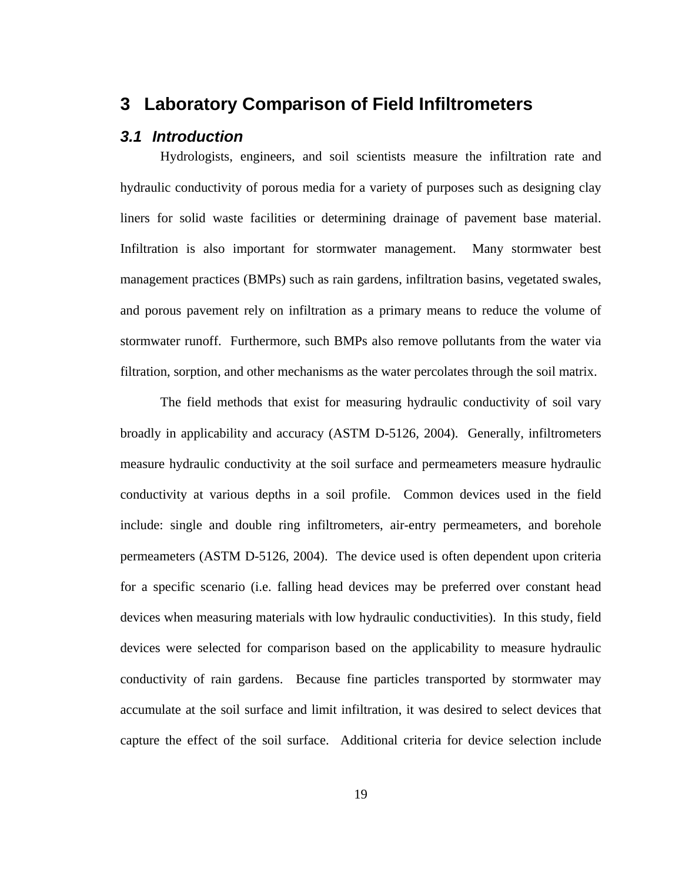# 3 Laboratory Comparison of Field Infiltrometers

## *3.1 Introduction*

Hydrologists, engineers, and soil scientists measure the infiltration rate and hydraulic conductivity of porous media for a variety of purposes such as designing clay liners for solid waste facilities or determining drainage of pavement base material. Infiltration is also important for stormwater management. Many stormwater best management practices (BMPs) such as rain gardens, infiltration basins, vegetated swales, and porous pavement rely on infiltration as a primary means to reduce the volume of stormwater runoff. Furthermore, such BMPs also remove pollutants from the water via filtration, sorption, and other mechanisms as the water percolates through the soil matrix.

The field methods that exist for measuring hydraulic conductivity of soil vary broadly in applicability and accuracy (ASTM D-5126, 2004). Generally, infiltrometers measure hydraulic conductivity at the soil surface and permeameters measure hydraulic conductivity at various depths in a soil profile. Common devices used in the field include: single and double ring infiltrometers, air-entry permeameters, and borehole permeameters (ASTM D-5126, 2004). The device used is often dependent upon criteria for a specific scenario (i.e. falling head devices may be preferred over constant head devices when measuring materials with low hydraulic conductivities). In this study, field devices were selected for comparison based on the applicability to measure hydraulic conductivity of rain gardens. Because fine particles transported by stormwater may accumulate at the soil surface and limit infiltration, it was desired to select devices that capture the effect of the soil surface. Additional criteria for device selection include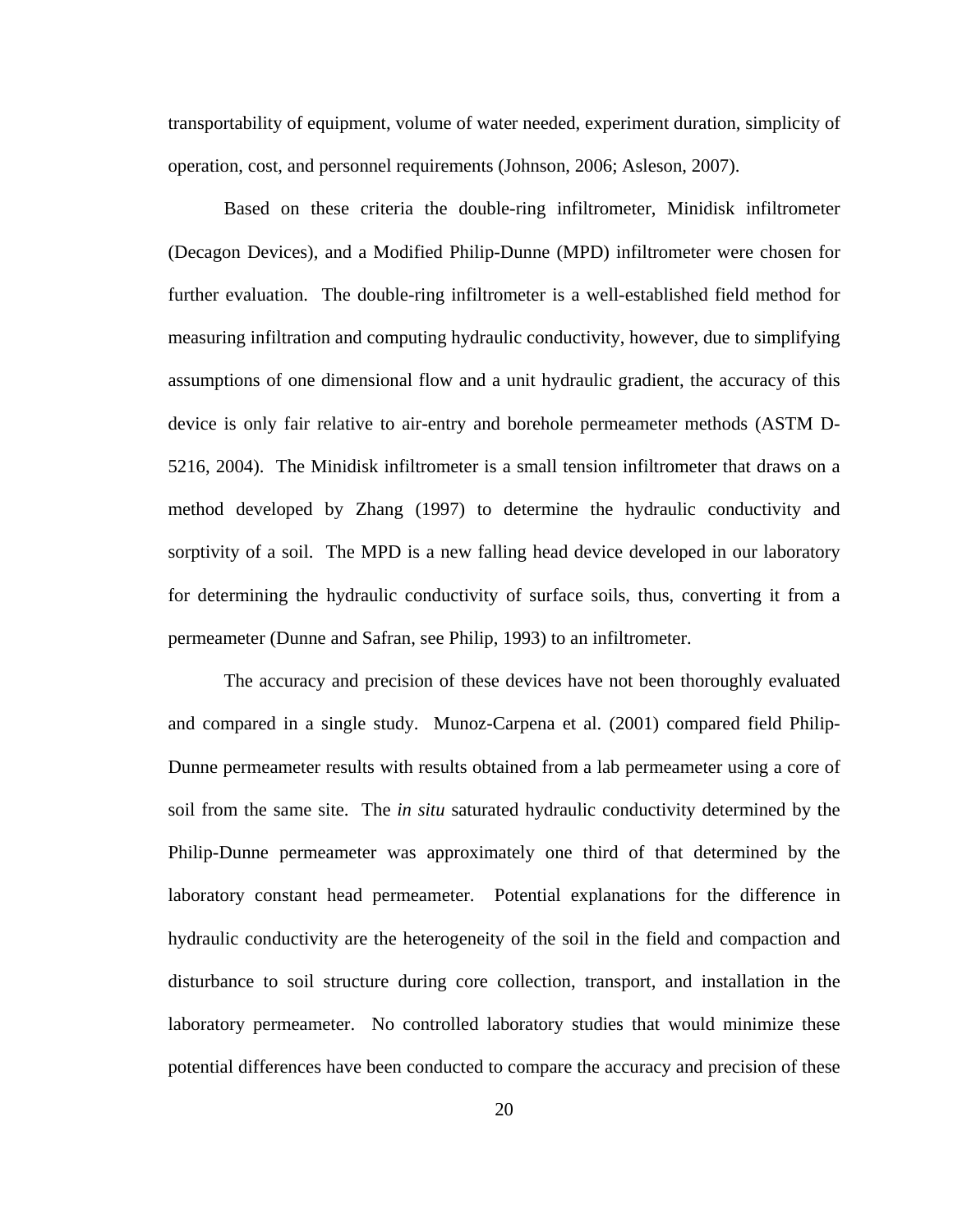transportability of equipment, volume of water needed, experiment duration, simplicity of operation, cost, and personnel requirements (Johnson, 2006; Asleson, 2007).

Based on these criteria the double-ring infiltrometer, Minidisk infiltrometer (Decagon Devices), and a Modified Philip-Dunne (MPD) infiltrometer were chosen for further evaluation. The double-ring infiltrometer is a well-established field method for measuring infiltration and computing hydraulic conductivity, however, due to simplifying assumptions of one dimensional flow and a unit hydraulic gradient, the accuracy of this device is only fair relative to air-entry and borehole permeameter methods (ASTM D-5216, 2004). The Minidisk infiltrometer is a small tension infiltrometer that draws on a method developed by Zhang (1997) to determine the hydraulic conductivity and sorptivity of a soil. The MPD is a new falling head device developed in our laboratory for determining the hydraulic conductivity of surface soils, thus, converting it from a permeameter (Dunne and Safran, see Philip, 1993) to an infiltrometer.

The accuracy and precision of these devices have not been thoroughly evaluated and compared in a single study. Munoz-Carpena et al. (2001) compared field Philip-Dunne permeameter results with results obtained from a lab permeameter using a core of soil from the same site. The *in situ* saturated hydraulic conductivity determined by the Philip-Dunne permeameter was approximately one third of that determined by the laboratory constant head permeameter. Potential explanations for the difference in hydraulic conductivity are the heterogeneity of the soil in the field and compaction and disturbance to soil structure during core collection, transport, and installation in the laboratory permeameter. No controlled laboratory studies that would minimize these potential differences have been conducted to compare the accuracy and precision of these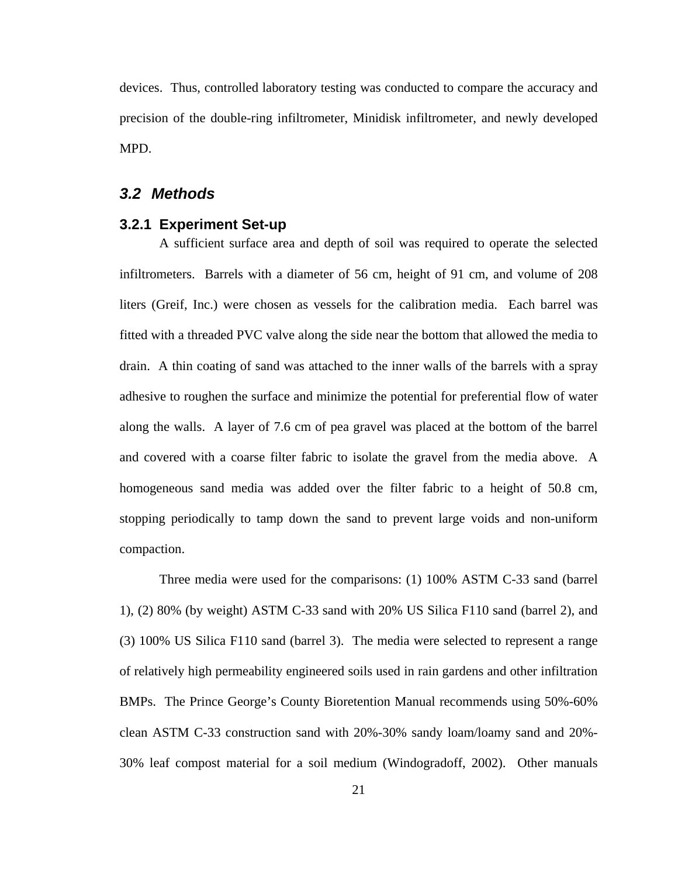devices. Thus, controlled laboratory testing was conducted to compare the accuracy and precision of the double-ring infiltrometer, Minidisk infiltrometer, and newly developed MPD.

## *3.2 Methods*

### 3.2.1 Experiment Set-up

A sufficient surface area and depth of soil was required to operate the selected infiltrometers. Barrels with a diameter of 56 cm, height of 91 cm, and volume of 208 liters (Greif, Inc.) were chosen as vessels for the calibration media. Each barrel was fitted with a threaded PVC valve along the side near the bottom that allowed the media to drain. A thin coating of sand was attached to the inner walls of the barrels with a spray adhesive to roughen the surface and minimize the potential for preferential flow of water along the walls. A layer of 7.6 cm of pea gravel was placed at the bottom of the barrel and covered with a coarse filter fabric to isolate the gravel from the media above. A homogeneous sand media was added over the filter fabric to a height of 50.8 cm, stopping periodically to tamp down the sand to prevent large voids and non-uniform compaction.

Three media were used for the comparisons: (1) 100% ASTM C-33 sand (barrel 1), (2) 80% (by weight) ASTM C-33 sand with 20% US Silica F110 sand (barrel 2), and (3) 100% US Silica F110 sand (barrel 3). The media were selected to represent a range of relatively high permeability engineered soils used in rain gardens and other infiltration BMPs. The Prince George's County Bioretention Manual recommends using 50%-60% clean ASTM C-33 construction sand with 20%-30% sandy loam/loamy sand and 20%-30% leaf compost material for a soil medium (Windogradoff, 2002). Other manuals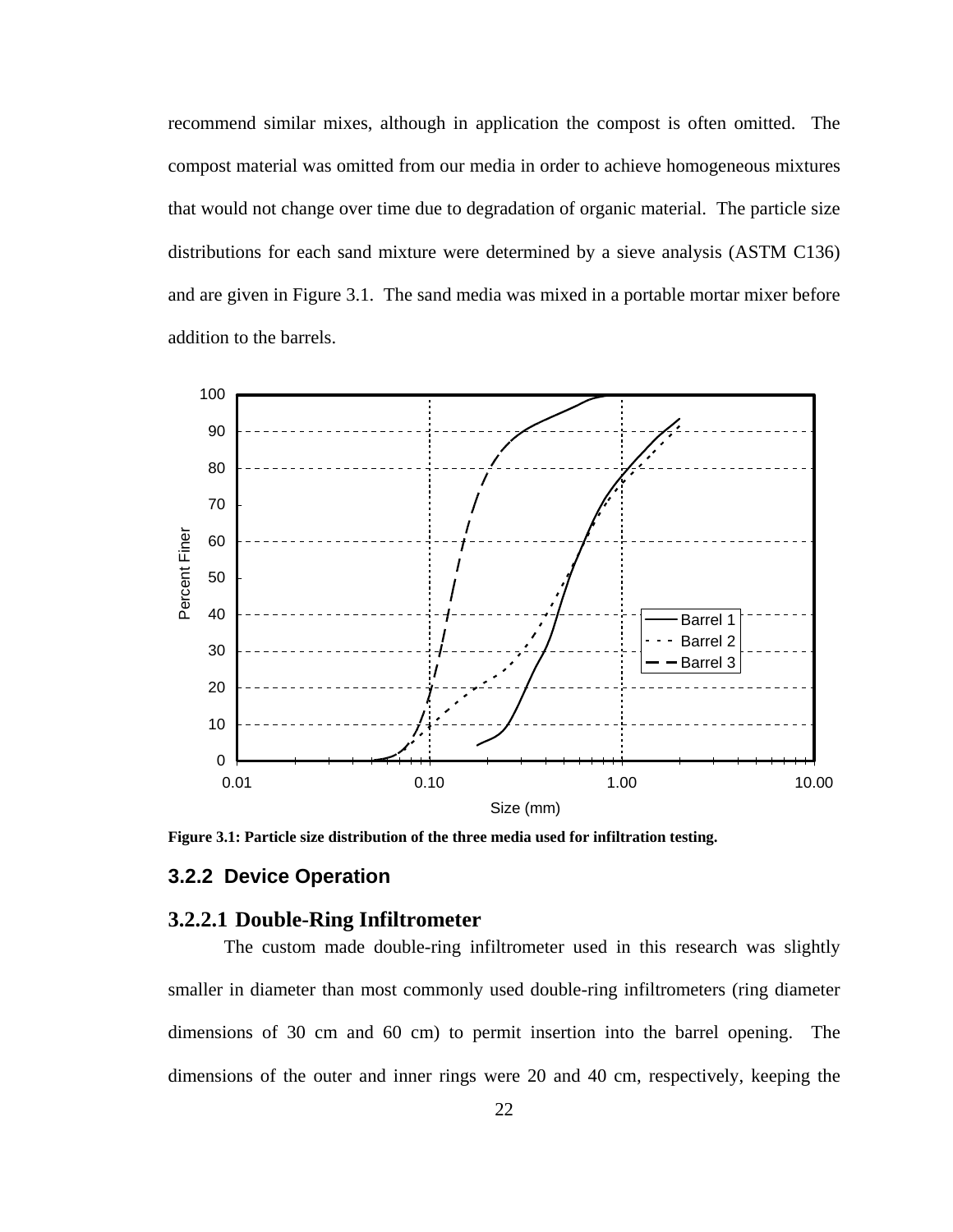recommend similar mixes, although in application the compost is often omitted. The compost material was omitted from our media in order to achieve homogeneous mixtures that would not change over time due to degradation of organic material. The particle size distributions for each sand mixture were determined by a sieve analysis (ASTM C136) and are given in Figure 3.1. The sand media was mixed in a portable mortar mixer before addition to the barrels.

**Figure 3.1: Particle size distribution of the three media used for infiltration testing.**

### 3.2.2 Device Operation

#### 3.2.2.1 Double-Ring Infiltrometer

The custom made double-ring infiltrometer used in this research was slightly smaller in diameter than most commonly used double-ring infiltrometers (ring diameter dimensions of 30 cm and 60 cm) to permit insertion into the barrel opening. The dimensions of the outer and inner rings were 20 and 40 cm, respectively, keeping the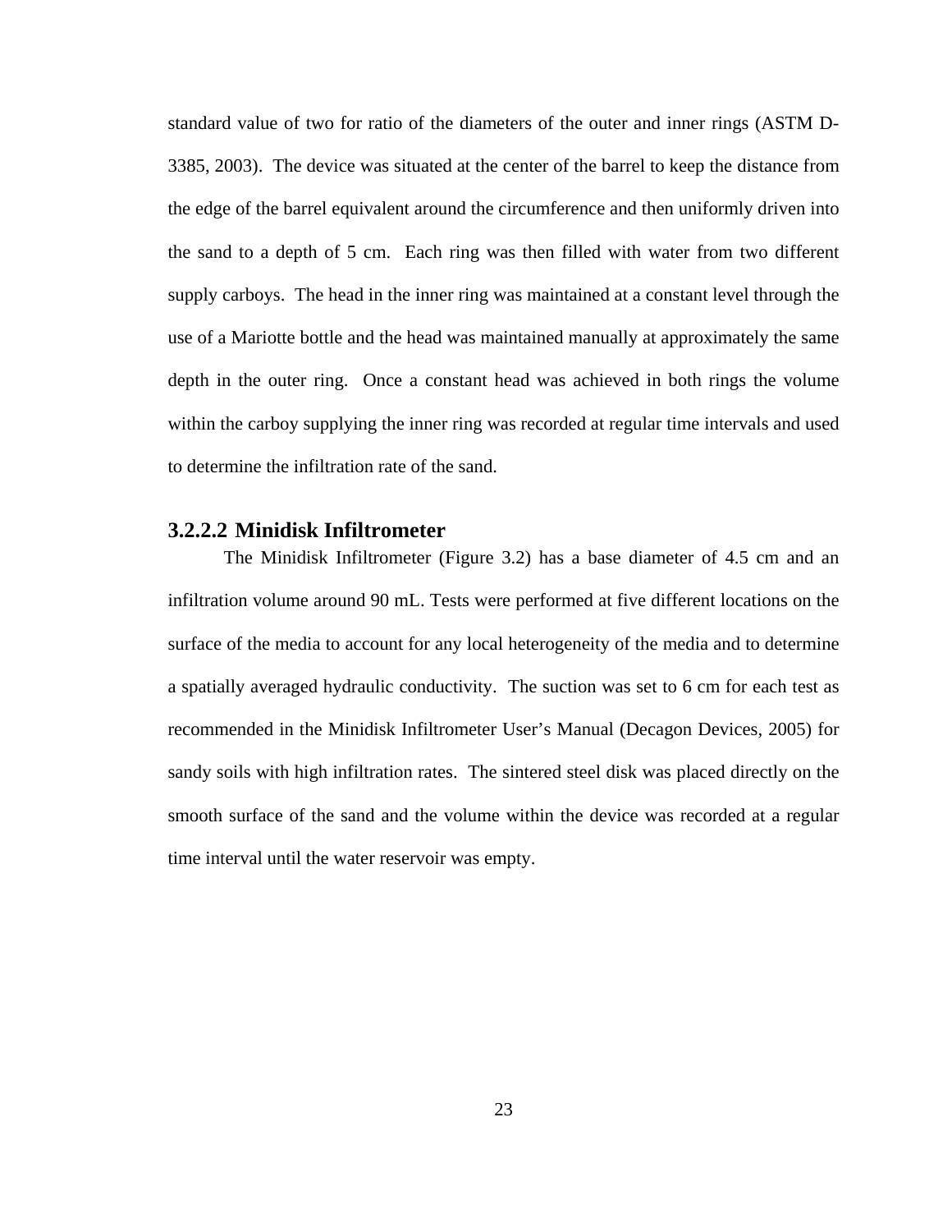standard value of two for ratio of the diameters of the outer and inner rings (ASTM D-3385, 2003). The device was situated at the center of the barrel to keep the distance from the edge of the barrel equivalent around the circumference and then uniformly driven into the sand to a depth of 5 cm. Each ring was then filled with water from two different supply carboys. The head in the inner ring was maintained at a constant level through the use of a Mariotte bottle and the head was maintained manually at approximately the same depth in the outer ring. Once a constant head was achieved in both rings the volume within the carboy supplying the inner ring was recorded at regular time intervals and used to determine the infiltration rate of the sand.

#### 3.2.2.2 Minidisk Infiltrometer

The Minidisk Infiltrometer (Figure 3.2) has a base diameter of 4.5 cm and an infiltration volume around 90 mL. Tests were performed at five different locations on the surface of the media to account for any local heterogeneity of the media and to determine a spatially averaged hydraulic conductivity. The suction was set to 6 cm for each test as recommended in the Minidisk Infiltrometer User's Manual (Decagon Devices, 2005) for sandy soils with high infiltration rates. The sintered steel disk was placed directly on the smooth surface of the sand and the volume within the device was recorded at a regular time interval until the water reservoir was empty.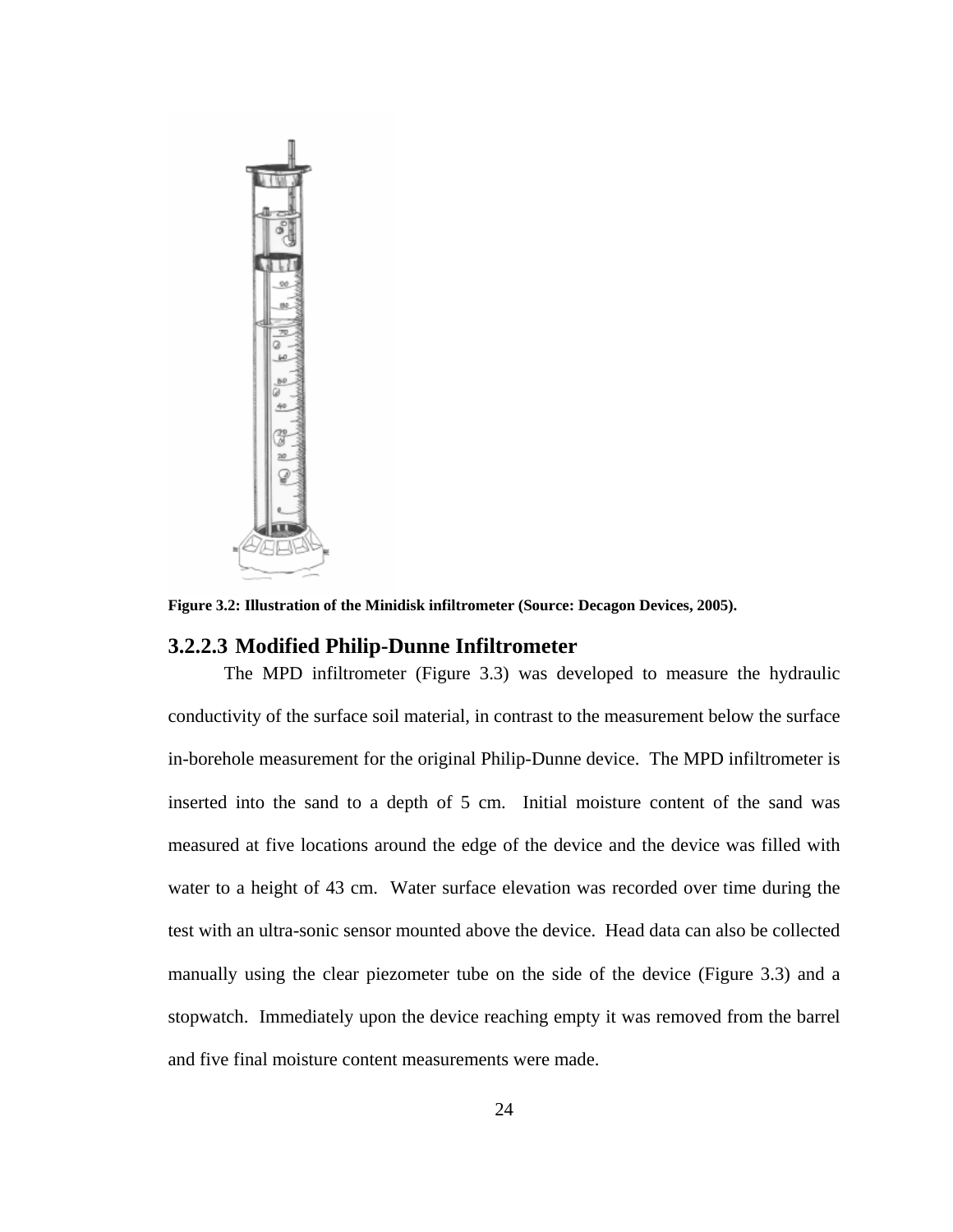Figure 3.2: Illustration of the Minidisk infiltrometer (Source: Decagon Devices, 2005).

### 3.2.2.3 Modified Philip-Dunne Infiltrometer

The MPD infiltrometer (Figure 3.3) was developed to measure the hydraulic conductivity of the surface soil material, in contrast to the measurement below the surface in-borehole measurement for the original Philip-Dunne device. The MPD infiltrometer is inserted into the sand to a depth of 5 cm. Initial moisture content of the sand was measured at five locations around the edge of the device and the device was filled with water to a height of 43 cm. Water surface elevation was recorded over time during the test with an ultra-sonic sensor mounted above the device. Head data can also be collected manually using the clear piezometer tube on the side of the device (Figure 3.3) and a stopwatch. Immediately upon the device reaching empty it was removed from the barrel and five final moisture content measurements were made.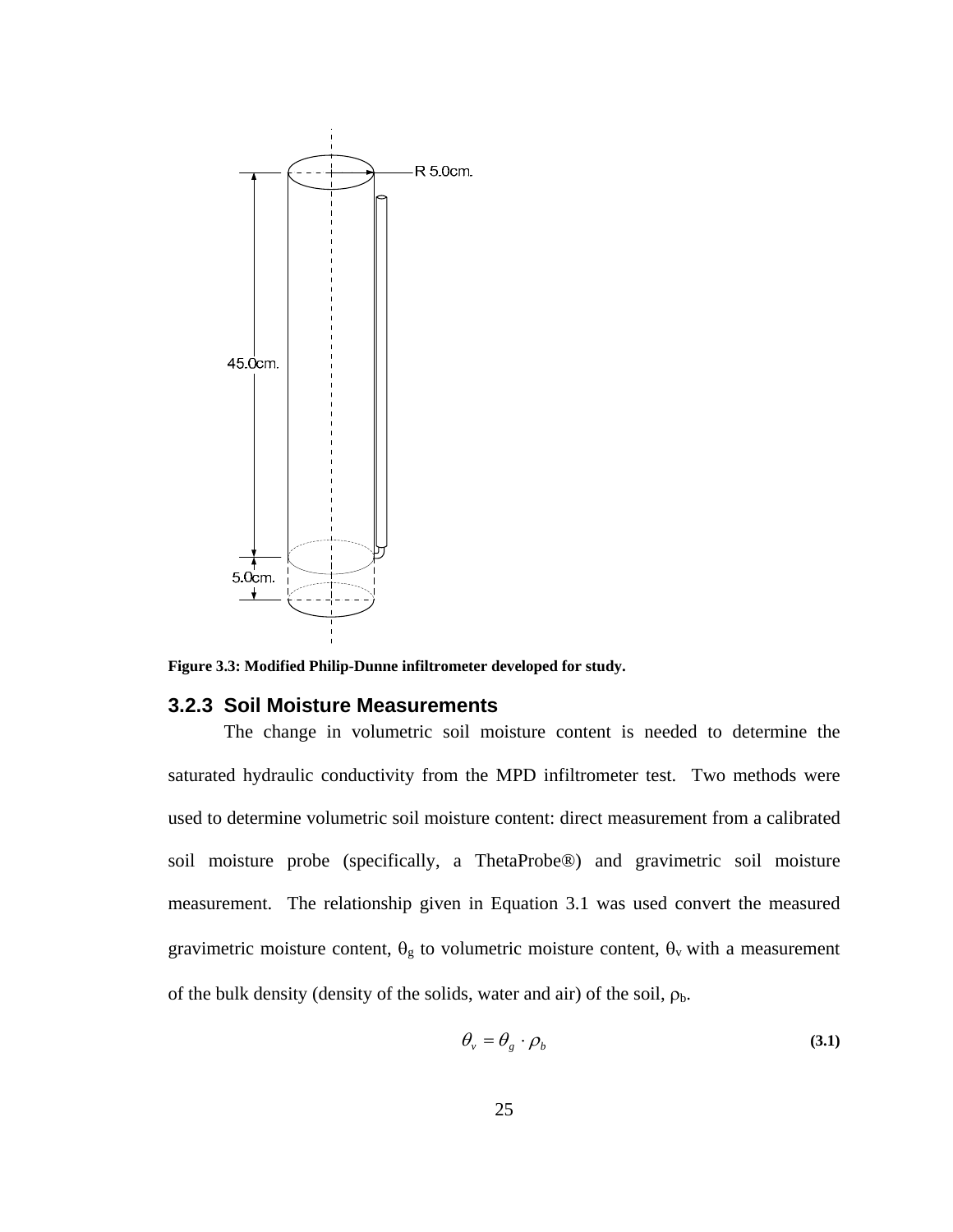Figure 3.3: Modified Philip-Dunne infiltrometer developed for study.

### 3.2.3 Soil Moisture Measurements

The change in volumetric soil moisture content is needed to determine the saturated hydraulic conductivity from the MPD infiltrometer test. Two methods were used to determine volumetric soil moisture content: direct measurement from a calibrated soil moisture probe (specifically, a ThetaProbe®) and gravimetric soil moisture measurement. The relationship given in Equation 3.1 was used convert the measured gravimetric moisture content, $\theta_g$ to volumetric moisture content, $\theta_v$ with a measurement of the bulk density (density of the solids, water and air) of the soil, $\rho_b$.

$$\theta_v = \theta_g \cdot \rho_b \tag{3.1}$$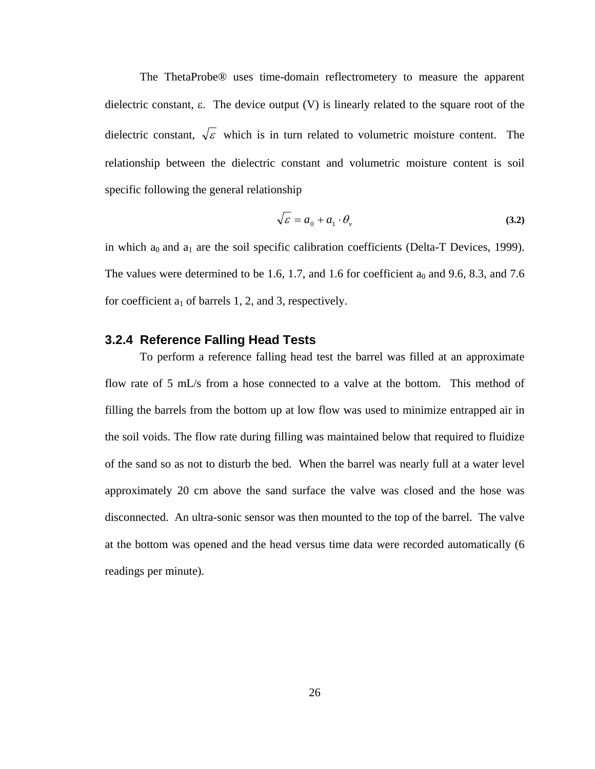The ThetaProbe® uses time-domain reflectrometery to measure the apparent dielectric constant, $\varepsilon$. The device output (V) is linearly related to the square root of the dielectric constant, $\sqrt{\varepsilon}$ which is in turn related to volumetric moisture content. The relationship between the dielectric constant and volumetric moisture content is soil specific following the general relationship

$$\sqrt{\varepsilon} = a_0 + a_1 \cdot \theta_v \tag{3.2}$$

in which $a_0$ and $a_1$ are the soil specific calibration coefficients (Delta-T Devices, 1999). The values were determined to be 1.6, 1.7, and 1.6 for coefficient $a_0$ and 9.6, 8.3, and 7.6 for coefficient $a_1$ of barrels 1, 2, and 3, respectively.

### 3.2.4 Reference Falling Head Tests

To perform a reference falling head test the barrel was filled at an approximate flow rate of 5 mL/s from a hose connected to a valve at the bottom. This method of filling the barrels from the bottom up at low flow was used to minimize entrapped air in the soil voids. The flow rate during filling was maintained below that required to fluidize of the sand so as not to disturb the bed. When the barrel was nearly full at a water level approximately 20 cm above the sand surface the valve was closed and the hose was disconnected. An ultra-sonic sensor was then mounted to the top of the barrel. The valve at the bottom was opened and the head versus time data were recorded automatically (6 readings per minute).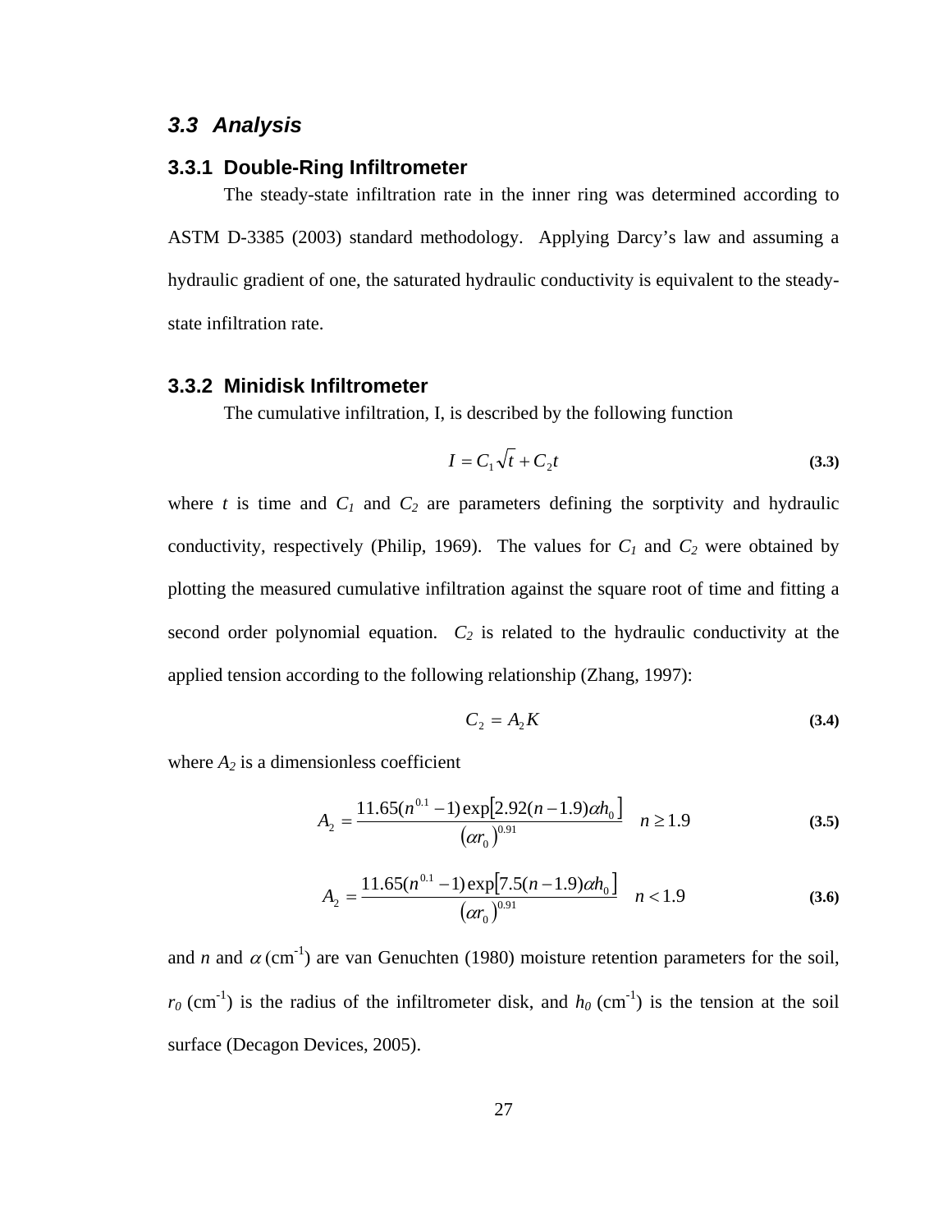## 3.3 Analysis

### 3.3.1 Double-Ring Infiltrometer

The steady-state infiltration rate in the inner ring was determined according to ASTM D-3385 (2003) standard methodology. Applying Darcy's law and assuming a hydraulic gradient of one, the saturated hydraulic conductivity is equivalent to the steady-state infiltration rate.

### 3.3.2 Minidisk Infiltrometer

The cumulative infiltration, I, is described by the following function

$$I = C_1\sqrt{t} + C_2 t \tag{3.3}$$

where $t$ is time and $C_1$ and $C_2$ are parameters defining the sorptivity and hydraulic conductivity, respectively (Philip, 1969). The values for $C_1$ and $C_2$ were obtained by plotting the measured cumulative infiltration against the square root of time and fitting a second order polynomial equation. $C_2$ is related to the hydraulic conductivity at the applied tension according to the following relationship (Zhang, 1997):

$$C_2 = A_2 K \tag{3.4}$$

where $A_2$ is a dimensionless coefficient

$$A_2 = \frac{11.65(n^{0.1}-1)\exp\left[2.92(n-1.9)\alpha h_0\right]}{(\alpha r_0)^{0.91}} \quad n \geq 1.9 \tag{3.5}$$

$$A_2 = \frac{11.65(n^{0.1}-1)\exp\left[7.5(n-1.9)\alpha h_0\right]}{(\alpha r_0)^{0.91}} \quad n < 1.9 \tag{3.6}$$

and $n$ and $\alpha$ ($cm^{-1}$) are van Genuchten (1980) moisture retention parameters for the soil, $r_0$ ($cm^{-1}$) is the radius of the infiltrometer disk, and $h_0$ ($cm^{-1}$) is the tension at the soil surface (Decagon Devices, 2005).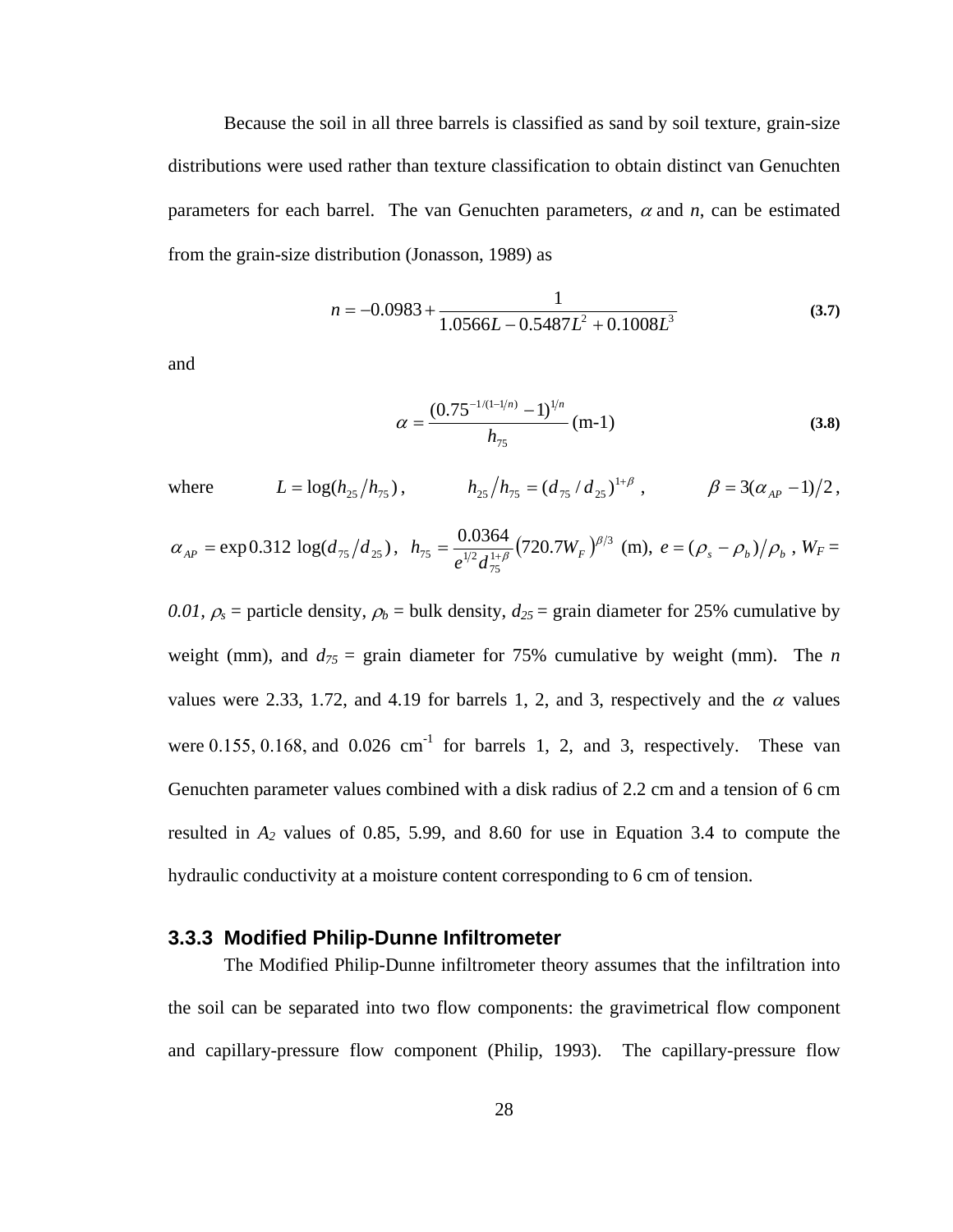Because the soil in all three barrels is classified as sand by soil texture, grain-size distributions were used rather than texture classification to obtain distinct van Genuchten parameters for each barrel. The van Genuchten parameters, $\alpha$ and $n$, can be estimated from the grain-size distribution (Jonasson, 1989) as

$$n = -0.0983 + \frac{1}{1.0566L - 0.5487L^2 + 0.1008L^3} \tag{3.7}$$

and

$$\alpha = \frac{(0.75^{-1/(1-1/n)} - 1)^{1/n}}{h_{75}} \text{ (m-1)} \tag{3.8}$$

where $L = \log(h_{25}/h_{75})$, $h_{25}/h_{75} = (d_{75}/d_{25})^{1+\beta}$, $\beta = 3(\alpha_{AP} - 1)/2$, $\alpha_{AP} = \exp 0.312 \log(d_{75}/d_{25})$, $h_{75} = \dfrac{0.0364}{e^{1/2} d_{75}^{1+\beta}} \left(720.7 W_F\right)^{\beta/3}$ (m), $e = (\rho_s - \rho_b)/\rho_b$, $W_F = 0.01$, $\rho_s$ = particle density, $\rho_b$ = bulk density, $d_{25}$ = grain diameter for 25% cumulative by weight (mm), and $d_{75}$ = grain diameter for 75% cumulative by weight (mm). The $n$ values were 2.33, 1.72, and 4.19 for barrels 1, 2, and 3, respectively and the $\alpha$ values were 0.155, 0.168, and 0.026 cm$^{-1}$ for barrels 1, 2, and 3, respectively. These van Genuchten parameter values combined with a disk radius of 2.2 cm and a tension of 6 cm resulted in $A_2$ values of 0.85, 5.99, and 8.60 for use in Equation 3.4 to compute the hydraulic conductivity at a moisture content corresponding to 6 cm of tension.

### 3.3.3 Modified Philip-Dunne Infiltrometer

The Modified Philip-Dunne infiltrometer theory assumes that the infiltration into the soil can be separated into two flow components: the gravimetrical flow component and capillary-pressure flow component (Philip, 1993). The capillary-pressure flow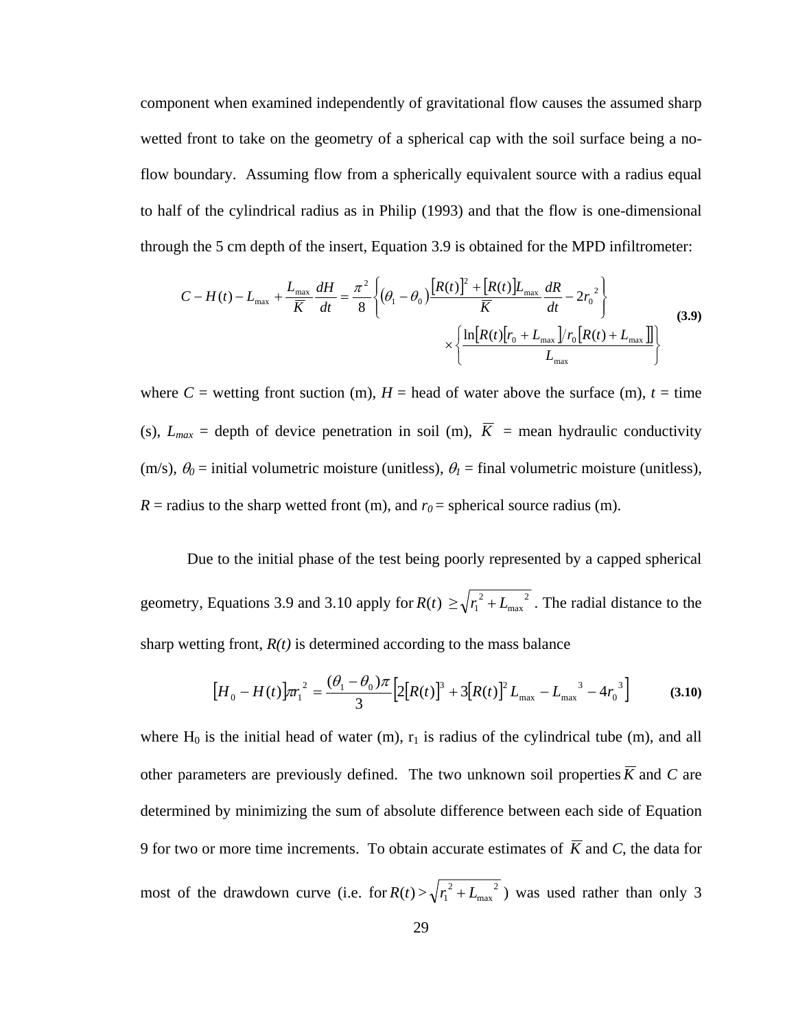component when examined independently of gravitational flow causes the assumed sharp wetted front to take on the geometry of a spherical cap with the soil surface being a no-flow boundary. Assuming flow from a spherically equivalent source with a radius equal to half of the cylindrical radius as in Philip (1993) and that the flow is one-dimensional through the 5 cm depth of the insert, Equation 3.9 is obtained for the MPD infiltrometer:

$$C - H(t) - L_{\max} + \frac{L_{\max}}{\overline{K}}\frac{dH}{dt} = \frac{\pi^2}{8}\left\{(\theta_1 - \theta_0)\frac{[R(t)]^2 + [R(t)]L_{\max}}{\overline{K}}\frac{dR}{dt} - 2r_0^{\ 2}\right\} \times \left\{\frac{\ln[R(t)[r_0 + L_{\max}]/r_0[R(t) + L_{\max}]]}{L_{\max}}\right\} \qquad \textbf{(3.9)}$$

where $C$ = wetting front suction (m), $H$ = head of water above the surface (m), $t$ = time (s), $L_{max}$ = depth of device penetration in soil (m), $\overline{K}$ = mean hydraulic conductivity (m/s), $\theta_0$ = initial volumetric moisture (unitless), $\theta_1$ = final volumetric moisture (unitless), $R$ = radius to the sharp wetted front (m), and $r_0$ = spherical source radius (m).

Due to the initial phase of the test being poorly represented by a capped spherical geometry, Equations 3.9 and 3.10 apply for $R(t) \geq \sqrt{r_1^{\ 2} + L_{\max}^{\ \ 2}}$. The radial distance to the sharp wetting front, $R(t)$ is determined according to the mass balance

$$[H_0 - H(t)]\pi r_1^{\ 2} = \frac{(\theta_1 - \theta_0)\pi}{3}\left[2[R(t)]^3 + 3[R(t)]^2 L_{\max} - L_{\max}^{\ \ 3} - 4r_0^{\ 3}\right] \qquad \textbf{(3.10)}$$

where $H_0$ is the initial head of water (m), $r_1$ is radius of the cylindrical tube (m), and all other parameters are previously defined. The two unknown soil properties $\overline{K}$ and $C$ are determined by minimizing the sum of absolute difference between each side of Equation 9 for two or more time increments. To obtain accurate estimates of $\overline{K}$ and $C$, the data for most of the drawdown curve (i.e. for $R(t) > \sqrt{r_1^{\ 2} + L_{\max}^{\ \ 2}}$) was used rather than only 3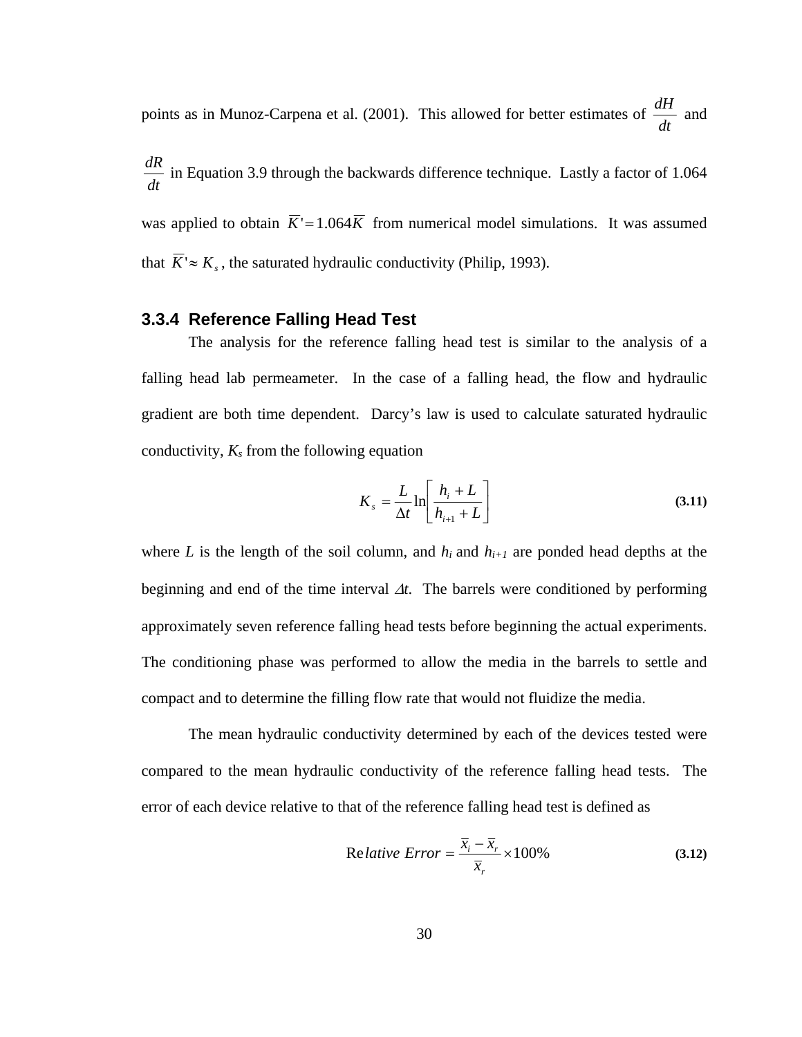points as in Munoz-Carpena et al. (2001). This allowed for better estimates of $\frac{dH}{dt}$ and $\frac{dR}{dt}$ in Equation 3.9 through the backwards difference technique. Lastly a factor of 1.064 was applied to obtain $\overline{K}' = 1.064\overline{K}$ from numerical model simulations. It was assumed that $\overline{K}' \approx K_s$, the saturated hydraulic conductivity (Philip, 1993).

### 3.3.4 Reference Falling Head Test

The analysis for the reference falling head test is similar to the analysis of a falling head lab permeameter. In the case of a falling head, the flow and hydraulic gradient are both time dependent. Darcy's law is used to calculate saturated hydraulic conductivity, $K_s$ from the following equation

$$K_s = \frac{L}{\Delta t} \ln\left[\frac{h_i + L}{h_{i+1} + L}\right] \tag{3.11}$$

where $L$ is the length of the soil column, and $h_i$ and $h_{i+1}$ are ponded head depths at the beginning and end of the time interval $\Delta t$. The barrels were conditioned by performing approximately seven reference falling head tests before beginning the actual experiments. The conditioning phase was performed to allow the media in the barrels to settle and compact and to determine the filling flow rate that would not fluidize the media.

The mean hydraulic conductivity determined by each of the devices tested were compared to the mean hydraulic conductivity of the reference falling head tests. The error of each device relative to that of the reference falling head test is defined as

$$\text{Relative Error} = \frac{\overline{x}_i - \overline{x}_r}{\overline{x}_r} \times 100\% \tag{3.12}$$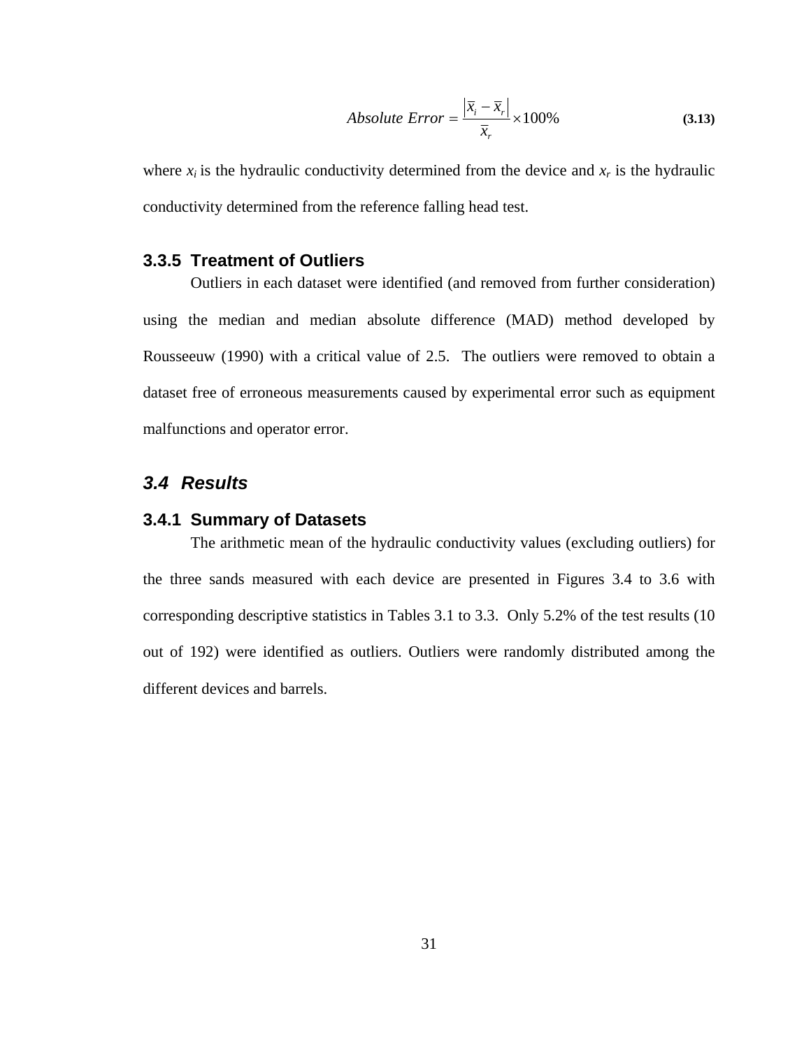$$Absolute\ Error = \frac{|\overline{x}_i - \overline{x}_r|}{\overline{x}_r} \times 100\% \qquad \textbf{(3.13)}$$

where $x_i$ is the hydraulic conductivity determined from the device and $x_r$ is the hydraulic conductivity determined from the reference falling head test.

### 3.3.5 Treatment of Outliers

Outliers in each dataset were identified (and removed from further consideration) using the median and median absolute difference (MAD) method developed by Rousseeuw (1990) with a critical value of 2.5. The outliers were removed to obtain a dataset free of erroneous measurements caused by experimental error such as equipment malfunctions and operator error.

## *3.4 Results*

### 3.4.1 Summary of Datasets

The arithmetic mean of the hydraulic conductivity values (excluding outliers) for the three sands measured with each device are presented in Figures 3.4 to 3.6 with corresponding descriptive statistics in Tables 3.1 to 3.3. Only 5.2% of the test results (10 out of 192) were identified as outliers. Outliers were randomly distributed among the different devices and barrels.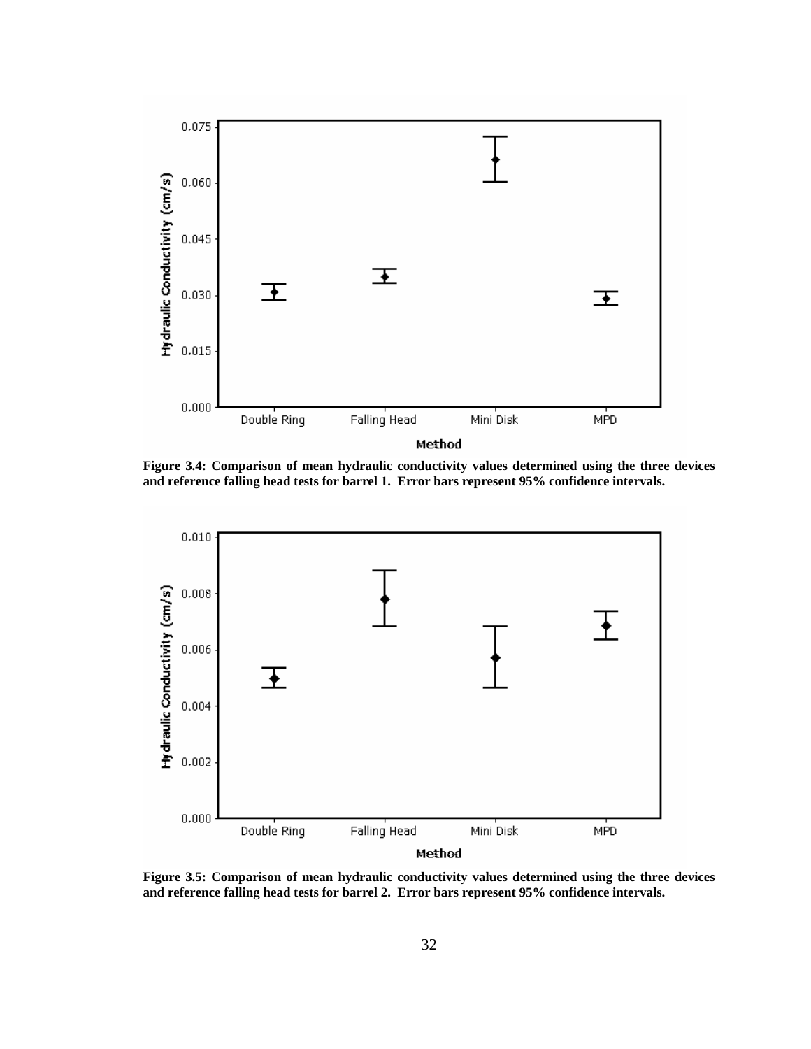Figure 3.4: Comparison of mean hydraulic conductivity values determined using the three devices and reference falling head tests for barrel 1. Error bars represent 95% confidence intervals.

Figure 3.5: Comparison of mean hydraulic conductivity values determined using the three devices and reference falling head tests for barrel 2. Error bars represent 95% confidence intervals.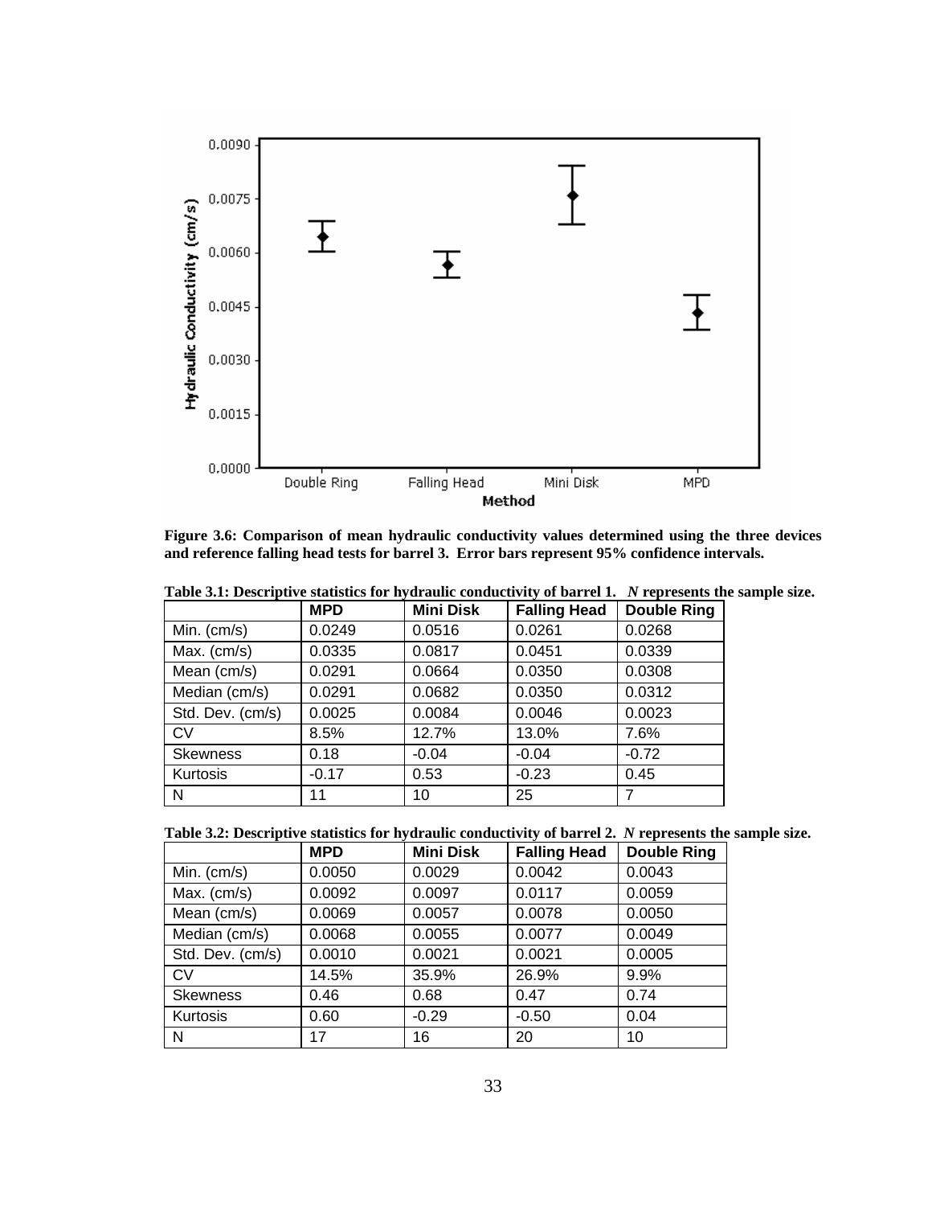**Figure 3.6: Comparison of mean hydraulic conductivity values determined using the three devices and reference falling head tests for barrel 3. Error bars represent 95% confidence intervals.**

**Table 3.1: Descriptive statistics for hydraulic conductivity of barrel 1. *N* represents the sample size.**

| | MPD | Mini Disk | Falling Head | Double Ring |
|---|---|---|---|---|
| Min. (cm/s) | 0.0249 | 0.0516 | 0.0261 | 0.0268 |
| Max. (cm/s) | 0.0335 | 0.0817 | 0.0451 | 0.0339 |
| Mean (cm/s) | 0.0291 | 0.0664 | 0.0350 | 0.0308 |
| Median (cm/s) | 0.0291 | 0.0682 | 0.0350 | 0.0312 |
| Std. Dev. (cm/s) | 0.0025 | 0.0084 | 0.0046 | 0.0023 |
| CV | 8.5% | 12.7% | 13.0% | 7.6% |
| Skewness | 0.18 | -0.04 | -0.04 | -0.72 |
| Kurtosis | -0.17 | 0.53 | -0.23 | 0.45 |
| N | 11 | 10 | 25 | 7 |

**Table 3.2: Descriptive statistics for hydraulic conductivity of barrel 2. *N* represents the sample size.**

| | MPD | Mini Disk | Falling Head | Double Ring |
|---|---|---|---|---|
| Min. (cm/s) | 0.0050 | 0.0029 | 0.0042 | 0.0043 |
| Max. (cm/s) | 0.0092 | 0.0097 | 0.0117 | 0.0059 |
| Mean (cm/s) | 0.0069 | 0.0057 | 0.0078 | 0.0050 |
| Median (cm/s) | 0.0068 | 0.0055 | 0.0077 | 0.0049 |
| Std. Dev. (cm/s) | 0.0010 | 0.0021 | 0.0021 | 0.0005 |
| CV | 14.5% | 35.9% | 26.9% | 9.9% |
| Skewness | 0.46 | 0.68 | 0.47 | 0.74 |
| Kurtosis | 0.60 | -0.29 | -0.50 | 0.04 |
| N | 17 | 16 | 20 | 10 |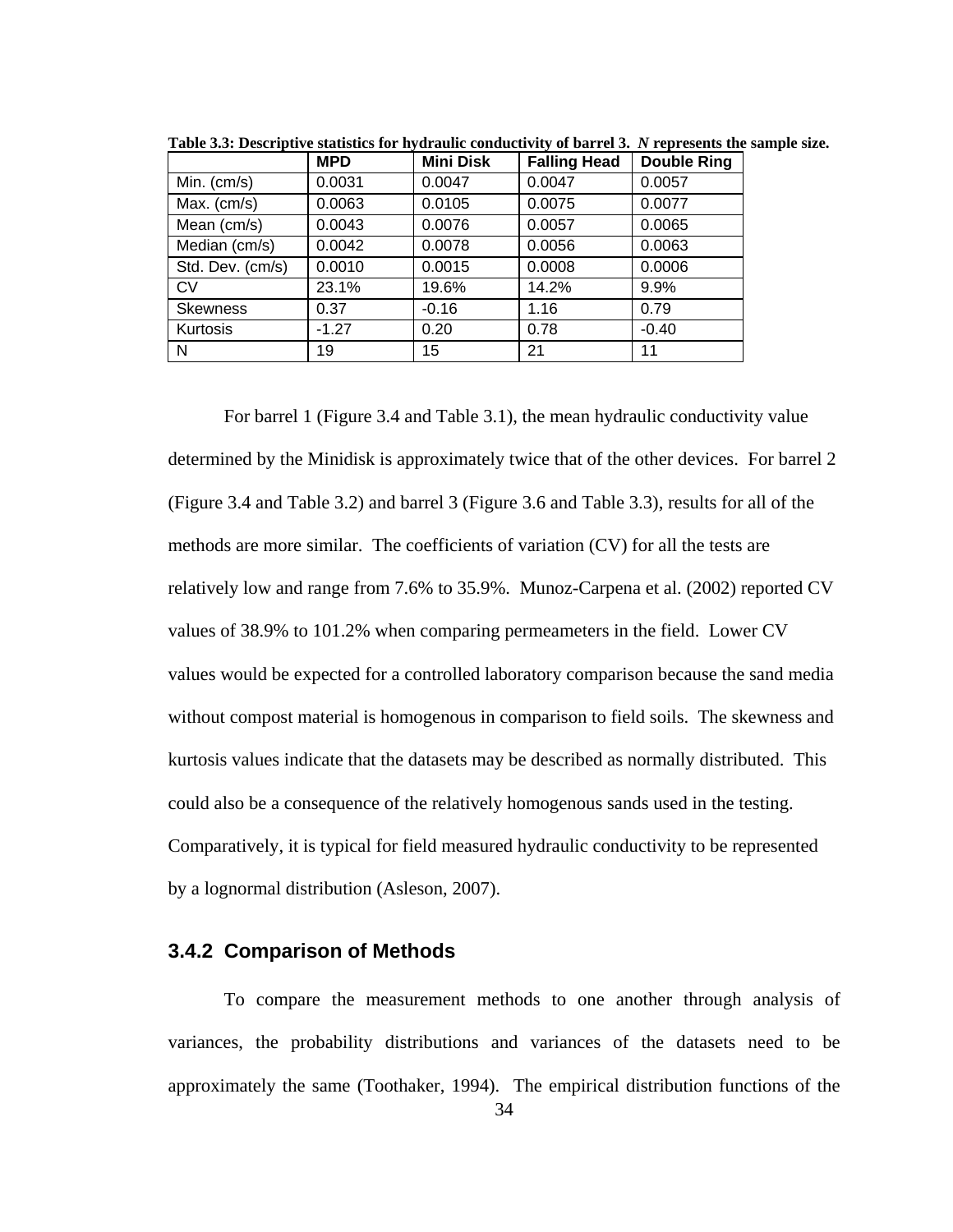**Table 3.3: Descriptive statistics for hydraulic conductivity of barrel 3. *N* represents the sample size.**

| | MPD | Mini Disk | Falling Head | Double Ring |
|---|---|---|---|---|
| Min. (cm/s) | 0.0031 | 0.0047 | 0.0047 | 0.0057 |
| Max. (cm/s) | 0.0063 | 0.0105 | 0.0075 | 0.0077 |
| Mean (cm/s) | 0.0043 | 0.0076 | 0.0057 | 0.0065 |
| Median (cm/s) | 0.0042 | 0.0078 | 0.0056 | 0.0063 |
| Std. Dev. (cm/s) | 0.0010 | 0.0015 | 0.0008 | 0.0006 |
| CV | 23.1% | 19.6% | 14.2% | 9.9% |
| Skewness | 0.37 | -0.16 | 1.16 | 0.79 |
| Kurtosis | -1.27 | 0.20 | 0.78 | -0.40 |
| N | 19 | 15 | 21 | 11 |

For barrel 1 (Figure 3.4 and Table 3.1), the mean hydraulic conductivity value determined by the Minidisk is approximately twice that of the other devices. For barrel 2 (Figure 3.4 and Table 3.2) and barrel 3 (Figure 3.6 and Table 3.3), results for all of the methods are more similar. The coefficients of variation (CV) for all the tests are relatively low and range from 7.6% to 35.9%. Munoz-Carpena et al. (2002) reported CV values of 38.9% to 101.2% when comparing permeameters in the field. Lower CV values would be expected for a controlled laboratory comparison because the sand media without compost material is homogenous in comparison to field soils. The skewness and kurtosis values indicate that the datasets may be described as normally distributed. This could also be a consequence of the relatively homogenous sands used in the testing. Comparatively, it is typical for field measured hydraulic conductivity to be represented by a lognormal distribution (Asleson, 2007).

### 3.4.2 Comparison of Methods

To compare the measurement methods to one another through analysis of variances, the probability distributions and variances of the datasets need to be approximately the same (Toothaker, 1994). The empirical distribution functions of the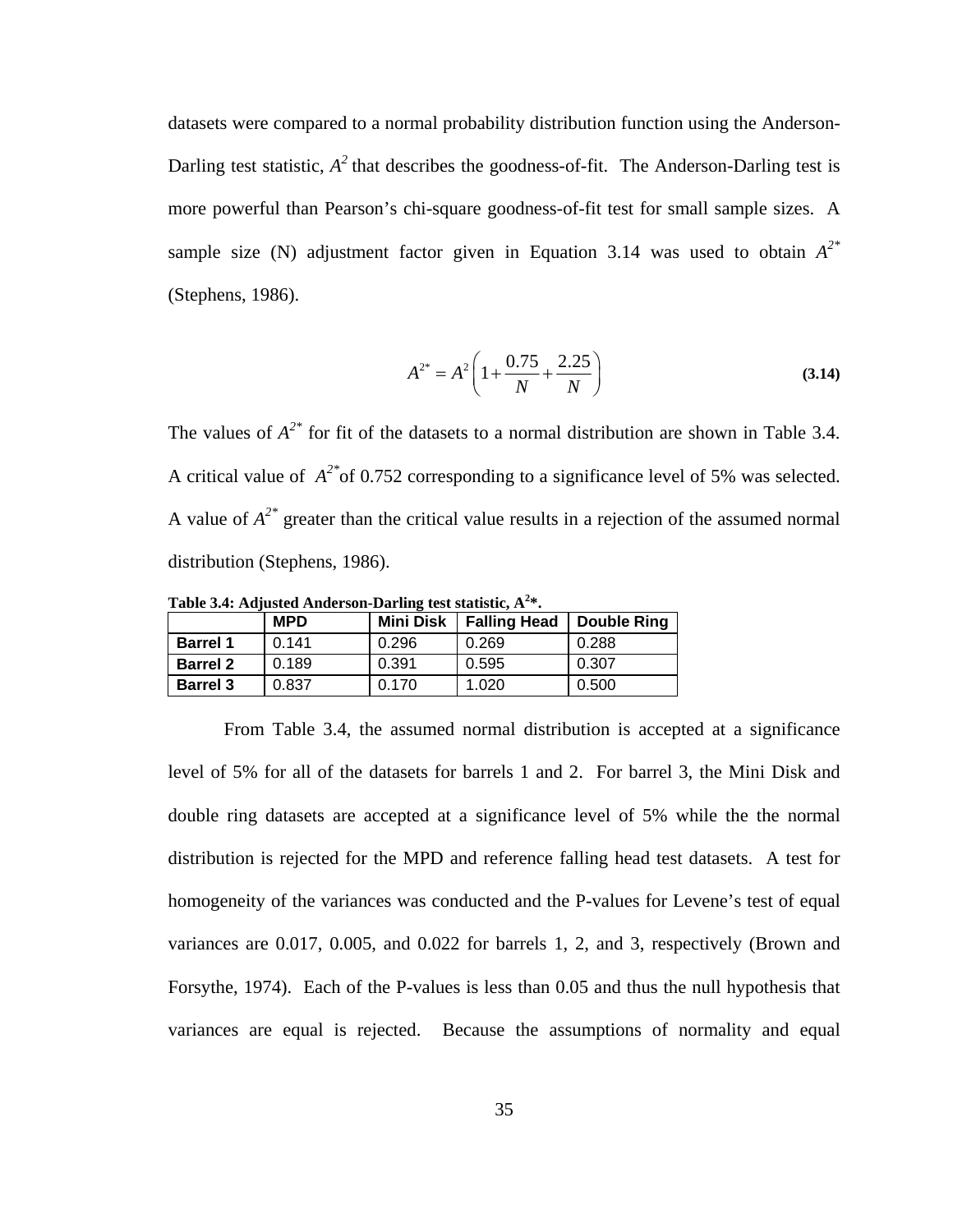datasets were compared to a normal probability distribution function using the Anderson-Darling test statistic, $A^2$ that describes the goodness-of-fit. The Anderson-Darling test is more powerful than Pearson's chi-square goodness-of-fit test for small sample sizes. A sample size (N) adjustment factor given in Equation 3.14 was used to obtain $A^{2*}$ (Stephens, 1986).

$$A^{2*} = A^2\left(1 + \frac{0.75}{N} + \frac{2.25}{N}\right) \tag{3.14}$$

The values of $A^{2*}$ for fit of the datasets to a normal distribution are shown in Table 3.4. A critical value of $A^{2*}$ of 0.752 corresponding to a significance level of 5% was selected. A value of $A^{2*}$ greater than the critical value results in a rejection of the assumed normal distribution (Stephens, 1986).

**Table 3.4: Adjusted Anderson-Darling test statistic, $A^{2*}$.**

| | MPD | Mini Disk | Falling Head | Double Ring |
|---|---|---|---|---|
| **Barrel 1** | 0.141 | 0.296 | 0.269 | 0.288 |
| **Barrel 2** | 0.189 | 0.391 | 0.595 | 0.307 |
| **Barrel 3** | 0.837 | 0.170 | 1.020 | 0.500 |

From Table 3.4, the assumed normal distribution is accepted at a significance level of 5% for all of the datasets for barrels 1 and 2. For barrel 3, the Mini Disk and double ring datasets are accepted at a significance level of 5% while the the normal distribution is rejected for the MPD and reference falling head test datasets. A test for homogeneity of the variances was conducted and the P-values for Levene's test of equal variances are 0.017, 0.005, and 0.022 for barrels 1, 2, and 3, respectively (Brown and Forsythe, 1974). Each of the P-values is less than 0.05 and thus the null hypothesis that variances are equal is rejected. Because the assumptions of normality and equal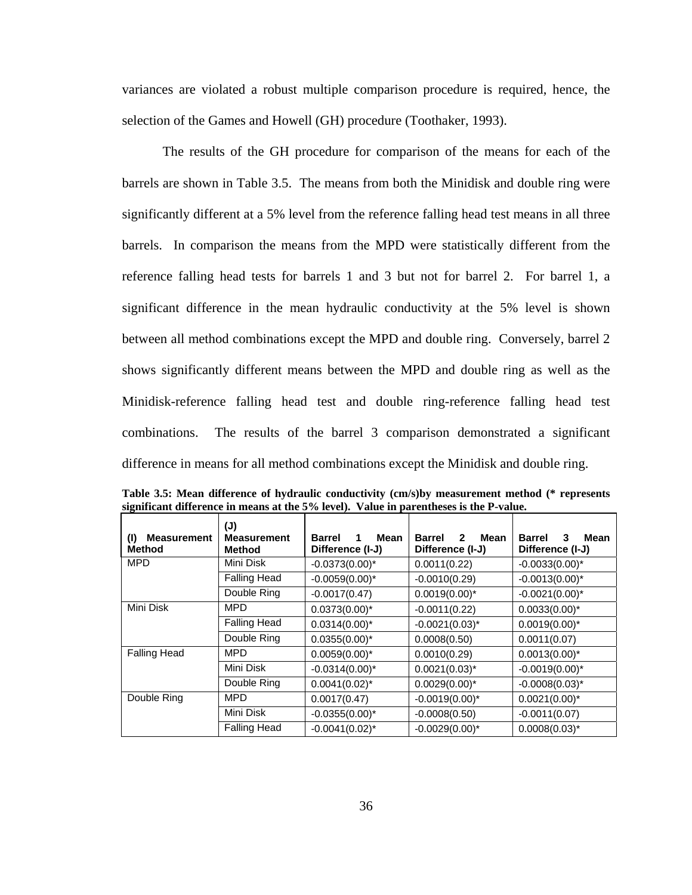variances are violated a robust multiple comparison procedure is required, hence, the selection of the Games and Howell (GH) procedure (Toothaker, 1993).

The results of the GH procedure for comparison of the means for each of the barrels are shown in Table 3.5. The means from both the Minidisk and double ring were significantly different at a 5% level from the reference falling head test means in all three barrels. In comparison the means from the MPD were statistically different from the reference falling head tests for barrels 1 and 3 but not for barrel 2. For barrel 1, a significant difference in the mean hydraulic conductivity at the 5% level is shown between all method combinations except the MPD and double ring. Conversely, barrel 2 shows significantly different means between the MPD and double ring as well as the Minidisk-reference falling head test and double ring-reference falling head test combinations. The results of the barrel 3 comparison demonstrated a significant difference in means for all method combinations except the Minidisk and double ring.

**Table 3.5: Mean difference of hydraulic conductivity (cm/s)by measurement method (* represents significant difference in means at the 5% level). Value in parentheses is the P-value.**

| (I) Measurement Method | (J) Measurement Method | Barrel 1 Mean Difference (I-J) | Barrel 2 Mean Difference (I-J) | Barrel 3 Mean Difference (I-J) |
|---|---|---|---|---|
| MPD | Mini Disk | -0.0373(0.00)* | 0.0011(0.22) | -0.0033(0.00)* |
| | Falling Head | -0.0059(0.00)* | -0.0010(0.29) | -0.0013(0.00)* |
| | Double Ring | -0.0017(0.47) | 0.0019(0.00)* | -0.0021(0.00)* |
| Mini Disk | MPD | 0.0373(0.00)* | -0.0011(0.22) | 0.0033(0.00)* |
| | Falling Head | 0.0314(0.00)* | -0.0021(0.03)* | 0.0019(0.00)* |
| | Double Ring | 0.0355(0.00)* | 0.0008(0.50) | 0.0011(0.07) |
| Falling Head | MPD | 0.0059(0.00)* | 0.0010(0.29) | 0.0013(0.00)* |
| | Mini Disk | -0.0314(0.00)* | 0.0021(0.03)* | -0.0019(0.00)* |
| | Double Ring | 0.0041(0.02)* | 0.0029(0.00)* | -0.0008(0.03)* |
| Double Ring | MPD | 0.0017(0.47) | -0.0019(0.00)* | 0.0021(0.00)* |
| | Mini Disk | -0.0355(0.00)* | -0.0008(0.50) | -0.0011(0.07) |
| | Falling Head | -0.0041(0.02)* | -0.0029(0.00)* | 0.0008(0.03)* |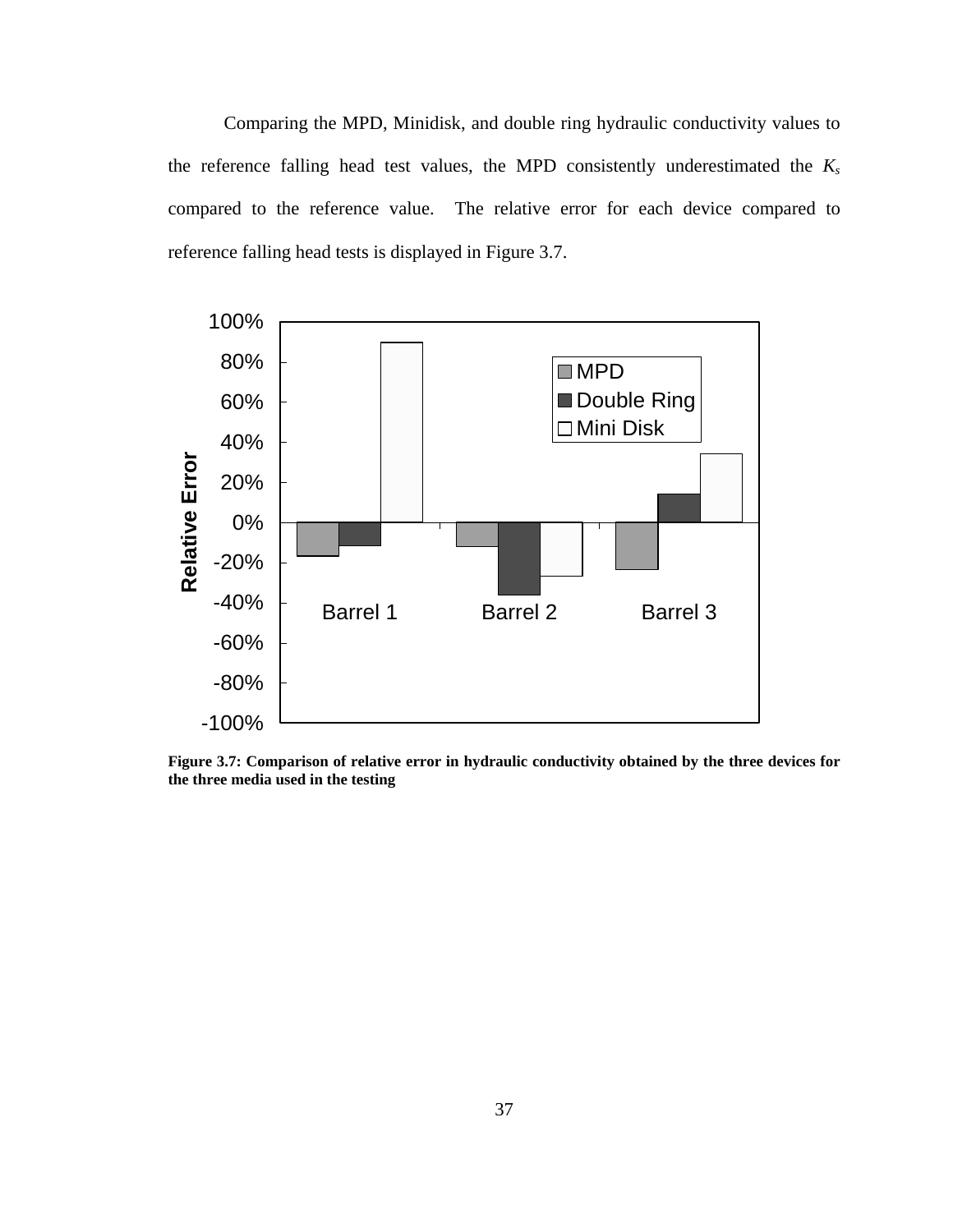Comparing the MPD, Minidisk, and double ring hydraulic conductivity values to the reference falling head test values, the MPD consistently underestimated the $K_s$ compared to the reference value. The relative error for each device compared to reference falling head tests is displayed in Figure 3.7.

**Figure 3.7: Comparison of relative error in hydraulic conductivity obtained by the three devices for the three media used in the testing**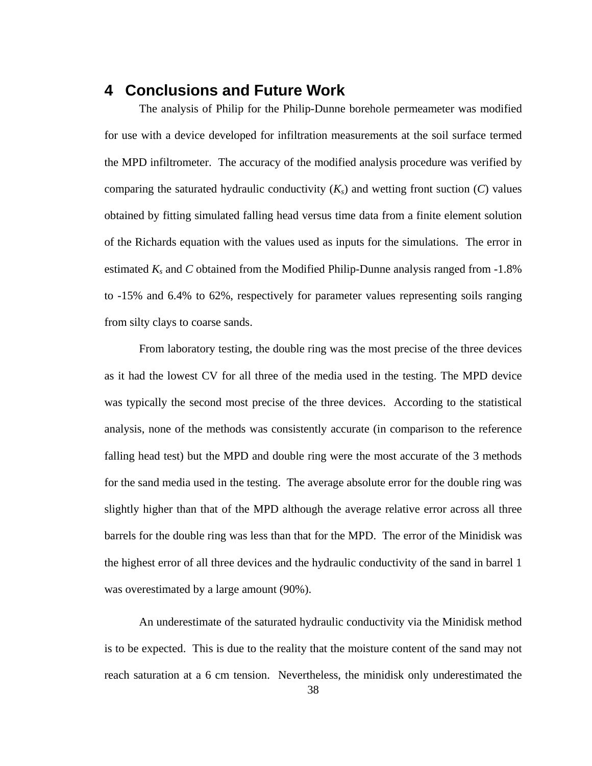# 4 Conclusions and Future Work

The analysis of Philip for the Philip-Dunne borehole permeameter was modified for use with a device developed for infiltration measurements at the soil surface termed the MPD infiltrometer. The accuracy of the modified analysis procedure was verified by comparing the saturated hydraulic conductivity ($K_s$) and wetting front suction ($C$) values obtained by fitting simulated falling head versus time data from a finite element solution of the Richards equation with the values used as inputs for the simulations. The error in estimated $K_s$ and $C$ obtained from the Modified Philip-Dunne analysis ranged from -1.8% to -15% and 6.4% to 62%, respectively for parameter values representing soils ranging from silty clays to coarse sands.

From laboratory testing, the double ring was the most precise of the three devices as it had the lowest CV for all three of the media used in the testing. The MPD device was typically the second most precise of the three devices. According to the statistical analysis, none of the methods was consistently accurate (in comparison to the reference falling head test) but the MPD and double ring were the most accurate of the 3 methods for the sand media used in the testing. The average absolute error for the double ring was slightly higher than that of the MPD although the average relative error across all three barrels for the double ring was less than that for the MPD. The error of the Minidisk was the highest error of all three devices and the hydraulic conductivity of the sand in barrel 1 was overestimated by a large amount (90%).

An underestimate of the saturated hydraulic conductivity via the Minidisk method is to be expected. This is due to the reality that the moisture content of the sand may not reach saturation at a 6 cm tension. Nevertheless, the minidisk only underestimated the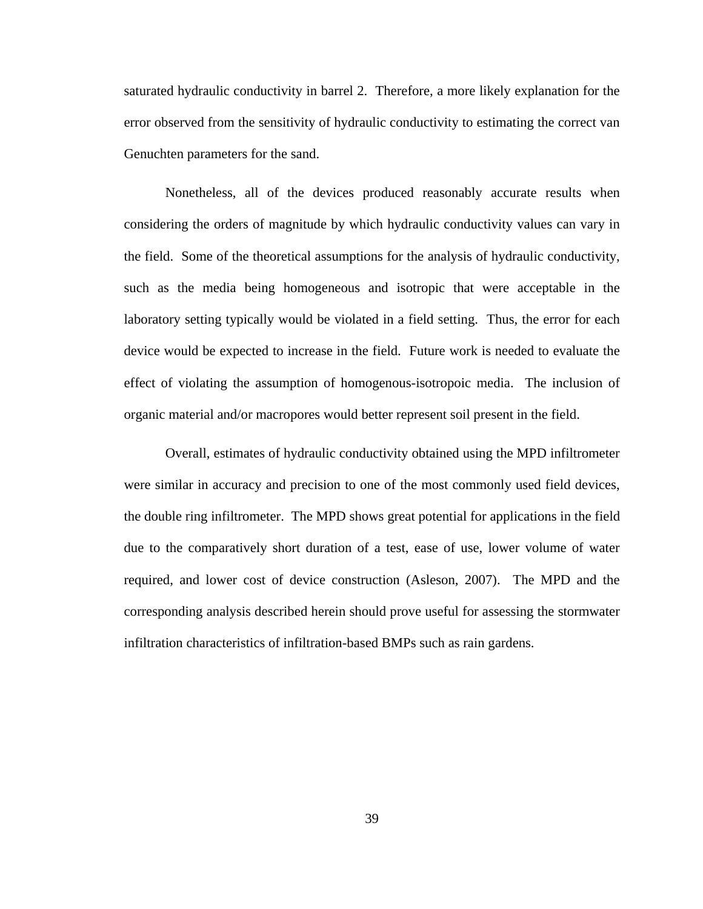saturated hydraulic conductivity in barrel 2. Therefore, a more likely explanation for the error observed from the sensitivity of hydraulic conductivity to estimating the correct van Genuchten parameters for the sand.

Nonetheless, all of the devices produced reasonably accurate results when considering the orders of magnitude by which hydraulic conductivity values can vary in the field. Some of the theoretical assumptions for the analysis of hydraulic conductivity, such as the media being homogeneous and isotropic that were acceptable in the laboratory setting typically would be violated in a field setting. Thus, the error for each device would be expected to increase in the field. Future work is needed to evaluate the effect of violating the assumption of homogenous-isotropoic media. The inclusion of organic material and/or macropores would better represent soil present in the field.

Overall, estimates of hydraulic conductivity obtained using the MPD infiltrometer were similar in accuracy and precision to one of the most commonly used field devices, the double ring infiltrometer. The MPD shows great potential for applications in the field due to the comparatively short duration of a test, ease of use, lower volume of water required, and lower cost of device construction (Asleson, 2007). The MPD and the corresponding analysis described herein should prove useful for assessing the stormwater infiltration characteristics of infiltration-based BMPs such as rain gardens.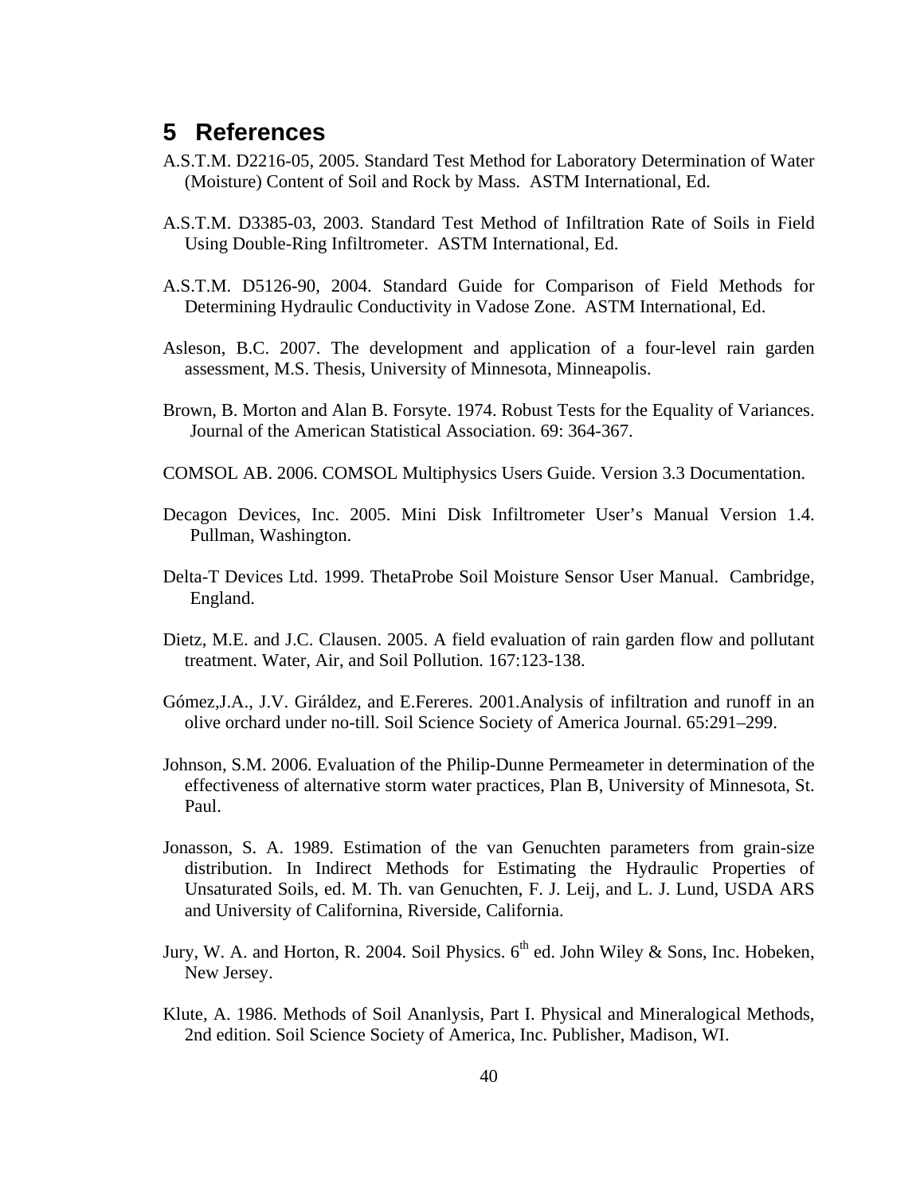# 5 References

A.S.T.M. D2216-05, 2005. Standard Test Method for Laboratory Determination of Water (Moisture) Content of Soil and Rock by Mass. ASTM International, Ed.

A.S.T.M. D3385-03, 2003. Standard Test Method of Infiltration Rate of Soils in Field Using Double-Ring Infiltrometer. ASTM International, Ed.

A.S.T.M. D5126-90, 2004. Standard Guide for Comparison of Field Methods for Determining Hydraulic Conductivity in Vadose Zone. ASTM International, Ed.

Asleson, B.C. 2007. The development and application of a four-level rain garden assessment, M.S. Thesis, University of Minnesota, Minneapolis.

Brown, B. Morton and Alan B. Forsyte. 1974. Robust Tests for the Equality of Variances. Journal of the American Statistical Association. 69: 364-367.

COMSOL AB. 2006. COMSOL Multiphysics Users Guide. Version 3.3 Documentation.

Decagon Devices, Inc. 2005. Mini Disk Infiltrometer User's Manual Version 1.4. Pullman, Washington.

Delta-T Devices Ltd. 1999. ThetaProbe Soil Moisture Sensor User Manual. Cambridge, England.

Dietz, M.E. and J.C. Clausen. 2005. A field evaluation of rain garden flow and pollutant treatment. Water, Air, and Soil Pollution. 167:123-138.

Gómez,J.A., J.V. Giráldez, and E.Fereres. 2001.Analysis of infiltration and runoff in an olive orchard under no-till. Soil Science Society of America Journal. 65:291–299.

Johnson, S.M. 2006. Evaluation of the Philip-Dunne Permeameter in determination of the effectiveness of alternative storm water practices, Plan B, University of Minnesota, St. Paul.

Jonasson, S. A. 1989. Estimation of the van Genuchten parameters from grain-size distribution. In Indirect Methods for Estimating the Hydraulic Properties of Unsaturated Soils, ed. M. Th. van Genuchten, F. J. Leij, and L. J. Lund, USDA ARS and University of Californina, Riverside, California.

Jury, W. A. and Horton, R. 2004. Soil Physics. 6th ed. John Wiley & Sons, Inc. Hobeken, New Jersey.

Klute, A. 1986. Methods of Soil Ananlysis, Part I. Physical and Mineralogical Methods, 2nd edition. Soil Science Society of America, Inc. Publisher, Madison, WI.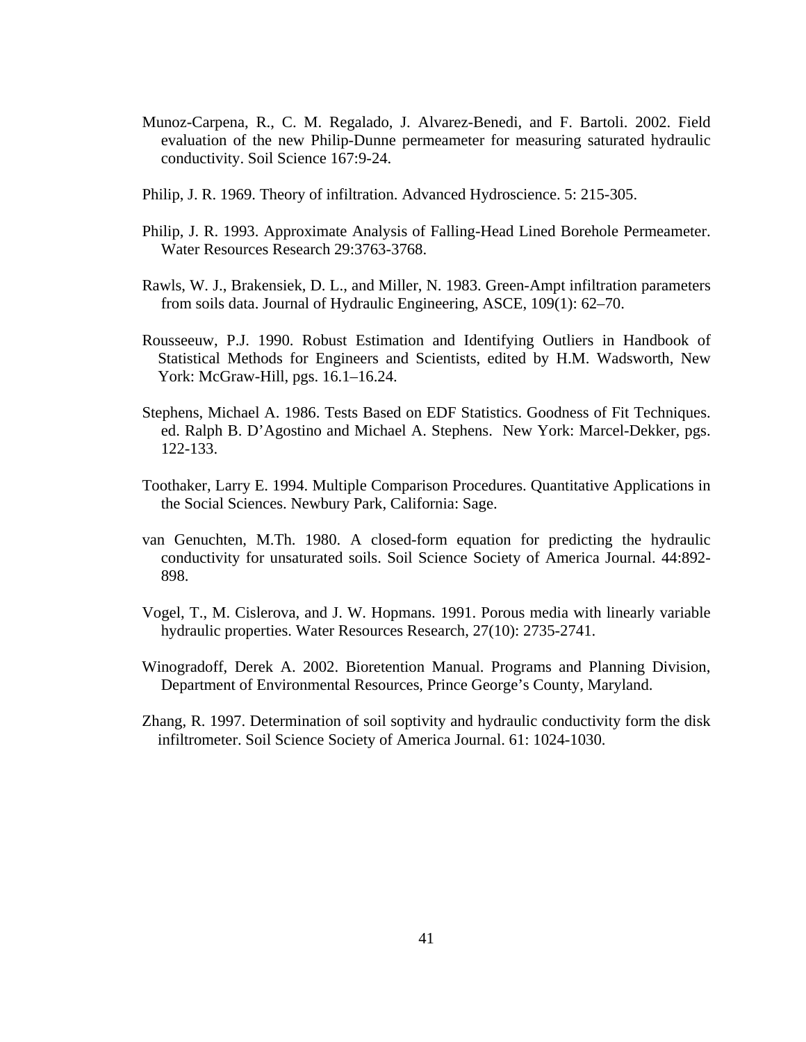Munoz-Carpena, R., C. M. Regalado, J. Alvarez-Benedi, and F. Bartoli. 2002. Field evaluation of the new Philip-Dunne permeameter for measuring saturated hydraulic conductivity. Soil Science 167:9-24.

Philip, J. R. 1969. Theory of infiltration. Advanced Hydroscience. 5: 215-305.

Philip, J. R. 1993. Approximate Analysis of Falling-Head Lined Borehole Permeameter. Water Resources Research 29:3763-3768.

Rawls, W. J., Brakensiek, D. L., and Miller, N. 1983. Green-Ampt infiltration parameters from soils data. Journal of Hydraulic Engineering, ASCE, 109(1): 62–70.

Rousseeuw, P.J. 1990. Robust Estimation and Identifying Outliers in Handbook of Statistical Methods for Engineers and Scientists, edited by H.M. Wadsworth, New York: McGraw-Hill, pgs. 16.1–16.24.

Stephens, Michael A. 1986. Tests Based on EDF Statistics. Goodness of Fit Techniques. ed. Ralph B. D'Agostino and Michael A. Stephens. New York: Marcel-Dekker, pgs. 122-133.

Toothaker, Larry E. 1994. Multiple Comparison Procedures. Quantitative Applications in the Social Sciences. Newbury Park, California: Sage.

van Genuchten, M.Th. 1980. A closed-form equation for predicting the hydraulic conductivity for unsaturated soils. Soil Science Society of America Journal. 44:892-898.

Vogel, T., M. Cislerova, and J. W. Hopmans. 1991. Porous media with linearly variable hydraulic properties. Water Resources Research, 27(10): 2735-2741.

Winogradoff, Derek A. 2002. Bioretention Manual. Programs and Planning Division, Department of Environmental Resources, Prince George's County, Maryland.

Zhang, R. 1997. Determination of soil soptivity and hydraulic conductivity form the disk infiltrometer. Soil Science Society of America Journal. 61: 1024-1030.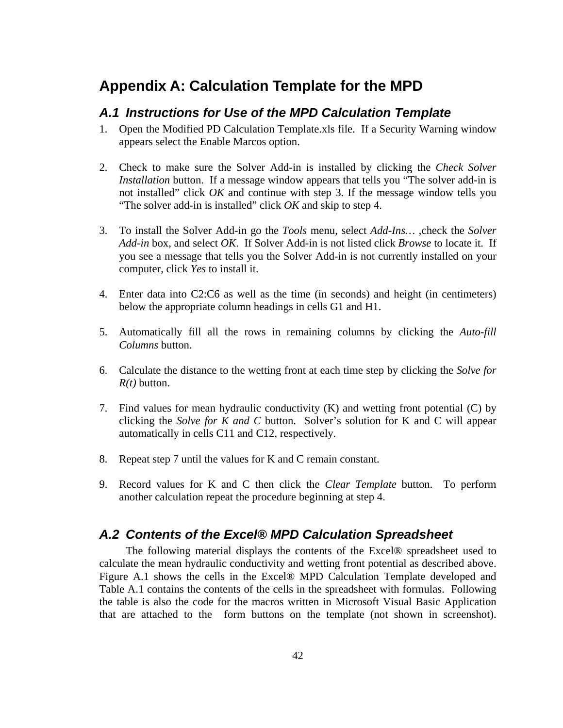# Appendix A: Calculation Template for the MPD

## *A.1 Instructions for Use of the MPD Calculation Template*

1. Open the Modified PD Calculation Template.xls file. If a Security Warning window appears select the Enable Marcos option.

2. Check to make sure the Solver Add-in is installed by clicking the *Check Solver Installation* button. If a message window appears that tells you "The solver add-in is not installed" click *OK* and continue with step 3. If the message window tells you "The solver add-in is installed" click *OK* and skip to step 4.

3. To install the Solver Add-in go the *Tools* menu, select *Add-Ins…* ,check the *Solver Add-in* box, and select *OK*. If Solver Add-in is not listed click *Browse* to locate it. If you see a message that tells you the Solver Add-in is not currently installed on your computer, click *Yes* to install it.

4. Enter data into C2:C6 as well as the time (in seconds) and height (in centimeters) below the appropriate column headings in cells G1 and H1.

5. Automatically fill all the rows in remaining columns by clicking the *Auto-fill Columns* button.

6. Calculate the distance to the wetting front at each time step by clicking the *Solve for R(t)* button.

7. Find values for mean hydraulic conductivity (K) and wetting front potential (C) by clicking the *Solve for K and C* button. Solver's solution for K and C will appear automatically in cells C11 and C12, respectively.

8. Repeat step 7 until the values for K and C remain constant.

9. Record values for K and C then click the *Clear Template* button. To perform another calculation repeat the procedure beginning at step 4.

## *A.2 Contents of the Excel® MPD Calculation Spreadsheet*

The following material displays the contents of the Excel® spreadsheet used to calculate the mean hydraulic conductivity and wetting front potential as described above. Figure A.1 shows the cells in the Excel® MPD Calculation Template developed and Table A.1 contains the contents of the cells in the spreadsheet with formulas. Following the table is also the code for the macros written in Microsoft Visual Basic Application that are attached to the form buttons on the template (not shown in screenshot).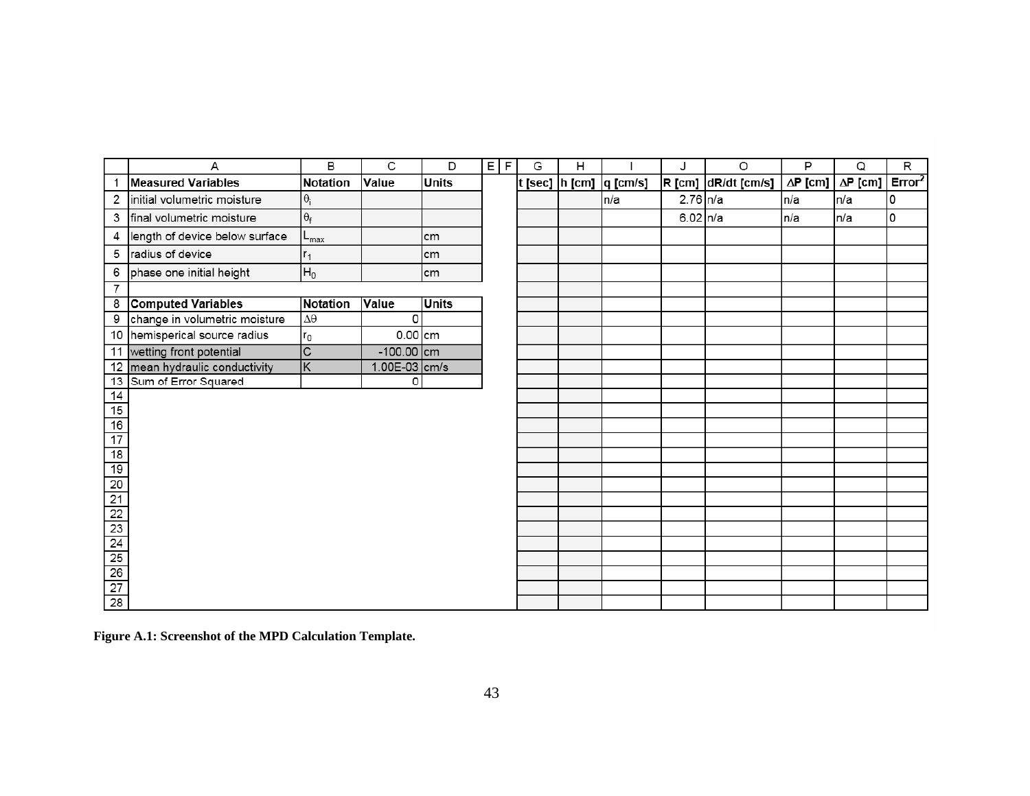| | A | B | C | D | E | F | G | H | I | J | O | P | Q | R |
|---|---|---|---|---|---|---|---|---|---|---|---|---|---|---|
| 1 | **Measured Variables** | **Notation** | **Value** | **Units** | | | t [sec] | h [cm] | q [cm/s] | R [cm] | dR/dt [cm/s] | ΔP [cm] | ΔP [cm] | $\text{Error}^2$ |
| 2 | initial volumetric moisture | $\theta_i$ | | | | | | | n/a | 2.76 | n/a | n/a | n/a | 0 |
| 3 | final volumetric moisture | $\theta_f$ | | | | | | | | 6.02 | n/a | n/a | n/a | 0 |
| 4 | length of device below surface | $L_{max}$ | | cm | | | | | | | | | | |
| 5 | radius of device | $r_1$ | | cm | | | | | | | | | | |
| 6 | phase one initial height | $H_0$ | | cm | | | | | | | | | | |
| 7 | | | | | | | | | | | | | | |
| 8 | **Computed Variables** | **Notation** | **Value** | **Units** | | | | | | | | | | |
| 9 | change in volumetric moisture | $\Delta\theta$ | 0 | | | | | | | | | | | |
| 10 | hemisperical source radius | $r_0$ | 0.00 | cm | | | | | | | | | | |
| 11 | wetting front potential | C | -100.00 | cm | | | | | | | | | | |
| 12 | mean hydraulic conductivity | K | 1.00E-03 | cm/s | | | | | | | | | | |
| 13 | Sum of Error Squared | | 0 | | | | | | | | | | | |
| 14 | | | | | | | | | | | | | | |
| 15 | | | | | | | | | | | | | | |
| 16 | | | | | | | | | | | | | | |
| 17 | | | | | | | | | | | | | | |
| 18 | | | | | | | | | | | | | | |
| 19 | | | | | | | | | | | | | | |
| 20 | | | | | | | | | | | | | | |
| 21 | | | | | | | | | | | | | | |
| 22 | | | | | | | | | | | | | | |
| 23 | | | | | | | | | | | | | | |
| 24 | | | | | | | | | | | | | | |
| 25 | | | | | | | | | | | | | | |
| 26 | | | | | | | | | | | | | | |
| 27 | | | | | | | | | | | | | | |
| 28 | | | | | | | | | | | | | | |

**Figure A.1: Screenshot of the MPD Calculation Template.**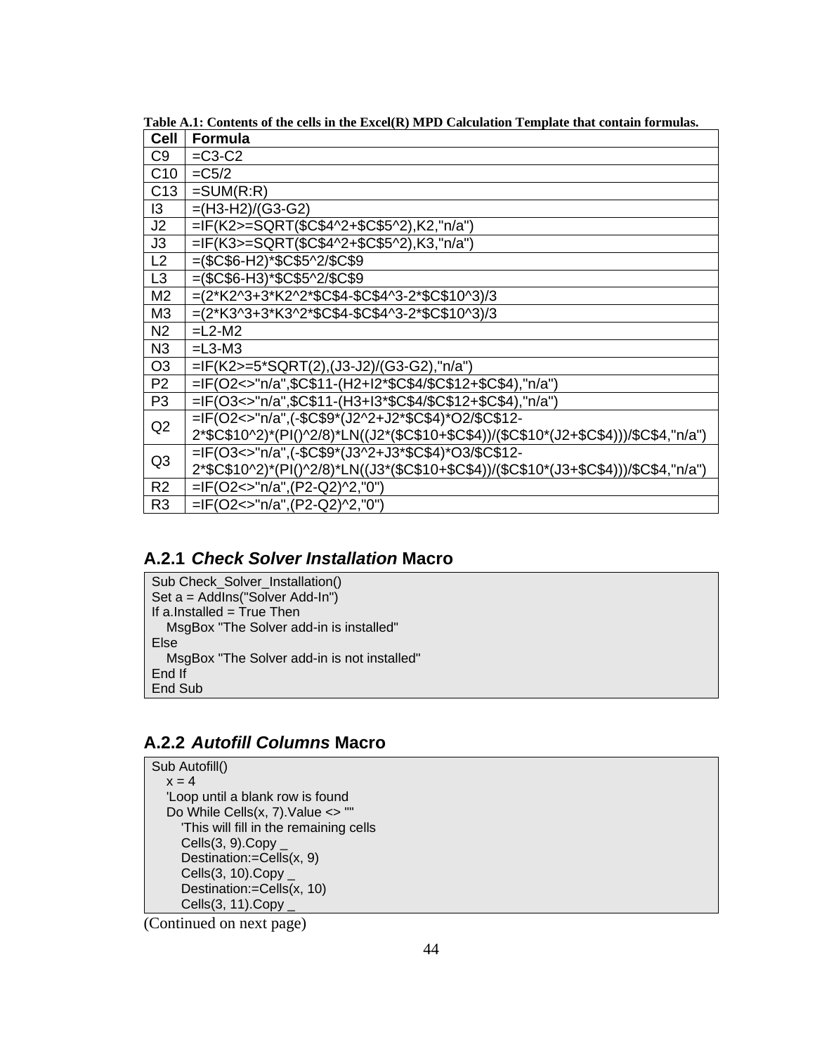**Table A.1: Contents of the cells in the Excel(R) MPD Calculation Template that contain formulas.**

| Cell | Formula |
|---|---|
| C9 | =C3-C2 |
| C10 | =C5/2 |
| C13 | =SUM(R:R) |
| I3 | =(H3-H2)/(G3-G2) |
| J2 | =IF(K2>=SQRT($C$4^2+$C$5^2),K2,"n/a") |
| J3 | =IF(K3>=SQRT($C$4^2+$C$5^2),K3,"n/a") |
| L2 | =($C$6-H2)*$C$5^2/$C$9 |
| L3 | =($C$6-H3)*$C$5^2/$C$9 |
| M2 | =(2*K2^3+3*K2^2*$C$4-$C$4^3-2*$C$10^3)/3 |
| M3 | =(2*K3^3+3*K3^2*$C$4-$C$4^3-2*$C$10^3)/3 |
| N2 | =L2-M2 |
| N3 | =L3-M3 |
| O3 | =IF(K2>=5*SQRT(2),(J3-J2)/(G3-G2),"n/a") |
| P2 | =IF(O2<>"n/a",$C$11-(H2+I2*$C$4/$C$12+$C$4),"n/a") |
| P3 | =IF(O3<>"n/a",$C$11-(H3+I3*$C$4/$C$12+$C$4),"n/a") |
| Q2 | =IF(O2<>"n/a",(-$C$9*(J2^2+J2*$C$4)*O2/$C$12-2*$C$10^2)*(PI()^2/8)*LN((J2*($C$10+$C$4))/($C$10*(J2+$C$4)))/$C$4,"n/a") |
| Q3 | =IF(O3<>"n/a",(-$C$9*(J3^2+J3*$C$4)*O3/$C$12-2*$C$10^2)*(PI()^2/8)*LN((J3*($C$10+$C$4))/($C$10*(J3+$C$4)))/$C$4,"n/a") |
| R2 | =IF(O2<>"n/a",(P2-Q2)^2,"0") |
| R3 | =IF(O2<>"n/a",(P2-Q2)^2,"0") |

### A.2.1 *Check Solver Installation* Macro

```
Sub Check_Solver_Installation()
Set a = AddIns("Solver Add-In")
If a.Installed = True Then
    MsgBox "The Solver add-in is installed"
Else
    MsgBox "The Solver add-in is not installed"
End If
End Sub
```

### A.2.2 *Autofill Columns* Macro

```
Sub Autofill()
    x = 4
    'Loop until a blank row is found
    Do While Cells(x, 7).Value <> ""
        'This will fill in the remaining cells
        Cells(3, 9).Copy _
        Destination:=Cells(x, 9)
        Cells(3, 10).Copy _
        Destination:=Cells(x, 10)
        Cells(3, 11).Copy _
```

(Continued on next page)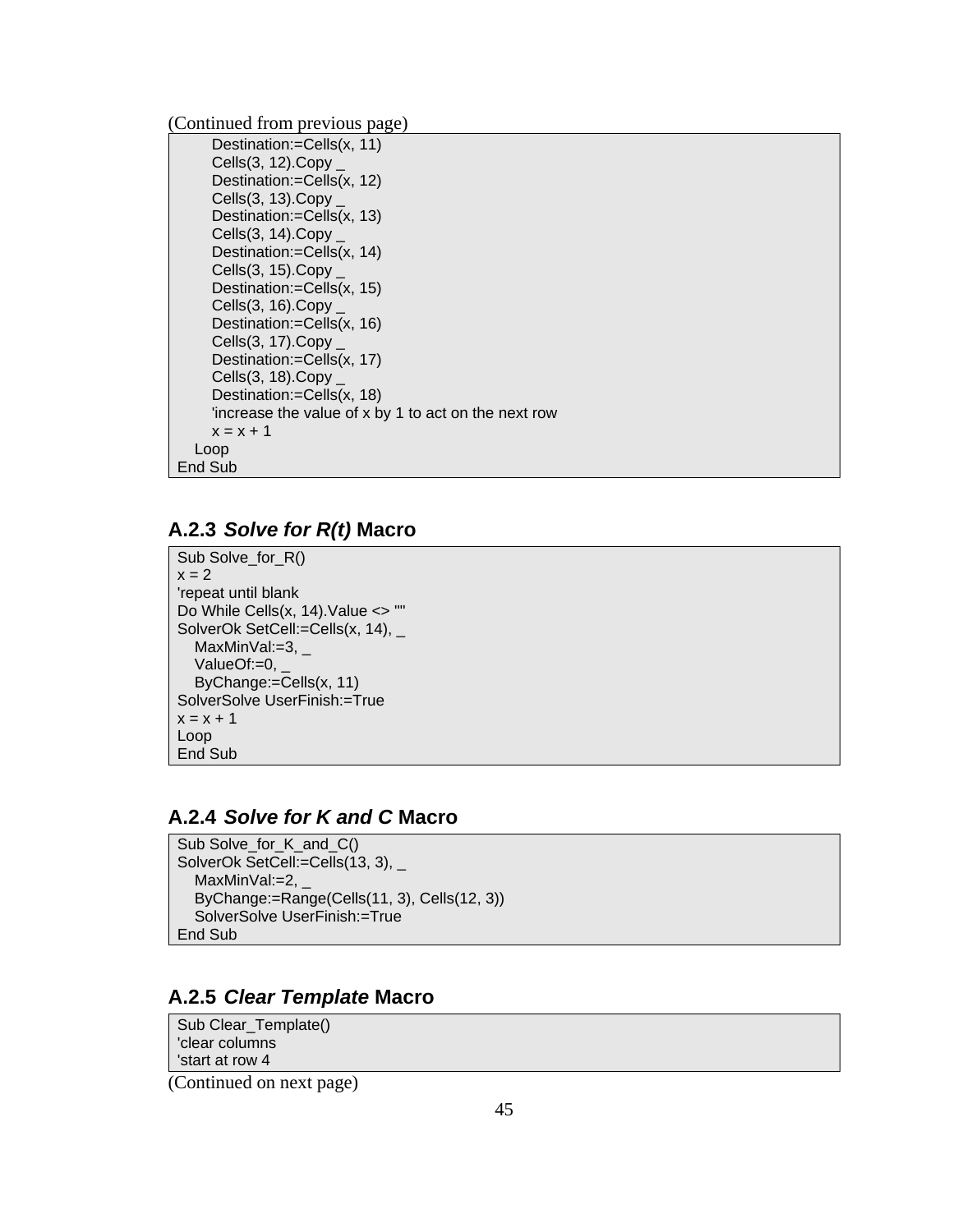(Continued from previous page)

```
      Destination:=Cells(x, 11)
      Cells(3, 12).Copy _
      Destination:=Cells(x, 12)
      Cells(3, 13).Copy _
      Destination:=Cells(x, 13)
      Cells(3, 14).Copy _
      Destination:=Cells(x, 14)
      Cells(3, 15).Copy _
      Destination:=Cells(x, 15)
      Cells(3, 16).Copy _
      Destination:=Cells(x, 16)
      Cells(3, 17).Copy _
      Destination:=Cells(x, 17)
      Cells(3, 18).Copy _
      Destination:=Cells(x, 18)
      'increase the value of x by 1 to act on the next row
      x = x + 1
   Loop
End Sub
```

### A.2.3 *Solve for R(t)* Macro

```
Sub Solve_for_R()
x = 2
'repeat until blank
Do While Cells(x, 14).Value <> ""
SolverOk SetCell:=Cells(x, 14), _
   MaxMinVal:=3, _
   ValueOf:=0, _
   ByChange:=Cells(x, 11)
SolverSolve UserFinish:=True
x = x + 1
Loop
End Sub
```

### A.2.4 *Solve for K and C* Macro

```
Sub Solve_for_K_and_C()
SolverOk SetCell:=Cells(13, 3), _
   MaxMinVal:=2, _
   ByChange:=Range(Cells(11, 3), Cells(12, 3))
   SolverSolve UserFinish:=True
End Sub
```

### A.2.5 *Clear Template* Macro

```
Sub Clear_Template()
'clear columns
'start at row 4
```

(Continued on next page)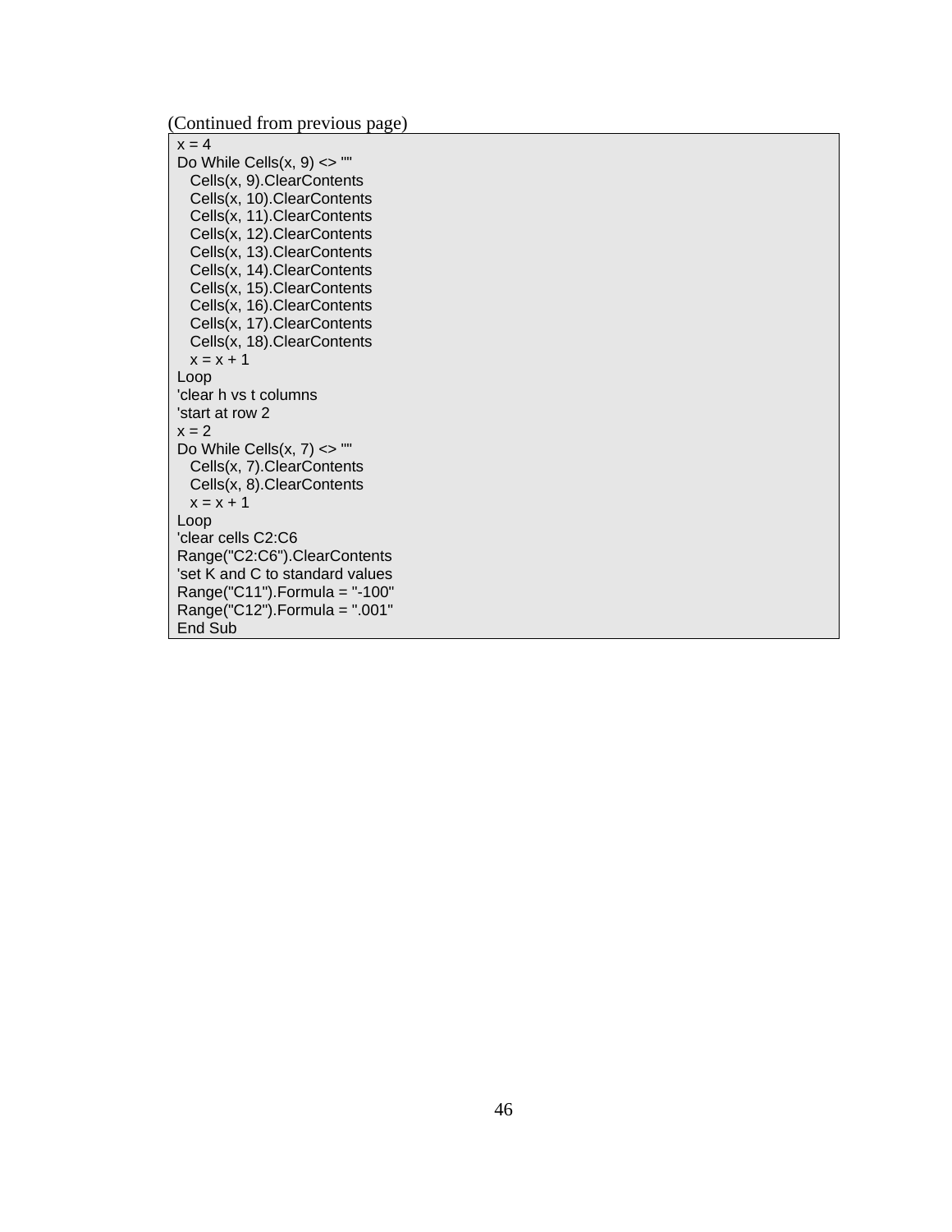(Continued from previous page)

```
x = 4
Do While Cells(x, 9) <> ""
   Cells(x, 9).ClearContents
   Cells(x, 10).ClearContents
   Cells(x, 11).ClearContents
   Cells(x, 12).ClearContents
   Cells(x, 13).ClearContents
   Cells(x, 14).ClearContents
   Cells(x, 15).ClearContents
   Cells(x, 16).ClearContents
   Cells(x, 17).ClearContents
   Cells(x, 18).ClearContents
   x = x + 1
Loop
'clear h vs t columns
'start at row 2
x = 2
Do While Cells(x, 7) <> ""
   Cells(x, 7).ClearContents
   Cells(x, 8).ClearContents
   x = x + 1
Loop
'clear cells C2:C6
Range("C2:C6").ClearContents
'set K and C to standard values
Range("C11").Formula = "-100"
Range("C12").Formula = ".001"
End Sub
```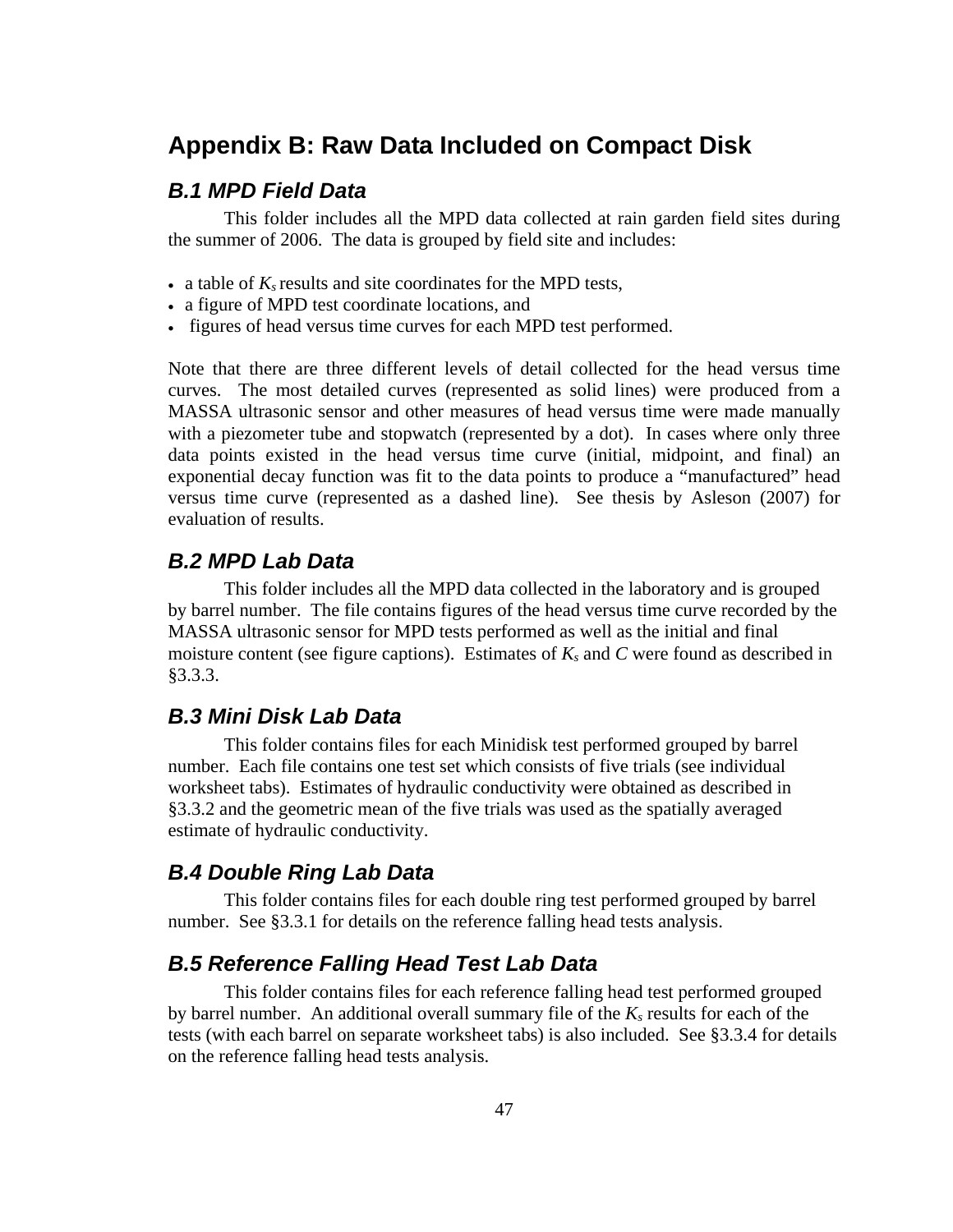# Appendix B: Raw Data Included on Compact Disk

## *B.1 MPD Field Data*

This folder includes all the MPD data collected at rain garden field sites during the summer of 2006. The data is grouped by field site and includes:

- a table of $K_s$ results and site coordinates for the MPD tests,
- a figure of MPD test coordinate locations, and
- figures of head versus time curves for each MPD test performed.

Note that there are three different levels of detail collected for the head versus time curves. The most detailed curves (represented as solid lines) were produced from a MASSA ultrasonic sensor and other measures of head versus time were made manually with a piezometer tube and stopwatch (represented by a dot). In cases where only three data points existed in the head versus time curve (initial, midpoint, and final) an exponential decay function was fit to the data points to produce a "manufactured" head versus time curve (represented as a dashed line). See thesis by Asleson (2007) for evaluation of results.

## *B.2 MPD Lab Data*

This folder includes all the MPD data collected in the laboratory and is grouped by barrel number. The file contains figures of the head versus time curve recorded by the MASSA ultrasonic sensor for MPD tests performed as well as the initial and final moisture content (see figure captions). Estimates of $K_s$ and $C$ were found as described in §3.3.3.

## *B.3 Mini Disk Lab Data*

This folder contains files for each Minidisk test performed grouped by barrel number. Each file contains one test set which consists of five trials (see individual worksheet tabs). Estimates of hydraulic conductivity were obtained as described in §3.3.2 and the geometric mean of the five trials was used as the spatially averaged estimate of hydraulic conductivity.

## *B.4 Double Ring Lab Data*

This folder contains files for each double ring test performed grouped by barrel number. See §3.3.1 for details on the reference falling head tests analysis.

## *B.5 Reference Falling Head Test Lab Data*

This folder contains files for each reference falling head test performed grouped by barrel number. An additional overall summary file of the $K_s$ results for each of the tests (with each barrel on separate worksheet tabs) is also included. See §3.3.4 for details on the reference falling head tests analysis.